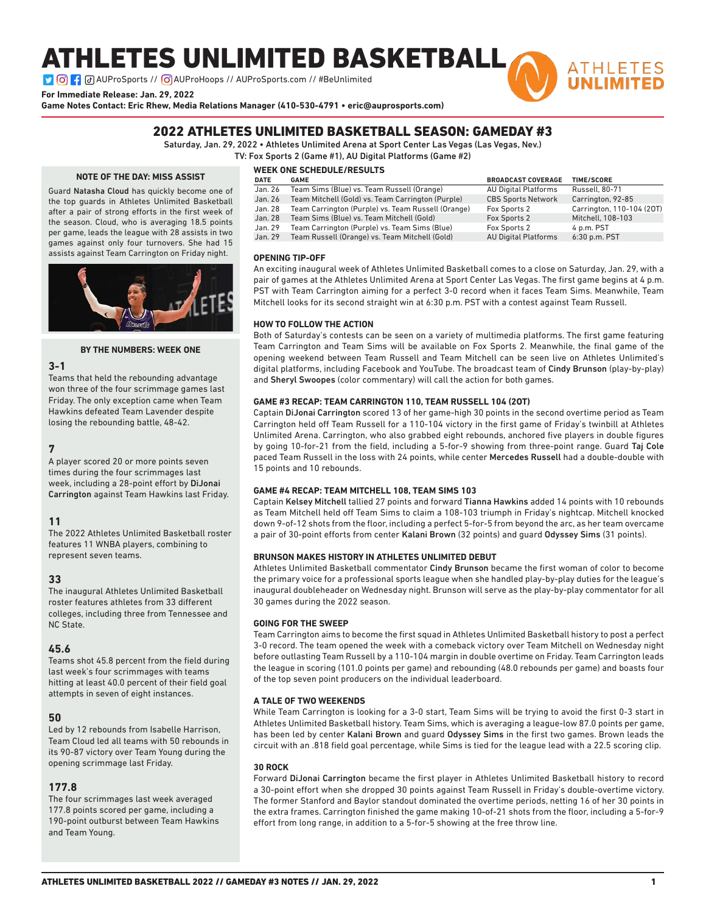# ATHLETES UNLIMITED BASKETBALL

AUProSports // AUProHoops // AUProSports.com // #BeUnlimited

**For Immediate Release: Jan. 29, 2022**
**Game Notes Contact: Eric Rhew, Media Relations Manager (410-530-4791 • eric@auprosports.com)**

## 2022 ATHLETES UNLIMITED BASKETBALL SEASON: GAMEDAY #3

Saturday, Jan. 29, 2022 • Athletes Unlimited Arena at Sport Center Las Vegas (Las Vegas, Nev.)
TV: Fox Sports 2 (Game #1), AU Digital Platforms (Game #2)

### NOTE OF THE DAY: MISS ASSIST

Guard **Natasha Cloud** has quickly become one of the top guards in Athletes Unlimited Basketball after a pair of strong efforts in the first week of the season. Cloud, who is averaging 18.5 points per game, leads the league with 28 assists in two games against only four turnovers. She had 15 assists against Team Carrington on Friday night.

### BY THE NUMBERS: WEEK ONE

**3-1**
Teams that held the rebounding advantage won three of the four scrimmage games last Friday. The only exception came when Team Hawkins defeated Team Lavender despite losing the rebounding battle, 48-42.

**7**
A player scored 20 or more points seven times during the four scrimmages last week, including a 28-point effort by **DiJonai Carrington** against Team Hawkins last Friday.

**11**
The 2022 Athletes Unlimited Basketball roster features 11 WNBA players, combining to represent seven teams.

**33**
The inaugural Athletes Unlimited Basketball roster features athletes from 33 different colleges, including three from Tennessee and NC State.

**45.6**
Teams shot 45.8 percent from the field during last week's four scrimmages with teams hitting at least 40.0 percent of their field goal attempts in seven of eight instances.

**50**
Led by 12 rebounds from Isabelle Harrison, Team Cloud led all teams with 50 rebounds in its 90-87 victory over Team Young during the opening scrimmage last Friday.

**177.8**
The four scrimmages last week averaged 177.8 points scored per game, including a 190-point outburst between Team Hawkins and Team Young.

### WEEK ONE SCHEDULE/RESULTS

| DATE | GAME | BROADCAST COVERAGE | TIME/SCORE |
|---|---|---|---|
| Jan. 26 | Team Sims (Blue) vs. Team Russell (Orange) | AU Digital Platforms | Russell, 80-71 |
| Jan. 26 | Team Mitchell (Gold) vs. Team Carrington (Purple) | CBS Sports Network | Carrington, 92-85 |
| Jan. 28 | Team Carrington (Purple) vs. Team Russell (Orange) | Fox Sports 2 | Carrington, 110-104 (2OT) |
| Jan. 28 | Team Sims (Blue) vs. Team Mitchell (Gold) | Fox Sports 2 | Mitchell, 108-103 |
| Jan. 29 | Team Carrington (Purple) vs. Team Sims (Blue) | Fox Sports 2 | 4 p.m. PST |
| Jan. 29 | Team Russell (Orange) vs. Team Mitchell (Gold) | AU Digital Platforms | 6:30 p.m. PST |

### OPENING TIP-OFF

An exciting inaugural week of Athletes Unlimited Basketball comes to a close on Saturday, Jan. 29, with a pair of games at the Athletes Unlimited Arena at Sport Center Las Vegas. The first game begins at 4 p.m. PST with Team Carrington aiming for a perfect 3-0 record when it faces Team Sims. Meanwhile, Team Mitchell looks for its second straight win at 6:30 p.m. PST with a contest against Team Russell.

### HOW TO FOLLOW THE ACTION

Both of Saturday's contests can be seen on a variety of multimedia platforms. The first game featuring Team Carrington and Team Sims will be available on Fox Sports 2. Meanwhile, the final game of the opening weekend between Team Russell and Team Mitchell can be seen live on Athletes Unlimited's digital platforms, including Facebook and YouTube. The broadcast team of **Cindy Brunson** (play-by-play) and **Sheryl Swoopes** (color commentary) will call the action for both games.

### GAME #3 RECAP: TEAM CARRINGTON 110, TEAM RUSSELL 104 (2OT)

Captain **DiJonai Carrington** scored 13 of her game-high 30 points in the second overtime period as Team Carrington held off Team Russell for a 110-104 victory in the first game of Friday's twinbill at Athletes Unlimited Arena. Carrington, who also grabbed eight rebounds, anchored five players in double figures by going 10-for-21 from the field, including a 5-for-9 showing from three-point range. Guard **Taj Cole** paced Team Russell in the loss with 24 points, while center **Mercedes Russell** had a double-double with 15 points and 10 rebounds.

### GAME #4 RECAP: TEAM MITCHELL 108, TEAM SIMS 103

Captain **Kelsey Mitchell** tallied 27 points and forward **Tianna Hawkins** added 14 points with 10 rebounds as Team Mitchell held off Team Sims to claim a 108-103 triumph in Friday's nightcap. Mitchell knocked down 9-of-12 shots from the floor, including a perfect 5-for-5 from beyond the arc, as her team overcame a pair of 30-point efforts from center **Kalani Brown** (32 points) and guard **Odyssey Sims** (31 points).

### BRUNSON MAKES HISTORY IN ATHLETES UNLIMITED DEBUT

Athletes Unlimited Basketball commentator **Cindy Brunson** became the first woman of color to become the primary voice for a professional sports league when she handled play-by-play duties for the league's inaugural doubleheader on Wednesday night. Brunson will serve as the play-by-play commentator for all 30 games during the 2022 season.

### GOING FOR THE SWEEP

Team Carrington aims to become the first squad in Athletes Unlimited Basketball history to post a perfect 3-0 record. The team opened the week with a comeback victory over Team Mitchell on Wednesday night before outlasting Team Russell by a 110-104 margin in double overtime on Friday. Team Carrington leads the league in scoring (101.0 points per game) and rebounding (48.0 rebounds per game) and boasts four of the top seven point producers on the individual leaderboard.

### A TALE OF TWO WEEKENDS

While Team Carrington is looking for a 3-0 start, Team Sims will be trying to avoid the first 0-3 start in Athletes Unlimited Basketball history. Team Sims, which is averaging a league-low 87.0 points per game, has been led by center **Kalani Brown** and guard **Odyssey Sims** in the first two games. Brown leads the circuit with an .818 field goal percentage, while Sims is tied for the league lead with a 22.5 scoring clip.

### 30 ROCK

Forward **DiJonai Carrington** became the first player in Athletes Unlimited Basketball history to record a 30-point effort when she dropped 30 points against Team Russell in Friday's double-overtime victory. The former Stanford and Baylor standout dominated the overtime periods, netting 16 of her 30 points in the extra frames. Carrington finished the game making 10-of-21 shots from the floor, including a 5-for-9 effort from long range, in addition to a 5-for-5 showing at the free throw line.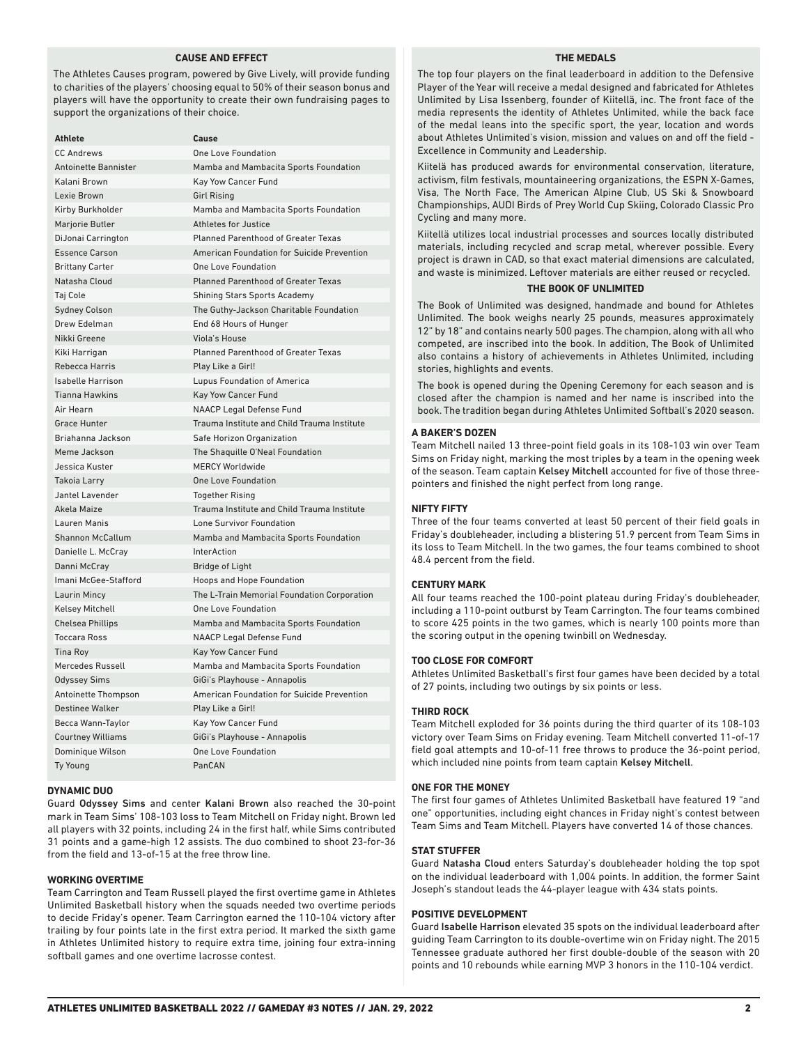## CAUSE AND EFFECT

The Athletes Causes program, powered by Give Lively, will provide funding to charities of the players' choosing equal to 50% of their season bonus and players will have the opportunity to create their own fundraising pages to support the organizations of their choice.

| Athlete | Cause |
|---|---|
| CC Andrews | One Love Foundation |
| Antoinette Bannister | Mamba and Mambacita Sports Foundation |
| Kalani Brown | Kay Yow Cancer Fund |
| Lexie Brown | Girl Rising |
| Kirby Burkholder | Mamba and Mambacita Sports Foundation |
| Marjorie Butler | Athletes for Justice |
| DiJonai Carrington | Planned Parenthood of Greater Texas |
| Essence Carson | American Foundation for Suicide Prevention |
| Brittany Carter | One Love Foundation |
| Natasha Cloud | Planned Parenthood of Greater Texas |
| Taj Cole | Shining Stars Sports Academy |
| Sydney Colson | The Guthy-Jackson Charitable Foundation |
| Drew Edelman | End 68 Hours of Hunger |
| Nikki Greene | Viola's House |
| Kiki Harrigan | Planned Parenthood of Greater Texas |
| Rebecca Harris | Play Like a Girl! |
| Isabelle Harrison | Lupus Foundation of America |
| Tianna Hawkins | Kay Yow Cancer Fund |
| Air Hearn | NAACP Legal Defense Fund |
| Grace Hunter | Trauma Institute and Child Trauma Institute |
| Briahanna Jackson | Safe Horizon Organization |
| Meme Jackson | The Shaquille O'Neal Foundation |
| Jessica Kuster | MERCY Worldwide |
| Takoia Larry | One Love Foundation |
| Jantel Lavender | Together Rising |
| Akela Maize | Trauma Institute and Child Trauma Institute |
| Lauren Manis | Lone Survivor Foundation |
| Shannon McCallum | Mamba and Mambacita Sports Foundation |
| Danielle L. McCray | InterAction |
| Danni McCray | Bridge of Light |
| Imani McGee-Stafford | Hoops and Hope Foundation |
| Laurin Mincy | The L-Train Memorial Foundation Corporation |
| Kelsey Mitchell | One Love Foundation |
| Chelsea Phillips | Mamba and Mambacita Sports Foundation |
| Toccara Ross | NAACP Legal Defense Fund |
| Tina Roy | Kay Yow Cancer Fund |
| Mercedes Russell | Mamba and Mambacita Sports Foundation |
| Odyssey Sims | GiGi's Playhouse - Annapolis |
| Antoinette Thompson | American Foundation for Suicide Prevention |
| Destinee Walker | Play Like a Girl! |
| Becca Wann-Taylor | Kay Yow Cancer Fund |
| Courtney Williams | GiGi's Playhouse - Annapolis |
| Dominique Wilson | One Love Foundation |
| Ty Young | PanCAN |

### DYNAMIC DUO

Guard **Odyssey Sims** and center **Kalani Brown** also reached the 30-point mark in Team Sims' 108-103 loss to Team Mitchell on Friday night. Brown led all players with 32 points, including 24 in the first half, while Sims contributed 31 points and a game-high 12 assists. The duo combined to shoot 23-for-36 from the field and 13-of-15 at the free throw line.

### WORKING OVERTIME

Team Carrington and Team Russell played the first overtime game in Athletes Unlimited Basketball history when the squads needed two overtime periods to decide Friday's opener. Team Carrington earned the 110-104 victory after trailing by four points late in the first extra period. It marked the sixth game in Athletes Unlimited history to require extra time, joining four extra-inning softball games and one overtime lacrosse contest.

## THE MEDALS

The top four players on the final leaderboard in addition to the Defensive Player of the Year will receive a medal designed and fabricated for Athletes Unlimited by Lisa Issenberg, founder of Kiitellä, inc. The front face of the media represents the identity of Athletes Unlimited, while the back face of the medal leans into the specific sport, the year, location and words about Athletes Unlimited's vision, mission and values on and off the field - Excellence in Community and Leadership.

Kiitelä has produced awards for environmental conservation, literature, activism, film festivals, mountaineering organizations, the ESPN X-Games, Visa, The North Face, The American Alpine Club, US Ski & Snowboard Championships, AUDI Birds of Prey World Cup Skiing, Colorado Classic Pro Cycling and many more.

Kiitellä utilizes local industrial processes and sources locally distributed materials, including recycled and scrap metal, wherever possible. Every project is drawn in CAD, so that exact material dimensions are calculated, and waste is minimized. Leftover materials are either reused or recycled.

## THE BOOK OF UNLIMITED

The Book of Unlimited was designed, handmade and bound for Athletes Unlimited. The book weighs nearly 25 pounds, measures approximately 12" by 18" and contains nearly 500 pages. The champion, along with all who competed, are inscribed into the book. In addition, The Book of Unlimited also contains a history of achievements in Athletes Unlimited, including stories, highlights and events.

The book is opened during the Opening Ceremony for each season and is closed after the champion is named and her name is inscribed into the book. The tradition began during Athletes Unlimited Softball's 2020 season.

### A BAKER'S DOZEN

Team Mitchell nailed 13 three-point field goals in its 108-103 win over Team Sims on Friday night, marking the most triples by a team in the opening week of the season. Team captain **Kelsey Mitchell** accounted for five of those three-pointers and finished the night perfect from long range.

### NIFTY FIFTY

Three of the four teams converted at least 50 percent of their field goals in Friday's doubleheader, including a blistering 51.9 percent from Team Sims in its loss to Team Mitchell. In the two games, the four teams combined to shoot 48.4 percent from the field.

### CENTURY MARK

All four teams reached the 100-point plateau during Friday's doubleheader, including a 110-point outburst by Team Carrington. The four teams combined to score 425 points in the two games, which is nearly 100 points more than the scoring output in the opening twinbill on Wednesday.

### TOO CLOSE FOR COMFORT

Athletes Unlimited Basketball's first four games have been decided by a total of 27 points, including two outings by six points or less.

### THIRD ROCK

Team Mitchell exploded for 36 points during the third quarter of its 108-103 victory over Team Sims on Friday evening. Team Mitchell converted 11-of-17 field goal attempts and 10-of-11 free throws to produce the 36-point period, which included nine points from team captain **Kelsey Mitchell**.

### ONE FOR THE MONEY

The first four games of Athletes Unlimited Basketball have featured 19 "and one" opportunities, including eight chances in Friday night's contest between Team Sims and Team Mitchell. Players have converted 14 of those chances.

### STAT STUFFER

Guard **Natasha Cloud** enters Saturday's doubleheader holding the top spot on the individual leaderboard with 1,004 points. In addition, the former Saint Joseph's standout leads the 44-player league with 434 stats points.

### POSITIVE DEVELOPMENT

Guard **Isabelle Harrison** elevated 35 spots on the individual leaderboard after guiding Team Carrington to its double-overtime win on Friday night. The 2015 Tennessee graduate authored her first double-double of the season with 20 points and 10 rebounds while earning MVP 3 honors in the 110-104 verdict.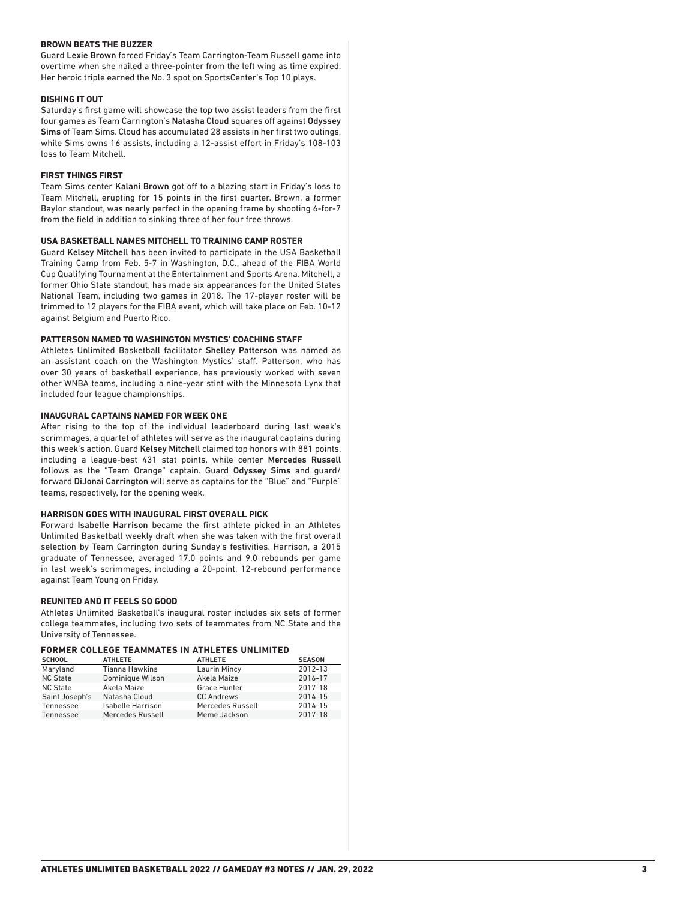### BROWN BEATS THE BUZZER

Guard **Lexie Brown** forced Friday's Team Carrington-Team Russell game into overtime when she nailed a three-pointer from the left wing as time expired. Her heroic triple earned the No. 3 spot on SportsCenter's Top 10 plays.

### DISHING IT OUT

Saturday's first game will showcase the top two assist leaders from the first four games as Team Carrington's **Natasha Cloud** squares off against **Odyssey Sims** of Team Sims. Cloud has accumulated 28 assists in her first two outings, while Sims owns 16 assists, including a 12-assist effort in Friday's 108-103 loss to Team Mitchell.

### FIRST THINGS FIRST

Team Sims center **Kalani Brown** got off to a blazing start in Friday's loss to Team Mitchell, erupting for 15 points in the first quarter. Brown, a former Baylor standout, was nearly perfect in the opening frame by shooting 6-for-7 from the field in addition to sinking three of her four free throws.

### USA BASKETBALL NAMES MITCHELL TO TRAINING CAMP ROSTER

Guard **Kelsey Mitchell** has been invited to participate in the USA Basketball Training Camp from Feb. 5-7 in Washington, D.C., ahead of the FIBA World Cup Qualifying Tournament at the Entertainment and Sports Arena. Mitchell, a former Ohio State standout, has made six appearances for the United States National Team, including two games in 2018. The 17-player roster will be trimmed to 12 players for the FIBA event, which will take place on Feb. 10-12 against Belgium and Puerto Rico.

### PATTERSON NAMED TO WASHINGTON MYSTICS' COACHING STAFF

Athletes Unlimited Basketball facilitator **Shelley Patterson** was named as an assistant coach on the Washington Mystics' staff. Patterson, who has over 30 years of basketball experience, has previously worked with seven other WNBA teams, including a nine-year stint with the Minnesota Lynx that included four league championships.

### INAUGURAL CAPTAINS NAMED FOR WEEK ONE

After rising to the top of the individual leaderboard during last week's scrimmages, a quartet of athletes will serve as the inaugural captains during this week's action. Guard **Kelsey Mitchell** claimed top honors with 881 points, including a league-best 431 stat points, while center **Mercedes Russell** follows as the "Team Orange" captain. Guard **Odyssey Sims** and guard/forward **DiJonai Carrington** will serve as captains for the "Blue" and "Purple" teams, respectively, for the opening week.

### HARRISON GOES WITH INAUGURAL FIRST OVERALL PICK

Forward **Isabelle Harrison** became the first athlete picked in an Athletes Unlimited Basketball weekly draft when she was taken with the first overall selection by Team Carrington during Sunday's festivities. Harrison, a 2015 graduate of Tennessee, averaged 17.0 points and 9.0 rebounds per game in last week's scrimmages, including a 20-point, 12-rebound performance against Team Young on Friday.

### REUNITED AND IT FEELS SO GOOD

Athletes Unlimited Basketball's inaugural roster includes six sets of former college teammates, including two sets of teammates from NC State and the University of Tennessee.

**FORMER COLLEGE TEAMMATES IN ATHLETES UNLIMITED**

| SCHOOL | ATHLETE | ATHLETE | SEASON |
|---|---|---|---|
| Maryland | Tianna Hawkins | Laurin Mincy | 2012-13 |
| NC State | Dominique Wilson | Akela Maize | 2016-17 |
| NC State | Akela Maize | Grace Hunter | 2017-18 |
| Saint Joseph's | Natasha Cloud | CC Andrews | 2014-15 |
| Tennessee | Isabelle Harrison | Mercedes Russell | 2014-15 |
| Tennessee | Mercedes Russell | Meme Jackson | 2017-18 |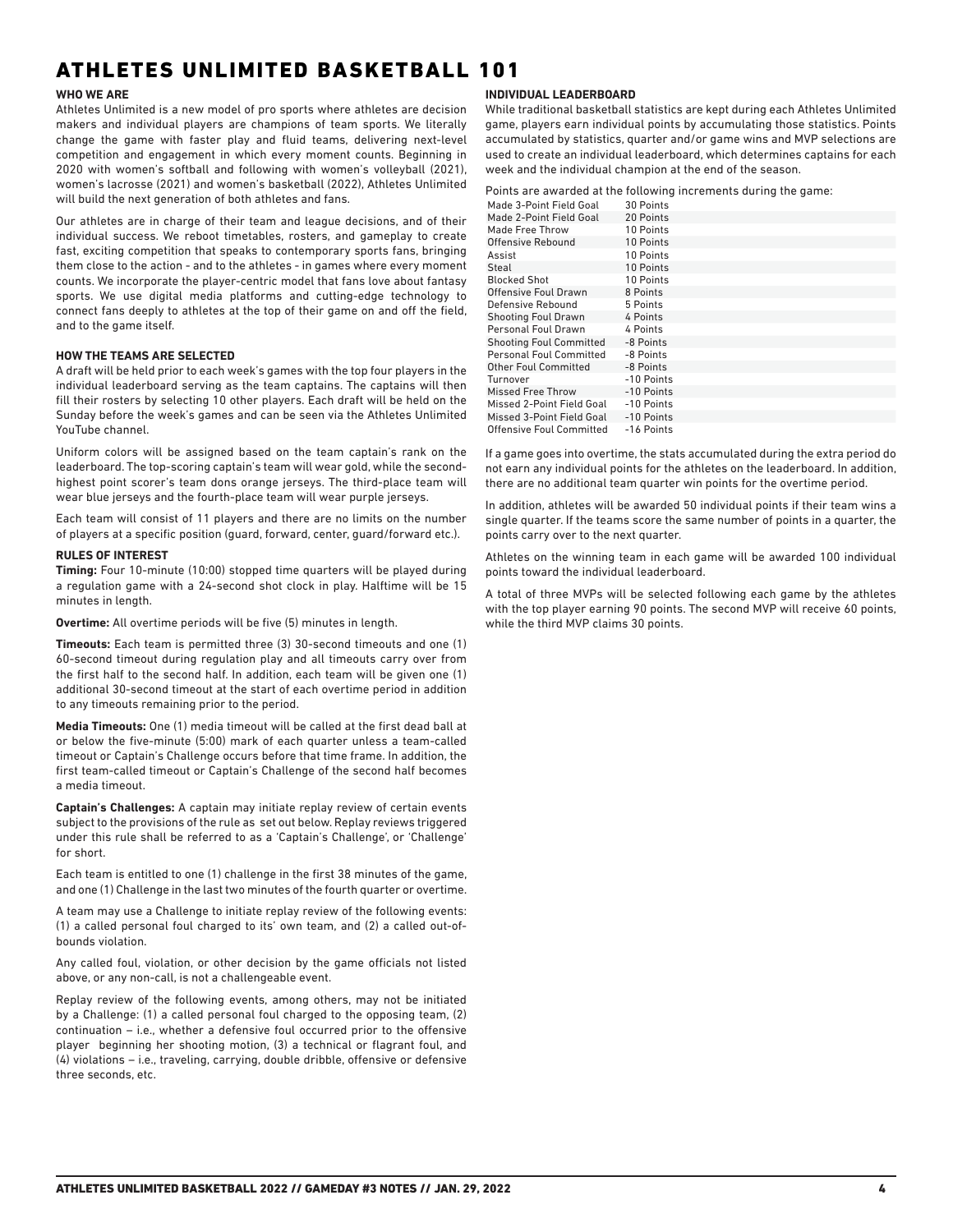# ATHLETES UNLIMITED BASKETBALL 101

### WHO WE ARE

Athletes Unlimited is a new model of pro sports where athletes are decision makers and individual players are champions of team sports. We literally change the game with faster play and fluid teams, delivering next-level competition and engagement in which every moment counts. Beginning in 2020 with women's softball and following with women's volleyball (2021), women's lacrosse (2021) and women's basketball (2022), Athletes Unlimited will build the next generation of both athletes and fans.

Our athletes are in charge of their team and league decisions, and of their individual success. We reboot timetables, rosters, and gameplay to create fast, exciting competition that speaks to contemporary sports fans, bringing them close to the action - and to the athletes - in games where every moment counts. We incorporate the player-centric model that fans love about fantasy sports. We use digital media platforms and cutting-edge technology to connect fans deeply to athletes at the top of their game on and off the field, and to the game itself.

### HOW THE TEAMS ARE SELECTED

A draft will be held prior to each week's games with the top four players in the individual leaderboard serving as the team captains. The captains will then fill their rosters by selecting 10 other players. Each draft will be held on the Sunday before the week's games and can be seen via the Athletes Unlimited YouTube channel.

Uniform colors will be assigned based on the team captain's rank on the leaderboard. The top-scoring captain's team will wear gold, while the second-highest point scorer's team dons orange jerseys. The third-place team will wear blue jerseys and the fourth-place team will wear purple jerseys.

Each team will consist of 11 players and there are no limits on the number of players at a specific position (guard, forward, center, guard/forward etc.).

### RULES OF INTEREST

**Timing:** Four 10-minute (10:00) stopped time quarters will be played during a regulation game with a 24-second shot clock in play. Halftime will be 15 minutes in length.

**Overtime:** All overtime periods will be five (5) minutes in length.

**Timeouts:** Each team is permitted three (3) 30-second timeouts and one (1) 60-second timeout during regulation play and all timeouts carry over from the first half to the second half. In addition, each team will be given one (1) additional 30-second timeout at the start of each overtime period in addition to any timeouts remaining prior to the period.

**Media Timeouts:** One (1) media timeout will be called at the first dead ball at or below the five-minute (5:00) mark of each quarter unless a team-called timeout or Captain's Challenge occurs before that time frame. In addition, the first team-called timeout or Captain's Challenge of the second half becomes a media timeout.

**Captain's Challenges:** A captain may initiate replay review of certain events subject to the provisions of the rule as set out below. Replay reviews triggered under this rule shall be referred to as a 'Captain's Challenge', or 'Challenge' for short.

Each team is entitled to one (1) challenge in the first 38 minutes of the game, and one (1) Challenge in the last two minutes of the fourth quarter or overtime.

A team may use a Challenge to initiate replay review of the following events: (1) a called personal foul charged to its' own team, and (2) a called out-of-bounds violation.

Any called foul, violation, or other decision by the game officials not listed above, or any non-call, is not a challengeable event.

Replay review of the following events, among others, may not be initiated by a Challenge: (1) a called personal foul charged to the opposing team, (2) continuation – i.e., whether a defensive foul occurred prior to the offensive player beginning her shooting motion, (3) a technical or flagrant foul, and (4) violations – i.e., traveling, carrying, double dribble, offensive or defensive three seconds, etc.

### INDIVIDUAL LEADERBOARD

While traditional basketball statistics are kept during each Athletes Unlimited game, players earn individual points by accumulating those statistics. Points accumulated by statistics, quarter and/or game wins and MVP selections are used to create an individual leaderboard, which determines captains for each week and the individual champion at the end of the season.

Points are awarded at the following increments during the game:

| Statistic | Points |
|---|---|
| Made 3-Point Field Goal | 30 Points |
| Made 2-Point Field Goal | 20 Points |
| Made Free Throw | 10 Points |
| Offensive Rebound | 10 Points |
| Assist | 10 Points |
| Steal | 10 Points |
| Blocked Shot | 10 Points |
| Offensive Foul Drawn | 8 Points |
| Defensive Rebound | 5 Points |
| Shooting Foul Drawn | 4 Points |
| Personal Foul Drawn | 4 Points |
| Shooting Foul Committed | -8 Points |
| Personal Foul Committed | -8 Points |
| Other Foul Committed | -8 Points |
| Turnover | -10 Points |
| Missed Free Throw | -10 Points |
| Missed 2-Point Field Goal | -10 Points |
| Missed 3-Point Field Goal | -10 Points |
| Offensive Foul Committed | -16 Points |

If a game goes into overtime, the stats accumulated during the extra period do not earn any individual points for the athletes on the leaderboard. In addition, there are no additional team quarter win points for the overtime period.

In addition, athletes will be awarded 50 individual points if their team wins a single quarter. If the teams score the same number of points in a quarter, the points carry over to the next quarter.

Athletes on the winning team in each game will be awarded 100 individual points toward the individual leaderboard.

A total of three MVPs will be selected following each game by the athletes with the top player earning 90 points. The second MVP will receive 60 points, while the third MVP claims 30 points.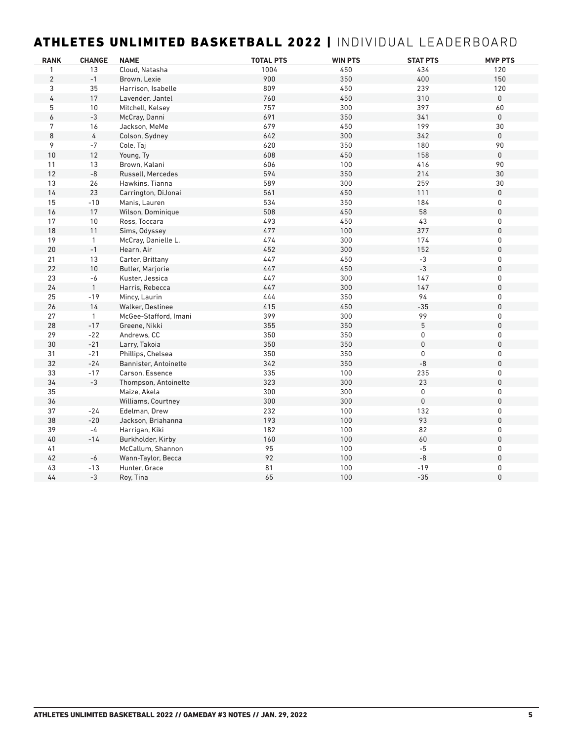## ATHLETES UNLIMITED BASKETBALL 2022 | INDIVIDUAL LEADERBOARD

| RANK | CHANGE | NAME | TOTAL PTS | WIN PTS | STAT PTS | MVP PTS |
|---|---|---|---|---|---|---|
| 1 | 13 | Cloud, Natasha | 1004 | 450 | 434 | 120 |
| 2 | -1 | Brown, Lexie | 900 | 350 | 400 | 150 |
| 3 | 35 | Harrison, Isabelle | 809 | 450 | 239 | 120 |
| 4 | 17 | Lavender, Jantel | 760 | 450 | 310 | 0 |
| 5 | 10 | Mitchell, Kelsey | 757 | 300 | 397 | 60 |
| 6 | -3 | McCray, Danni | 691 | 350 | 341 | 0 |
| 7 | 16 | Jackson, MeMe | 679 | 450 | 199 | 30 |
| 8 | 4 | Colson, Sydney | 642 | 300 | 342 | 0 |
| 9 | -7 | Cole, Taj | 620 | 350 | 180 | 90 |
| 10 | 12 | Young, Ty | 608 | 450 | 158 | 0 |
| 11 | 13 | Brown, Kalani | 606 | 100 | 416 | 90 |
| 12 | -8 | Russell, Mercedes | 594 | 350 | 214 | 30 |
| 13 | 26 | Hawkins, Tianna | 589 | 300 | 259 | 30 |
| 14 | 23 | Carrington, DiJonai | 561 | 450 | 111 | 0 |
| 15 | -10 | Manis, Lauren | 534 | 350 | 184 | 0 |
| 16 | 17 | Wilson, Dominique | 508 | 450 | 58 | 0 |
| 17 | 10 | Ross, Toccara | 493 | 450 | 43 | 0 |
| 18 | 11 | Sims, Odyssey | 477 | 100 | 377 | 0 |
| 19 | 1 | McCray, Danielle L. | 474 | 300 | 174 | 0 |
| 20 | -1 | Hearn, Air | 452 | 300 | 152 | 0 |
| 21 | 13 | Carter, Brittany | 447 | 450 | -3 | 0 |
| 22 | 10 | Butler, Marjorie | 447 | 450 | -3 | 0 |
| 23 | -6 | Kuster, Jessica | 447 | 300 | 147 | 0 |
| 24 | 1 | Harris, Rebecca | 447 | 300 | 147 | 0 |
| 25 | -19 | Mincy, Laurin | 444 | 350 | 94 | 0 |
| 26 | 14 | Walker, Destinee | 415 | 450 | -35 | 0 |
| 27 | 1 | McGee-Stafford, Imani | 399 | 300 | 99 | 0 |
| 28 | -17 | Greene, Nikki | 355 | 350 | 5 | 0 |
| 29 | -22 | Andrews, CC | 350 | 350 | 0 | 0 |
| 30 | -21 | Larry, Takoia | 350 | 350 | 0 | 0 |
| 31 | -21 | Phillips, Chelsea | 350 | 350 | 0 | 0 |
| 32 | -24 | Bannister, Antoinette | 342 | 350 | -8 | 0 |
| 33 | -17 | Carson, Essence | 335 | 100 | 235 | 0 |
| 34 | -3 | Thompson, Antoinette | 323 | 300 | 23 | 0 |
| 35 | | Maize, Akela | 300 | 300 | 0 | 0 |
| 36 | | Williams, Courtney | 300 | 300 | 0 | 0 |
| 37 | -24 | Edelman, Drew | 232 | 100 | 132 | 0 |
| 38 | -20 | Jackson, Briahanna | 193 | 100 | 93 | 0 |
| 39 | -4 | Harrigan, Kiki | 182 | 100 | 82 | 0 |
| 40 | -14 | Burkholder, Kirby | 160 | 100 | 60 | 0 |
| 41 | | McCallum, Shannon | 95 | 100 | -5 | 0 |
| 42 | -6 | Wann-Taylor, Becca | 92 | 100 | -8 | 0 |
| 43 | -13 | Hunter, Grace | 81 | 100 | -19 | 0 |
| 44 | -3 | Roy, Tina | 65 | 100 | -35 | 0 |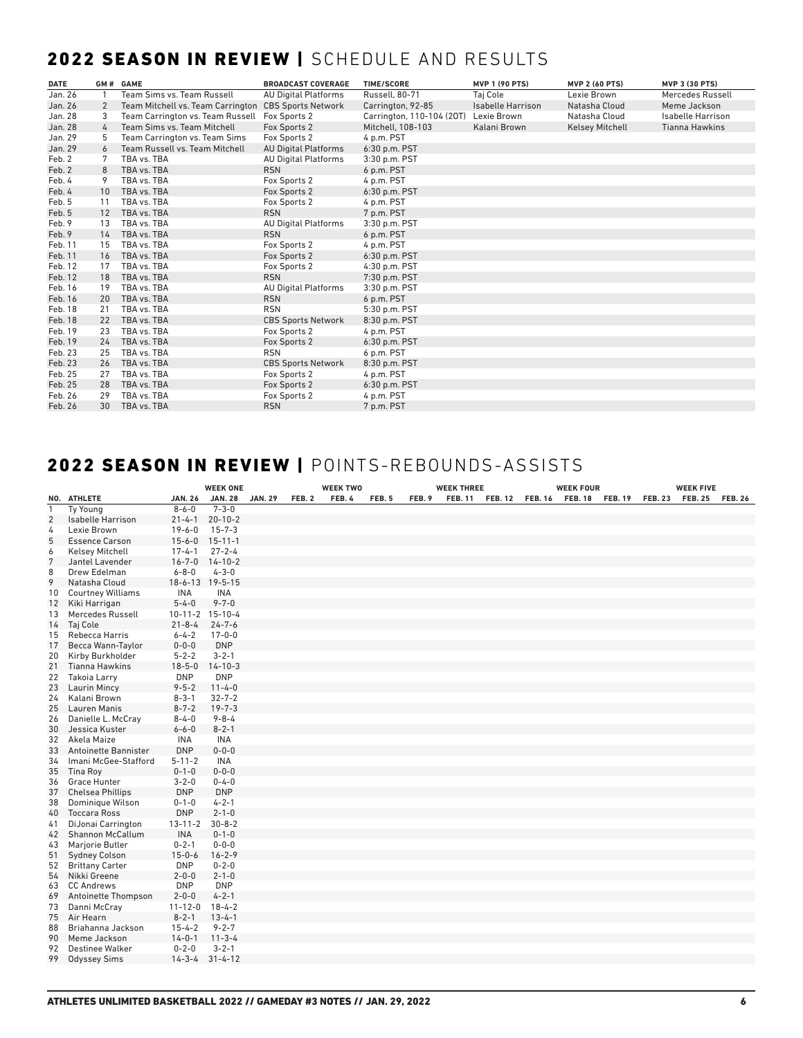## 2022 SEASON IN REVIEW | SCHEDULE AND RESULTS

| DATE | GM # | GAME | BROADCAST COVERAGE | TIME/SCORE | MVP 1 (90 PTS) | MVP 2 (60 PTS) | MVP 3 (30 PTS) |
|---|---|---|---|---|---|---|---|
| Jan. 26 | 1 | Team Sims vs. Team Russell | AU Digital Platforms | Russell, 80-71 | Taj Cole | Lexie Brown | Mercedes Russell |
| Jan. 26 | 2 | Team Mitchell vs. Team Carrington | CBS Sports Network | Carrington, 92-85 | Isabelle Harrison | Natasha Cloud | Meme Jackson |
| Jan. 28 | 3 | Team Carrington vs. Team Russell | Fox Sports 2 | Carrington, 110-104 (2OT) | Lexie Brown | Natasha Cloud | Isabelle Harrison |
| Jan. 28 | 4 | Team Sims vs. Team Mitchell | Fox Sports 2 | Mitchell, 108-103 | Kalani Brown | Kelsey Mitchell | Tianna Hawkins |
| Jan. 29 | 5 | Team Carrington vs. Team Sims | Fox Sports 2 | 4 p.m. PST | | | |
| Jan. 29 | 6 | Team Russell vs. Team Mitchell | AU Digital Platforms | 6:30 p.m. PST | | | |
| Feb. 2 | 7 | TBA vs. TBA | AU Digital Platforms | 3:30 p.m. PST | | | |
| Feb. 2 | 8 | TBA vs. TBA | RSN | 6 p.m. PST | | | |
| Feb. 4 | 9 | TBA vs. TBA | Fox Sports 2 | 4 p.m. PST | | | |
| Feb. 4 | 10 | TBA vs. TBA | Fox Sports 2 | 6:30 p.m. PST | | | |
| Feb. 5 | 11 | TBA vs. TBA | Fox Sports 2 | 4 p.m. PST | | | |
| Feb. 5 | 12 | TBA vs. TBA | RSN | 7 p.m. PST | | | |
| Feb. 9 | 13 | TBA vs. TBA | AU Digital Platforms | 3:30 p.m. PST | | | |
| Feb. 9 | 14 | TBA vs. TBA | RSN | 6 p.m. PST | | | |
| Feb. 11 | 15 | TBA vs. TBA | Fox Sports 2 | 4 p.m. PST | | | |
| Feb. 11 | 16 | TBA vs. TBA | Fox Sports 2 | 6:30 p.m. PST | | | |
| Feb. 12 | 17 | TBA vs. TBA | Fox Sports 2 | 4:30 p.m. PST | | | |
| Feb. 12 | 18 | TBA vs. TBA | RSN | 7:30 p.m. PST | | | |
| Feb. 16 | 19 | TBA vs. TBA | AU Digital Platforms | 3:30 p.m. PST | | | |
| Feb. 16 | 20 | TBA vs. TBA | RSN | 6 p.m. PST | | | |
| Feb. 18 | 21 | TBA vs. TBA | RSN | 5:30 p.m. PST | | | |
| Feb. 18 | 22 | TBA vs. TBA | CBS Sports Network | 8:30 p.m. PST | | | |
| Feb. 19 | 23 | TBA vs. TBA | Fox Sports 2 | 4 p.m. PST | | | |
| Feb. 19 | 24 | TBA vs. TBA | Fox Sports 2 | 6:30 p.m. PST | | | |
| Feb. 23 | 25 | TBA vs. TBA | RSN | 6 p.m. PST | | | |
| Feb. 23 | 26 | TBA vs. TBA | CBS Sports Network | 8:30 p.m. PST | | | |
| Feb. 25 | 27 | TBA vs. TBA | Fox Sports 2 | 4 p.m. PST | | | |
| Feb. 25 | 28 | TBA vs. TBA | Fox Sports 2 | 6:30 p.m. PST | | | |
| Feb. 26 | 29 | TBA vs. TBA | Fox Sports 2 | 4 p.m. PST | | | |
| Feb. 26 | 30 | TBA vs. TBA | RSN | 7 p.m. PST | | | |

## 2022 SEASON IN REVIEW | POINTS-REBOUNDS-ASSISTS

| | | WEEK ONE | | | WEEK TWO | | | WEEK THREE | | | WEEK FOUR | | | WEEK FIVE | | |
|---|---|---|---|---|---|---|---|---|---|---|---|---|---|---|---|---|
| NO. | ATHLETE | JAN. 26 | JAN. 28 | JAN. 29 | FEB. 2 | FEB. 4 | FEB. 5 | FEB. 9 | FEB. 11 | FEB. 12 | FEB. 16 | FEB. 18 | FEB. 19 | FEB. 23 | FEB. 25 | FEB. 26 |
| 1 | Ty Young | 8-6-0 | 7-3-0 | | | | | | | | | | | | | |
| 2 | Isabelle Harrison | 21-4-1 | 20-10-2 | | | | | | | | | | | | | |
| 4 | Lexie Brown | 19-6-0 | 15-7-3 | | | | | | | | | | | | | |
| 5 | Essence Carson | 15-6-0 | 15-11-1 | | | | | | | | | | | | | |
| 6 | Kelsey Mitchell | 17-4-1 | 27-2-4 | | | | | | | | | | | | | |
| 7 | Jantel Lavender | 16-7-0 | 14-10-2 | | | | | | | | | | | | | |
| 8 | Drew Edelman | 6-8-0 | 4-3-0 | | | | | | | | | | | | | |
| 9 | Natasha Cloud | 18-6-13 | 19-5-15 | | | | | | | | | | | | | |
| 10 | Courtney Williams | INA | INA | | | | | | | | | | | | | |
| 12 | Kiki Harrigan | 5-4-0 | 9-7-0 | | | | | | | | | | | | | |
| 13 | Mercedes Russell | 10-11-2 | 15-10-4 | | | | | | | | | | | | | |
| 14 | Taj Cole | 21-8-4 | 24-7-6 | | | | | | | | | | | | | |
| 15 | Rebecca Harris | 6-4-2 | 17-0-0 | | | | | | | | | | | | | |
| 17 | Becca Wann-Taylor | 0-0-0 | DNP | | | | | | | | | | | | | |
| 20 | Kirby Burkholder | 5-2-2 | 3-2-1 | | | | | | | | | | | | | |
| 21 | Tianna Hawkins | 18-5-0 | 14-10-3 | | | | | | | | | | | | | |
| 22 | Takoia Larry | DNP | DNP | | | | | | | | | | | | | |
| 23 | Laurin Mincy | 9-5-2 | 11-4-0 | | | | | | | | | | | | | |
| 24 | Kalani Brown | 8-3-1 | 32-7-2 | | | | | | | | | | | | | |
| 25 | Lauren Manis | 8-7-2 | 19-7-3 | | | | | | | | | | | | | |
| 26 | Danielle L. McCray | 8-4-0 | 9-8-4 | | | | | | | | | | | | | |
| 30 | Jessica Kuster | 6-6-0 | 8-2-1 | | | | | | | | | | | | | |
| 32 | Akela Maize | INA | INA | | | | | | | | | | | | | |
| 33 | Antoinette Bannister | DNP | 0-0-0 | | | | | | | | | | | | | |
| 34 | Imani McGee-Stafford | 5-11-2 | INA | | | | | | | | | | | | | |
| 35 | Tina Roy | 0-1-0 | 0-0-0 | | | | | | | | | | | | | |
| 36 | Grace Hunter | 3-2-0 | 0-4-0 | | | | | | | | | | | | | |
| 37 | Chelsea Phillips | DNP | DNP | | | | | | | | | | | | | |
| 38 | Dominique Wilson | 0-1-0 | 4-2-1 | | | | | | | | | | | | | |
| 40 | Toccara Ross | DNP | 2-1-0 | | | | | | | | | | | | | |
| 41 | DiJonai Carrington | 13-11-2 | 30-8-2 | | | | | | | | | | | | | |
| 42 | Shannon McCallum | INA | 0-1-0 | | | | | | | | | | | | | |
| 43 | Marjorie Butler | 0-2-1 | 0-0-0 | | | | | | | | | | | | | |
| 51 | Sydney Colson | 15-0-6 | 16-2-9 | | | | | | | | | | | | | |
| 52 | Brittany Carter | DNP | 0-2-0 | | | | | | | | | | | | | |
| 54 | Nikki Greene | 2-0-0 | 2-1-0 | | | | | | | | | | | | | |
| 63 | CC Andrews | DNP | DNP | | | | | | | | | | | | | |
| 69 | Antoinette Thompson | 2-0-0 | 4-2-1 | | | | | | | | | | | | | |
| 73 | Danni McCray | 11-12-0 | 18-4-2 | | | | | | | | | | | | | |
| 75 | Air Hearn | 8-2-1 | 13-4-1 | | | | | | | | | | | | | |
| 88 | Briahanna Jackson | 15-4-2 | 9-2-7 | | | | | | | | | | | | | |
| 90 | Meme Jackson | 14-0-1 | 11-3-4 | | | | | | | | | | | | | |
| 92 | Destinee Walker | 0-2-0 | 3-2-1 | | | | | | | | | | | | | |
| 99 | Odyssey Sims | 14-3-4 | 31-4-12 | | | | | | | | | | | | | |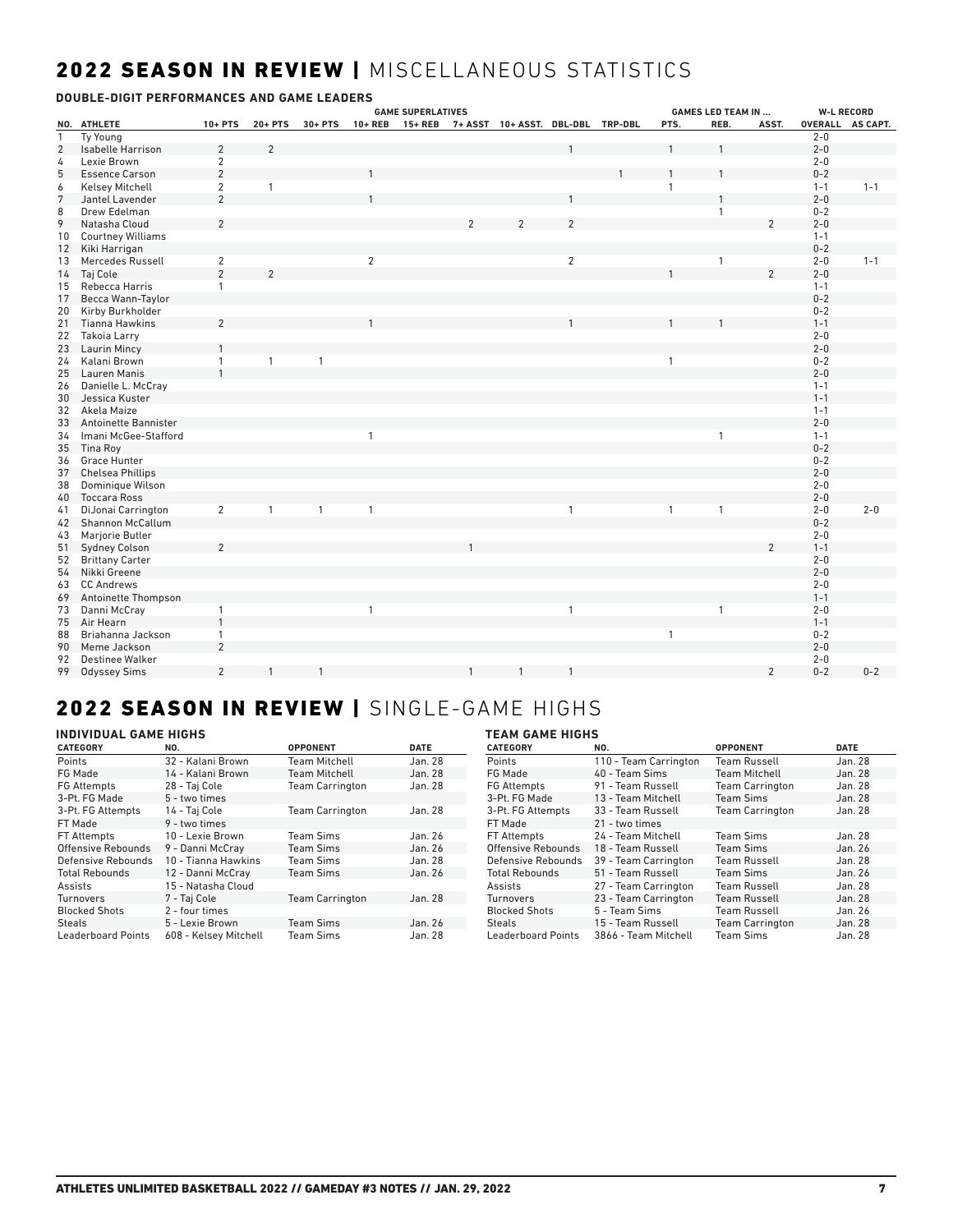# 2022 SEASON IN REVIEW | MISCELLANEOUS STATISTICS

**DOUBLE-DIGIT PERFORMANCES AND GAME LEADERS**

| | | GAME SUPERLATIVES | | | | | | | | | GAMES LED TEAM IN ... | | | W-L RECORD | |
|---|---|---|---|---|---|---|---|---|---|---|---|---|---|---|---|
| NO. | ATHLETE | 10+ PTS | 20+ PTS | 30+ PTS | 10+ REB | 15+ REB | 7+ ASST | 10+ ASST. | DBL-DBL | TRP-DBL | PTS. | REB. | ASST. | OVERALL | AS CAPT. |
| 1 | Ty Young | | | | | | | | | | | | | 2-0 | |
| 2 | Isabelle Harrison | 2 | 2 | | | | | | 1 | | 1 | 1 | | 2-0 | |
| 4 | Lexie Brown | 2 | | | | | | | | | | | | 2-0 | |
| 5 | Essence Carson | 2 | | | 1 | | | | | 1 | 1 | 1 | | 0-2 | |
| 6 | Kelsey Mitchell | 2 | 1 | | | | | | | | 1 | | | 1-1 | 1-1 |
| 7 | Jantel Lavender | 2 | | | 1 | | | | 1 | | | 1 | | 2-0 | |
| 8 | Drew Edelman | | | | | | | | | | | 1 | | 0-2 | |
| 9 | Natasha Cloud | 2 | | | | | 2 | 2 | 2 | | | | 2 | 2-0 | |
| 10 | Courtney Williams | | | | | | | | | | | | | 1-1 | |
| 12 | Kiki Harrigan | | | | | | | | | | | | | 0-2 | |
| 13 | Mercedes Russell | 2 | | | 2 | | | | 2 | | | 1 | | 2-0 | 1-1 |
| 14 | Taj Cole | 2 | 2 | | | | | | | | 1 | | 2 | 2-0 | |
| 15 | Rebecca Harris | 1 | | | | | | | | | | | | 1-1 | |
| 17 | Becca Wann-Taylor | | | | | | | | | | | | | 0-2 | |
| 20 | Kirby Burkholder | | | | | | | | | | | | | 0-2 | |
| 21 | Tianna Hawkins | 2 | | | 1 | | | | 1 | | 1 | 1 | | 1-1 | |
| 22 | Takoia Larry | | | | | | | | | | | | | 2-0 | |
| 23 | Laurin Mincy | 1 | | | | | | | | | | | | 2-0 | |
| 24 | Kalani Brown | 1 | 1 | 1 | | | | | | | 1 | | | 0-2 | |
| 25 | Lauren Manis | 1 | | | | | | | | | | | | 2-0 | |
| 26 | Danielle L. McCray | | | | | | | | | | | | | 1-1 | |
| 30 | Jessica Kuster | | | | | | | | | | | | | 1-1 | |
| 32 | Akela Maize | | | | | | | | | | | | | 1-1 | |
| 33 | Antoinette Bannister | | | | | | | | | | | | | 2-0 | |
| 34 | Imani McGee-Stafford | | | | 1 | | | | | | | 1 | | 1-1 | |
| 35 | Tina Roy | | | | | | | | | | | | | 0-2 | |
| 36 | Grace Hunter | | | | | | | | | | | | | 0-2 | |
| 37 | Chelsea Phillips | | | | | | | | | | | | | 2-0 | |
| 38 | Dominique Wilson | | | | | | | | | | | | | 2-0 | |
| 40 | Toccara Ross | | | | | | | | | | | | | 2-0 | |
| 41 | DiJonai Carrington | 2 | 1 | 1 | 1 | | | | 1 | | 1 | 1 | | 2-0 | 2-0 |
| 42 | Shannon McCallum | | | | | | | | | | | | | 0-2 | |
| 43 | Marjorie Butler | | | | | | | | | | | | | 2-0 | |
| 51 | Sydney Colson | 2 | | | | | 1 | | | | | | 2 | 1-1 | |
| 52 | Brittany Carter | | | | | | | | | | | | | 2-0 | |
| 54 | Nikki Greene | | | | | | | | | | | | | 2-0 | |
| 63 | CC Andrews | | | | | | | | | | | | | 2-0 | |
| 69 | Antoinette Thompson | | | | | | | | | | | | | 1-1 | |
| 73 | Danni McCray | 1 | | | 1 | | | | 1 | | | 1 | | 2-0 | |
| 75 | Air Hearn | 1 | | | | | | | | | | | | 1-1 | |
| 88 | Briahanna Jackson | 1 | | | | | | | | | 1 | | | 0-2 | |
| 90 | Meme Jackson | 2 | | | | | | | | | | | | 2-0 | |
| 92 | Destinee Walker | | | | | | | | | | | | | 2-0 | |
| 99 | Odyssey Sims | 2 | 1 | 1 | | | 1 | 1 | 1 | | | | 2 | 0-2 | 0-2 |

# 2022 SEASON IN REVIEW | SINGLE-GAME HIGHS

**INDIVIDUAL GAME HIGHS**

| CATEGORY | NO. | OPPONENT | DATE |
|---|---|---|---|
| Points | 32 - Kalani Brown | Team Mitchell | Jan. 28 |
| FG Made | 14 - Kalani Brown | Team Mitchell | Jan. 28 |
| FG Attempts | 28 - Taj Cole | Team Carrington | Jan. 28 |
| 3-Pt. FG Made | 5 - two times | | |
| 3-Pt. FG Attempts | 14 - Taj Cole | Team Carrington | Jan. 28 |
| FT Made | 9 - two times | | |
| FT Attempts | 10 - Lexie Brown | Team Sims | Jan. 26 |
| Offensive Rebounds | 9 - Danni McCray | Team Sims | Jan. 26 |
| Defensive Rebounds | 10 - Tianna Hawkins | Team Sims | Jan. 28 |
| Total Rebounds | 12 - Danni McCray | Team Sims | Jan. 26 |
| Assists | 15 - Natasha Cloud | | |
| Turnovers | 7 - Taj Cole | Team Carrington | Jan. 28 |
| Blocked Shots | 2 - four times | | |
| Steals | 5 - Lexie Brown | Team Sims | Jan. 26 |
| Leaderboard Points | 608 - Kelsey Mitchell | Team Sims | Jan. 28 |

**TEAM GAME HIGHS**

| CATEGORY | NO. | OPPONENT | DATE |
|---|---|---|---|
| Points | 110 - Team Carrington | Team Russell | Jan. 28 |
| FG Made | 40 - Team Sims | Team Mitchell | Jan. 28 |
| FG Attempts | 91 - Team Russell | Team Carrington | Jan. 28 |
| 3-Pt. FG Made | 13 - Team Mitchell | Team Sims | Jan. 28 |
| 3-Pt. FG Attempts | 33 - Team Russell | Team Carrington | Jan. 28 |
| FT Made | 21 - two times | | |
| FT Attempts | 24 - Team Mitchell | Team Sims | Jan. 28 |
| Offensive Rebounds | 18 - Team Russell | Team Sims | Jan. 26 |
| Defensive Rebounds | 39 - Team Carrington | Team Russell | Jan. 28 |
| Total Rebounds | 51 - Team Russell | Team Sims | Jan. 26 |
| Assists | 27 - Team Carrington | Team Russell | Jan. 28 |
| Turnovers | 23 - Team Carrington | Team Russell | Jan. 28 |
| Blocked Shots | 5 - Team Sims | Team Russell | Jan. 26 |
| Steals | 15 - Team Russell | Team Carrington | Jan. 28 |
| Leaderboard Points | 3866 - Team Mitchell | Team Sims | Jan. 28 |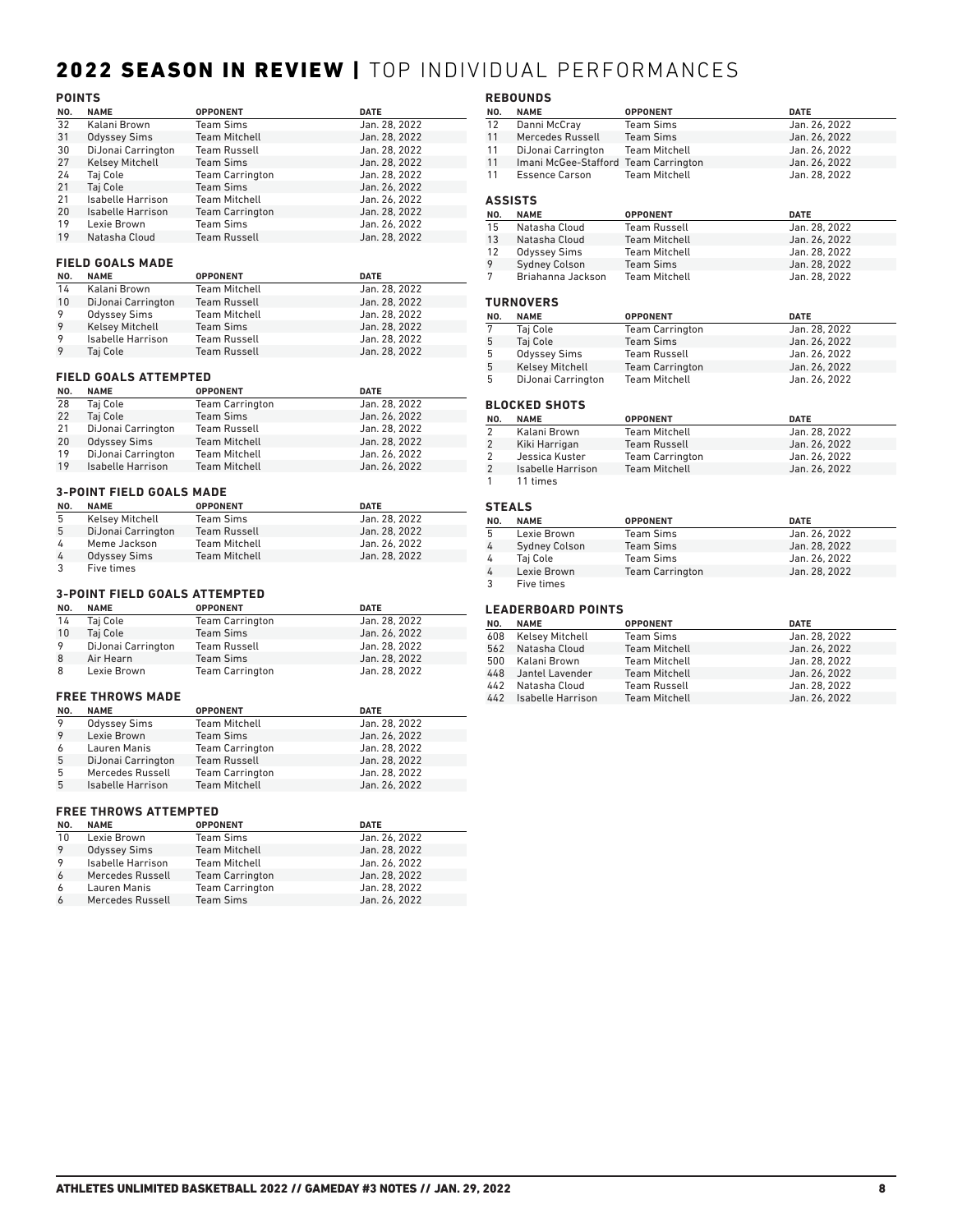# 2022 SEASON IN REVIEW | TOP INDIVIDUAL PERFORMANCES

## POINTS

| NO. | NAME | OPPONENT | DATE |
|---|---|---|---|
| 32 | Kalani Brown | Team Sims | Jan. 28, 2022 |
| 31 | Odyssey Sims | Team Mitchell | Jan. 28, 2022 |
| 30 | DiJonai Carrington | Team Russell | Jan. 28, 2022 |
| 27 | Kelsey Mitchell | Team Sims | Jan. 28, 2022 |
| 24 | Taj Cole | Team Carrington | Jan. 28, 2022 |
| 21 | Taj Cole | Team Sims | Jan. 26, 2022 |
| 21 | Isabelle Harrison | Team Mitchell | Jan. 26, 2022 |
| 20 | Isabelle Harrison | Team Carrington | Jan. 28, 2022 |
| 19 | Lexie Brown | Team Sims | Jan. 26, 2022 |
| 19 | Natasha Cloud | Team Russell | Jan. 28, 2022 |

## FIELD GOALS MADE

| NO. | NAME | OPPONENT | DATE |
|---|---|---|---|
| 14 | Kalani Brown | Team Mitchell | Jan. 28, 2022 |
| 10 | DiJonai Carrington | Team Russell | Jan. 28, 2022 |
| 9 | Odyssey Sims | Team Mitchell | Jan. 28, 2022 |
| 9 | Kelsey Mitchell | Team Sims | Jan. 28, 2022 |
| 9 | Isabelle Harrison | Team Russell | Jan. 28, 2022 |
| 9 | Taj Cole | Team Russell | Jan. 28, 2022 |

## FIELD GOALS ATTEMPTED

| NO. | NAME | OPPONENT | DATE |
|---|---|---|---|
| 28 | Taj Cole | Team Carrington | Jan. 28, 2022 |
| 22 | Taj Cole | Team Sims | Jan. 26, 2022 |
| 21 | DiJonai Carrington | Team Russell | Jan. 28, 2022 |
| 20 | Odyssey Sims | Team Mitchell | Jan. 28, 2022 |
| 19 | DiJonai Carrington | Team Mitchell | Jan. 26, 2022 |
| 19 | Isabelle Harrison | Team Mitchell | Jan. 26, 2022 |

## 3-POINT FIELD GOALS MADE

| NO. | NAME | OPPONENT | DATE |
|---|---|---|---|
| 5 | Kelsey Mitchell | Team Sims | Jan. 28, 2022 |
| 5 | DiJonai Carrington | Team Russell | Jan. 28, 2022 |
| 4 | Meme Jackson | Team Mitchell | Jan. 26, 2022 |
| 4 | Odyssey Sims | Team Mitchell | Jan. 28, 2022 |
| 3 | Five times | | |

## 3-POINT FIELD GOALS ATTEMPTED

| NO. | NAME | OPPONENT | DATE |
|---|---|---|---|
| 14 | Taj Cole | Team Carrington | Jan. 28, 2022 |
| 10 | Taj Cole | Team Sims | Jan. 26, 2022 |
| 9 | DiJonai Carrington | Team Russell | Jan. 28, 2022 |
| 8 | Air Hearn | Team Sims | Jan. 28, 2022 |
| 8 | Lexie Brown | Team Carrington | Jan. 28, 2022 |

## FREE THROWS MADE

| NO. | NAME | OPPONENT | DATE |
|---|---|---|---|
| 9 | Odyssey Sims | Team Mitchell | Jan. 28, 2022 |
| 9 | Lexie Brown | Team Sims | Jan. 26, 2022 |
| 6 | Lauren Manis | Team Carrington | Jan. 28, 2022 |
| 5 | DiJonai Carrington | Team Russell | Jan. 28, 2022 |
| 5 | Mercedes Russell | Team Carrington | Jan. 28, 2022 |
| 5 | Isabelle Harrison | Team Mitchell | Jan. 26, 2022 |

## FREE THROWS ATTEMPTED

| NO. | NAME | OPPONENT | DATE |
|---|---|---|---|
| 10 | Lexie Brown | Team Sims | Jan. 26, 2022 |
| 9 | Odyssey Sims | Team Mitchell | Jan. 28, 2022 |
| 9 | Isabelle Harrison | Team Mitchell | Jan. 26, 2022 |
| 6 | Mercedes Russell | Team Carrington | Jan. 28, 2022 |
| 6 | Lauren Manis | Team Carrington | Jan. 28, 2022 |
| 6 | Mercedes Russell | Team Sims | Jan. 26, 2022 |

## REBOUNDS

| NO. | NAME | OPPONENT | DATE |
|---|---|---|---|
| 12 | Danni McCray | Team Sims | Jan. 26, 2022 |
| 11 | Mercedes Russell | Team Sims | Jan. 26, 2022 |
| 11 | DiJonai Carrington | Team Mitchell | Jan. 26, 2022 |
| 11 | Imani McGee-Stafford | Team Carrington | Jan. 26, 2022 |
| 11 | Essence Carson | Team Mitchell | Jan. 28, 2022 |

## ASSISTS

| NO. | NAME | OPPONENT | DATE |
|---|---|---|---|
| 15 | Natasha Cloud | Team Russell | Jan. 28, 2022 |
| 13 | Natasha Cloud | Team Mitchell | Jan. 26, 2022 |
| 12 | Odyssey Sims | Team Mitchell | Jan. 28, 2022 |
| 9 | Sydney Colson | Team Sims | Jan. 28, 2022 |
| 7 | Briahanna Jackson | Team Mitchell | Jan. 28, 2022 |

## TURNOVERS

| NO. | NAME | OPPONENT | DATE |
|---|---|---|---|
| 7 | Taj Cole | Team Carrington | Jan. 28, 2022 |
| 5 | Taj Cole | Team Sims | Jan. 26, 2022 |
| 5 | Odyssey Sims | Team Russell | Jan. 26, 2022 |
| 5 | Kelsey Mitchell | Team Carrington | Jan. 26, 2022 |
| 5 | DiJonai Carrington | Team Mitchell | Jan. 26, 2022 |

## BLOCKED SHOTS

| NO. | NAME | OPPONENT | DATE |
|---|---|---|---|
| 2 | Kalani Brown | Team Mitchell | Jan. 28, 2022 |
| 2 | Kiki Harrigan | Team Russell | Jan. 26, 2022 |
| 2 | Jessica Kuster | Team Carrington | Jan. 26, 2022 |
| 2 | Isabelle Harrison | Team Mitchell | Jan. 26, 2022 |
| 1 | 11 times | | |

## STEALS

| NO. | NAME | OPPONENT | DATE |
|---|---|---|---|
| 5 | Lexie Brown | Team Sims | Jan. 26, 2022 |
| 4 | Sydney Colson | Team Sims | Jan. 28, 2022 |
| 4 | Taj Cole | Team Sims | Jan. 26, 2022 |
| 4 | Lexie Brown | Team Carrington | Jan. 28, 2022 |
| 3 | Five times | | |

## LEADERBOARD POINTS

| NO. | NAME | OPPONENT | DATE |
|---|---|---|---|
| 608 | Kelsey Mitchell | Team Sims | Jan. 28, 2022 |
| 562 | Natasha Cloud | Team Mitchell | Jan. 26, 2022 |
| 500 | Kalani Brown | Team Mitchell | Jan. 28, 2022 |
| 448 | Jantel Lavender | Team Mitchell | Jan. 26, 2022 |
| 442 | Natasha Cloud | Team Russell | Jan. 28, 2022 |
| 442 | Isabelle Harrison | Team Mitchell | Jan. 26, 2022 |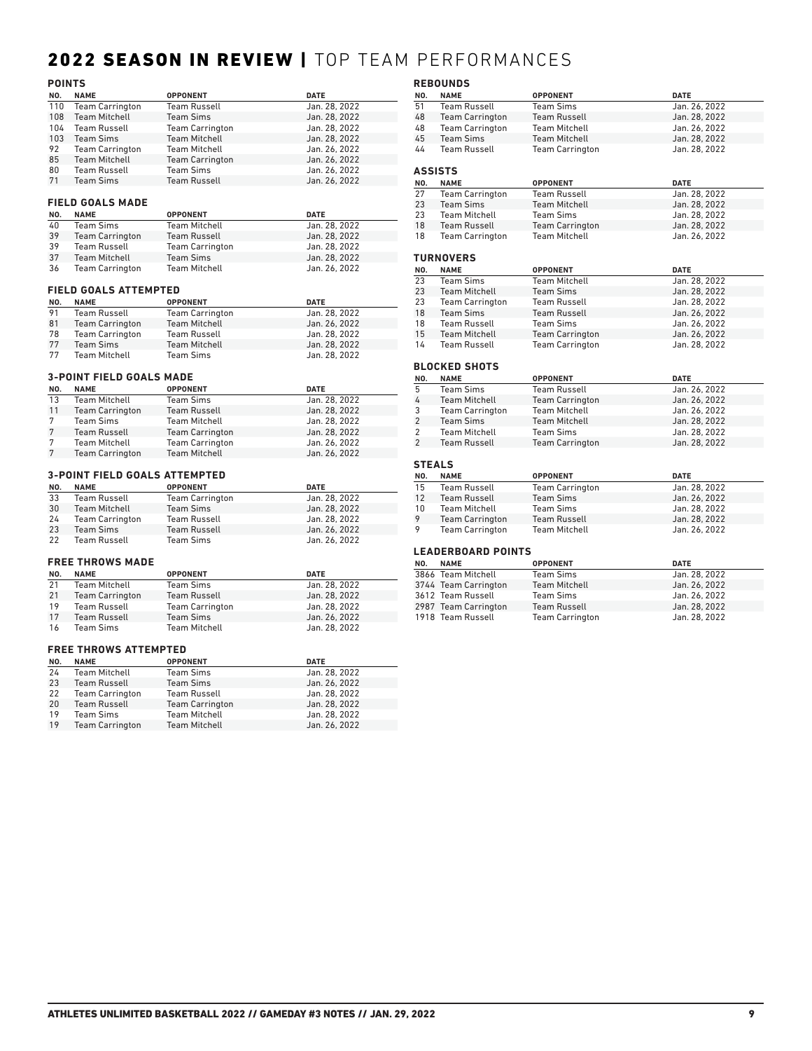# 2022 SEASON IN REVIEW | TOP TEAM PERFORMANCES

### POINTS

| NO. | NAME | OPPONENT | DATE |
|---|---|---|---|
| 110 | Team Carrington | Team Russell | Jan. 28, 2022 |
| 108 | Team Mitchell | Team Sims | Jan. 28, 2022 |
| 104 | Team Russell | Team Carrington | Jan. 28, 2022 |
| 103 | Team Sims | Team Mitchell | Jan. 28, 2022 |
| 92 | Team Carrington | Team Mitchell | Jan. 26, 2022 |
| 85 | Team Mitchell | Team Carrington | Jan. 26, 2022 |
| 80 | Team Russell | Team Sims | Jan. 26, 2022 |
| 71 | Team Sims | Team Russell | Jan. 26, 2022 |

### FIELD GOALS MADE

| NO. | NAME | OPPONENT | DATE |
|---|---|---|---|
| 40 | Team Sims | Team Mitchell | Jan. 28, 2022 |
| 39 | Team Carrington | Team Russell | Jan. 28, 2022 |
| 39 | Team Russell | Team Carrington | Jan. 28, 2022 |
| 37 | Team Mitchell | Team Sims | Jan. 28, 2022 |
| 36 | Team Carrington | Team Mitchell | Jan. 26, 2022 |

### FIELD GOALS ATTEMPTED

| NO. | NAME | OPPONENT | DATE |
|---|---|---|---|
| 91 | Team Russell | Team Carrington | Jan. 28, 2022 |
| 81 | Team Carrington | Team Mitchell | Jan. 26, 2022 |
| 78 | Team Carrington | Team Russell | Jan. 28, 2022 |
| 77 | Team Sims | Team Mitchell | Jan. 28, 2022 |
| 77 | Team Mitchell | Team Sims | Jan. 28, 2022 |

### 3-POINT FIELD GOALS MADE

| NO. | NAME | OPPONENT | DATE |
|---|---|---|---|
| 13 | Team Mitchell | Team Sims | Jan. 28, 2022 |
| 11 | Team Carrington | Team Russell | Jan. 28, 2022 |
| 7 | Team Sims | Team Mitchell | Jan. 28, 2022 |
| 7 | Team Russell | Team Carrington | Jan. 28, 2022 |
| 7 | Team Mitchell | Team Carrington | Jan. 26, 2022 |
| 7 | Team Carrington | Team Mitchell | Jan. 26, 2022 |

### 3-POINT FIELD GOALS ATTEMPTED

| NO. | NAME | OPPONENT | DATE |
|---|---|---|---|
| 33 | Team Russell | Team Carrington | Jan. 28, 2022 |
| 30 | Team Mitchell | Team Sims | Jan. 28, 2022 |
| 24 | Team Carrington | Team Russell | Jan. 28, 2022 |
| 23 | Team Sims | Team Russell | Jan. 26, 2022 |
| 22 | Team Russell | Team Sims | Jan. 26, 2022 |

### FREE THROWS MADE

| NO. | NAME | OPPONENT | DATE |
|---|---|---|---|
| 21 | Team Mitchell | Team Sims | Jan. 28, 2022 |
| 21 | Team Carrington | Team Russell | Jan. 28, 2022 |
| 19 | Team Russell | Team Carrington | Jan. 28, 2022 |
| 17 | Team Russell | Team Sims | Jan. 26, 2022 |
| 16 | Team Sims | Team Mitchell | Jan. 28, 2022 |

### FREE THROWS ATTEMPTED

| NO. | NAME | OPPONENT | DATE |
|---|---|---|---|
| 24 | Team Mitchell | Team Sims | Jan. 28, 2022 |
| 23 | Team Russell | Team Sims | Jan. 26, 2022 |
| 22 | Team Carrington | Team Russell | Jan. 28, 2022 |
| 20 | Team Russell | Team Carrington | Jan. 28, 2022 |
| 19 | Team Sims | Team Mitchell | Jan. 28, 2022 |
| 19 | Team Carrington | Team Mitchell | Jan. 26, 2022 |

### REBOUNDS

| NO. | NAME | OPPONENT | DATE |
|---|---|---|---|
| 51 | Team Russell | Team Sims | Jan. 26, 2022 |
| 48 | Team Carrington | Team Russell | Jan. 28, 2022 |
| 48 | Team Carrington | Team Mitchell | Jan. 26, 2022 |
| 45 | Team Sims | Team Mitchell | Jan. 28, 2022 |
| 44 | Team Russell | Team Carrington | Jan. 28, 2022 |

### ASSISTS

| NO. | NAME | OPPONENT | DATE |
|---|---|---|---|
| 27 | Team Carrington | Team Russell | Jan. 28, 2022 |
| 23 | Team Sims | Team Mitchell | Jan. 28, 2022 |
| 23 | Team Mitchell | Team Sims | Jan. 28, 2022 |
| 18 | Team Russell | Team Carrington | Jan. 28, 2022 |
| 18 | Team Carrington | Team Mitchell | Jan. 26, 2022 |

### TURNOVERS

| NO. | NAME | OPPONENT | DATE |
|---|---|---|---|
| 23 | Team Sims | Team Mitchell | Jan. 28, 2022 |
| 23 | Team Mitchell | Team Sims | Jan. 28, 2022 |
| 23 | Team Carrington | Team Russell | Jan. 28, 2022 |
| 18 | Team Sims | Team Russell | Jan. 26, 2022 |
| 18 | Team Russell | Team Sims | Jan. 26, 2022 |
| 15 | Team Mitchell | Team Carrington | Jan. 26, 2022 |
| 14 | Team Russell | Team Carrington | Jan. 28, 2022 |

### BLOCKED SHOTS

| NO. | NAME | OPPONENT | DATE |
|---|---|---|---|
| 5 | Team Sims | Team Russell | Jan. 26, 2022 |
| 4 | Team Mitchell | Team Carrington | Jan. 26, 2022 |
| 3 | Team Carrington | Team Mitchell | Jan. 26, 2022 |
| 2 | Team Sims | Team Mitchell | Jan. 28, 2022 |
| 2 | Team Mitchell | Team Sims | Jan. 28, 2022 |
| 2 | Team Russell | Team Carrington | Jan. 28, 2022 |

### STEALS

| NO. | NAME | OPPONENT | DATE |
|---|---|---|---|
| 15 | Team Russell | Team Carrington | Jan. 28, 2022 |
| 12 | Team Russell | Team Sims | Jan. 26, 2022 |
| 10 | Team Mitchell | Team Sims | Jan. 28, 2022 |
| 9 | Team Carrington | Team Russell | Jan. 28, 2022 |
| 9 | Team Carrington | Team Mitchell | Jan. 26, 2022 |

### LEADERBOARD POINTS

| NO. | NAME | OPPONENT | DATE |
|---|---|---|---|
| 3866 | Team Mitchell | Team Sims | Jan. 28, 2022 |
| 3744 | Team Carrington | Team Mitchell | Jan. 26, 2022 |
| 3612 | Team Russell | Team Sims | Jan. 26, 2022 |
| 2987 | Team Carrington | Team Russell | Jan. 28, 2022 |
| 1918 | Team Russell | Team Carrington | Jan. 28, 2022 |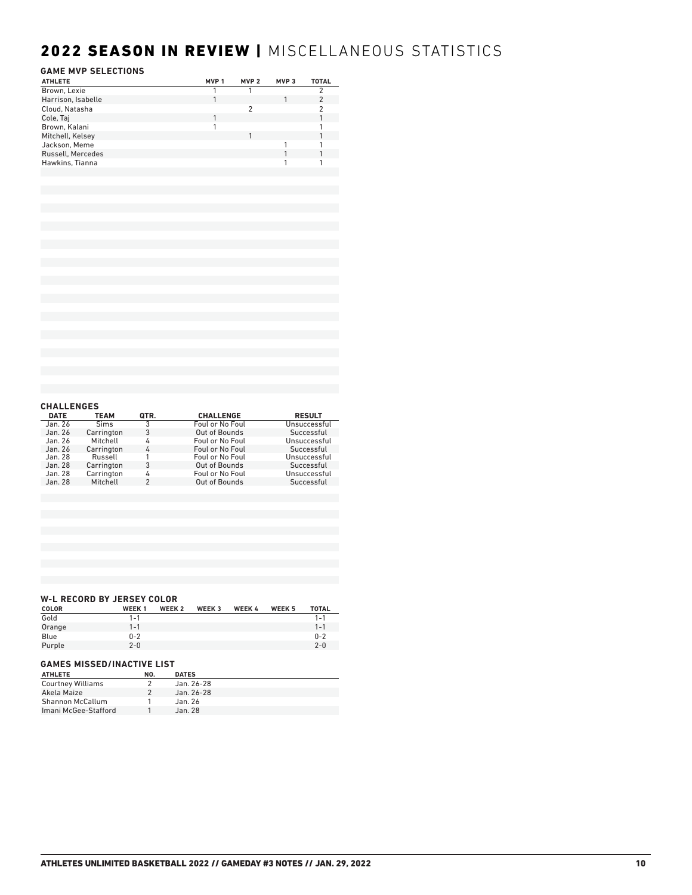# 2022 SEASON IN REVIEW | MISCELLANEOUS STATISTICS

### GAME MVP SELECTIONS

| ATHLETE | MVP 1 | MVP 2 | MVP 3 | TOTAL |
|---|---|---|---|---|
| Brown, Lexie | 1 | 1 | | 2 |
| Harrison, Isabelle | 1 | | 1 | 2 |
| Cloud, Natasha | | 2 | | 2 |
| Cole, Taj | 1 | | | 1 |
| Brown, Kalani | 1 | | | 1 |
| Mitchell, Kelsey | | 1 | | 1 |
| Jackson, Meme | | | 1 | 1 |
| Russell, Mercedes | | | 1 | 1 |
| Hawkins, Tianna | | | 1 | 1 |

### CHALLENGES

| DATE | TEAM | QTR. | CHALLENGE | RESULT |
|---|---|---|---|---|
| Jan. 26 | Sims | 3 | Foul or No Foul | Unsuccessful |
| Jan. 26 | Carrington | 3 | Out of Bounds | Successful |
| Jan. 26 | Mitchell | 4 | Foul or No Foul | Unsuccessful |
| Jan. 26 | Carrington | 4 | Foul or No Foul | Successful |
| Jan. 28 | Russell | 1 | Foul or No Foul | Unsuccessful |
| Jan. 28 | Carrington | 3 | Out of Bounds | Successful |
| Jan. 28 | Carrington | 4 | Foul or No Foul | Unsuccessful |
| Jan. 28 | Mitchell | 2 | Out of Bounds | Successful |

### W-L RECORD BY JERSEY COLOR

| COLOR | WEEK 1 | WEEK 2 | WEEK 3 | WEEK 4 | WEEK 5 | TOTAL |
|---|---|---|---|---|---|---|
| Gold | 1-1 | | | | | 1-1 |
| Orange | 1-1 | | | | | 1-1 |
| Blue | 0-2 | | | | | 0-2 |
| Purple | 2-0 | | | | | 2-0 |

### GAMES MISSED/INACTIVE LIST

| ATHLETE | NO. | DATES |
|---|---|---|
| Courtney Williams | 2 | Jan. 26-28 |
| Akela Maize | 2 | Jan. 26-28 |
| Shannon McCallum | 1 | Jan. 26 |
| Imani McGee-Stafford | 1 | Jan. 28 |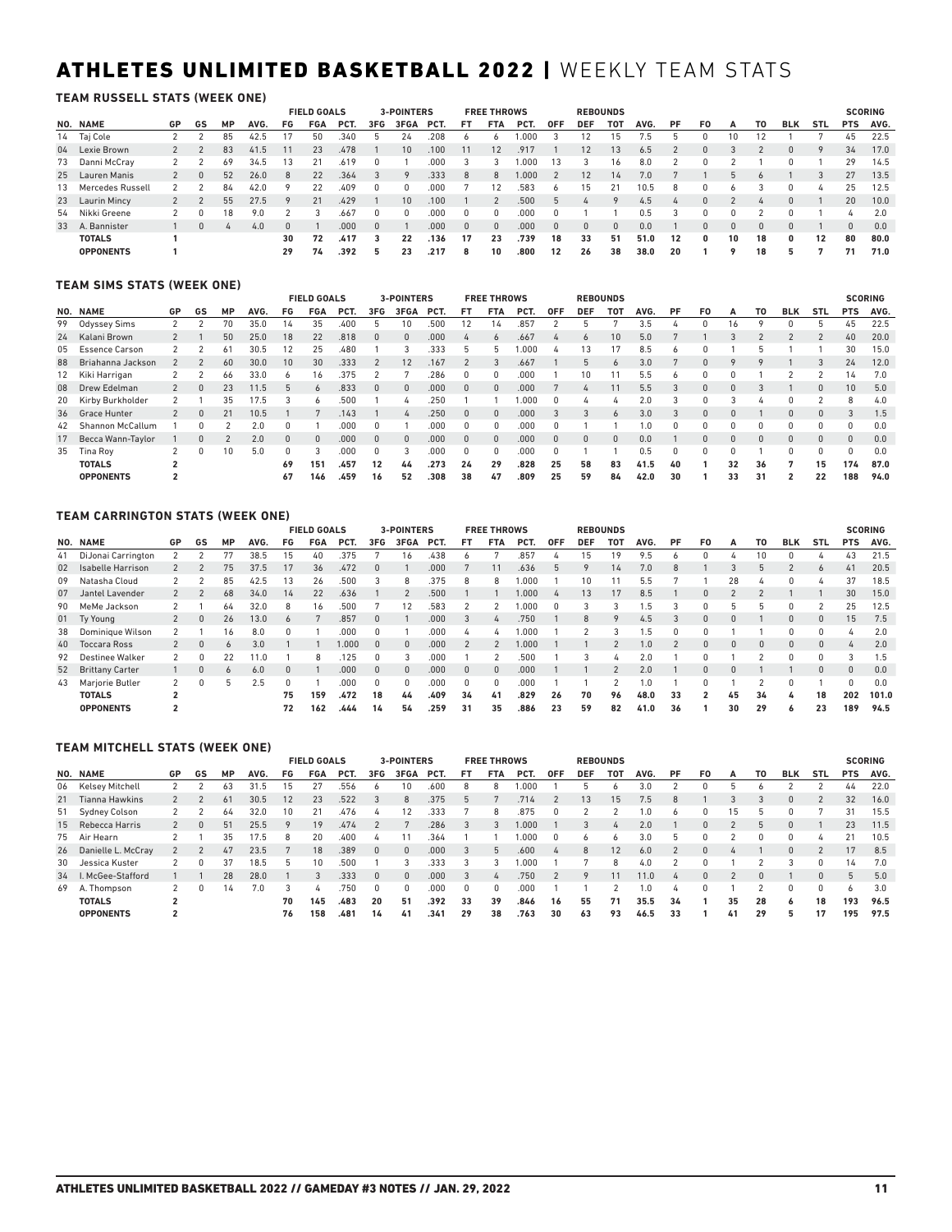# ATHLETES UNLIMITED BASKETBALL 2022 | WEEKLY TEAM STATS

### TEAM RUSSELL STATS (WEEK ONE)

| | | | | | | FIELD GOALS | | | 3-POINTERS | | | FREE THROWS | | | REBOUNDS | | | | | | | | | | SCORING | |
|---|---|---|---|---|---|---|---|---|---|---|---|---|---|---|---|---|---|---|---|---|---|---|---|---|---|---|
| NO. | NAME | GP | GS | MP | AVG. | FG | FGA | PCT. | 3FG | 3FGA | PCT. | FT | FTA | PCT. | OFF | DEF | TOT | AVG. | PF | FO | A | TO | BLK | STL | PTS | AVG. |
| 14 | Taj Cole | 2 | 2 | 85 | 42.5 | 17 | 50 | .340 | 5 | 24 | .208 | 6 | 6 | 1.000 | 3 | 12 | 15 | 7.5 | 5 | 0 | 10 | 12 | 1 | 7 | 45 | 22.5 |
| 04 | Lexie Brown | 2 | 2 | 83 | 41.5 | 11 | 23 | .478 | 1 | 10 | .100 | 11 | 12 | .917 | 1 | 12 | 13 | 6.5 | 2 | 0 | 3 | 2 | 0 | 9 | 34 | 17.0 |
| 73 | Danni McCray | 2 | 2 | 69 | 34.5 | 13 | 21 | .619 | 0 | 1 | .000 | 3 | 3 | 1.000 | 13 | 3 | 16 | 8.0 | 2 | 0 | 2 | 1 | 0 | 1 | 29 | 14.5 |
| 25 | Lauren Manis | 2 | 0 | 52 | 26.0 | 8 | 22 | .364 | 3 | 9 | .333 | 8 | 8 | 1.000 | 2 | 12 | 14 | 7.0 | 7 | 1 | 5 | 6 | 1 | 3 | 27 | 13.5 |
| 13 | Mercedes Russell | 2 | 2 | 84 | 42.0 | 9 | 22 | .409 | 0 | 0 | .000 | 7 | 12 | .583 | 6 | 15 | 21 | 10.5 | 8 | 0 | 6 | 3 | 0 | 4 | 25 | 12.5 |
| 23 | Laurin Mincy | 2 | 2 | 55 | 27.5 | 9 | 21 | .429 | 1 | 10 | .100 | 1 | 2 | .500 | 5 | 4 | 9 | 4.5 | 4 | 0 | 2 | 4 | 0 | 1 | 20 | 10.0 |
| 54 | Nikki Greene | 2 | 0 | 18 | 9.0 | 2 | 3 | .667 | 0 | 0 | .000 | 0 | 0 | .000 | 0 | 1 | 1 | 0.5 | 3 | 0 | 0 | 2 | 0 | 1 | 4 | 2.0 |
| 33 | A. Bannister | 1 | 0 | 4 | 4.0 | 0 | 1 | .000 | 0 | 1 | .000 | 0 | 0 | .000 | 0 | 0 | 0 | 0.0 | 1 | 0 | 0 | 0 | 0 | 1 | 0 | 0.0 |
| | **TOTALS** | **1** | | | | **30** | **72** | **.417** | **3** | **22** | **.136** | **17** | **23** | **.739** | **18** | **33** | **51** | **51.0** | **12** | **0** | **10** | **18** | **0** | **12** | **80** | **80.0** |
| | **OPPONENTS** | **1** | | | | **29** | **74** | **.392** | **5** | **23** | **.217** | **8** | **10** | **.800** | **12** | **26** | **38** | **38.0** | **20** | **1** | **9** | **18** | **5** | **7** | **71** | **71.0** |

### TEAM SIMS STATS (WEEK ONE)

| | | | | | | FIELD GOALS | | | 3-POINTERS | | | FREE THROWS | | | REBOUNDS | | | | | | | | | | SCORING | |
|---|---|---|---|---|---|---|---|---|---|---|---|---|---|---|---|---|---|---|---|---|---|---|---|---|---|---|
| NO. | NAME | GP | GS | MP | AVG. | FG | FGA | PCT. | 3FG | 3FGA | PCT. | FT | FTA | PCT. | OFF | DEF | TOT | AVG. | PF | FO | A | TO | BLK | STL | PTS | AVG. |
| 99 | Odyssey Sims | 2 | 2 | 70 | 35.0 | 14 | 35 | .400 | 5 | 10 | .500 | 12 | 14 | .857 | 2 | 5 | 7 | 3.5 | 4 | 0 | 16 | 9 | 0 | 5 | 45 | 22.5 |
| 24 | Kalani Brown | 2 | 1 | 50 | 25.0 | 18 | 22 | .818 | 0 | 0 | .000 | 4 | 6 | .667 | 4 | 6 | 10 | 5.0 | 7 | 1 | 3 | 2 | 2 | 2 | 40 | 20.0 |
| 05 | Essence Carson | 2 | 2 | 61 | 30.5 | 12 | 25 | .480 | 1 | 3 | .333 | 5 | 5 | 1.000 | 4 | 13 | 17 | 8.5 | 6 | 0 | 1 | 5 | 1 | 1 | 30 | 15.0 |
| 88 | Briahanna Jackson | 2 | 2 | 60 | 30.0 | 10 | 30 | .333 | 2 | 12 | .167 | 2 | 3 | .667 | 1 | 5 | 6 | 3.0 | 7 | 0 | 9 | 9 | 1 | 3 | 24 | 12.0 |
| 12 | Kiki Harrigan | 2 | 2 | 66 | 33.0 | 6 | 16 | .375 | 2 | 7 | .286 | 0 | 0 | .000 | 1 | 10 | 11 | 5.5 | 6 | 0 | 0 | 1 | 2 | 2 | 14 | 7.0 |
| 08 | Drew Edelman | 2 | 0 | 23 | 11.5 | 5 | 6 | .833 | 0 | 0 | .000 | 0 | 0 | .000 | 7 | 4 | 11 | 5.5 | 3 | 0 | 0 | 3 | 1 | 0 | 10 | 5.0 |
| 20 | Kirby Burkholder | 2 | 1 | 35 | 17.5 | 3 | 6 | .500 | 1 | 4 | .250 | 1 | 1 | 1.000 | 0 | 4 | 4 | 2.0 | 3 | 0 | 3 | 4 | 0 | 2 | 8 | 4.0 |
| 36 | Grace Hunter | 2 | 0 | 21 | 10.5 | 1 | 7 | .143 | 1 | 4 | .250 | 0 | 0 | .000 | 3 | 3 | 6 | 3.0 | 3 | 0 | 0 | 1 | 0 | 0 | 3 | 1.5 |
| 42 | Shannon McCallum | 1 | 0 | 2 | 2.0 | 0 | 1 | .000 | 0 | 1 | .000 | 0 | 0 | .000 | 0 | 1 | 1 | 1.0 | 0 | 0 | 0 | 0 | 0 | 0 | 0 | 0.0 |
| 17 | Becca Wann-Taylor | 1 | 0 | 2 | 2.0 | 0 | 0 | .000 | 0 | 0 | .000 | 0 | 0 | .000 | 0 | 0 | 0 | 0.0 | 1 | 0 | 0 | 0 | 0 | 0 | 0 | 0.0 |
| 35 | Tina Roy | 2 | 0 | 10 | 5.0 | 0 | 3 | .000 | 0 | 3 | .000 | 0 | 0 | .000 | 0 | 1 | 1 | 0.5 | 0 | 0 | 0 | 1 | 0 | 0 | 0 | 0.0 |
| | **TOTALS** | **2** | | | | **69** | **151** | **.457** | **12** | **44** | **.273** | **24** | **29** | **.828** | **25** | **58** | **83** | **41.5** | **40** | **1** | **32** | **36** | **7** | **15** | **174** | **87.0** |
| | **OPPONENTS** | **2** | | | | **67** | **146** | **.459** | **16** | **52** | **.308** | **38** | **47** | **.809** | **25** | **59** | **84** | **42.0** | **30** | **1** | **33** | **31** | **2** | **22** | **188** | **94.0** |

### TEAM CARRINGTON STATS (WEEK ONE)

| | | | | | | FIELD GOALS | | | 3-POINTERS | | | FREE THROWS | | | REBOUNDS | | | | | | | | | | SCORING | |
|---|---|---|---|---|---|---|---|---|---|---|---|---|---|---|---|---|---|---|---|---|---|---|---|---|---|---|
| NO. | NAME | GP | GS | MP | AVG. | FG | FGA | PCT. | 3FG | 3FGA | PCT. | FT | FTA | PCT. | OFF | DEF | TOT | AVG. | PF | FO | A | TO | BLK | STL | PTS | AVG. |
| 41 | DiJonai Carrington | 2 | 2 | 77 | 38.5 | 15 | 40 | .375 | 7 | 16 | .438 | 6 | 7 | .857 | 4 | 15 | 19 | 9.5 | 6 | 0 | 4 | 10 | 0 | 4 | 43 | 21.5 |
| 02 | Isabelle Harrison | 2 | 2 | 75 | 37.5 | 17 | 36 | .472 | 0 | 1 | .000 | 7 | 11 | .636 | 5 | 9 | 14 | 7.0 | 8 | 1 | 3 | 5 | 2 | 6 | 41 | 20.5 |
| 09 | Natasha Cloud | 2 | 2 | 85 | 42.5 | 13 | 26 | .500 | 3 | 8 | .375 | 8 | 8 | 1.000 | 1 | 10 | 11 | 5.5 | 7 | 1 | 28 | 4 | 0 | 4 | 37 | 18.5 |
| 07 | Jantel Lavender | 2 | 2 | 68 | 34.0 | 14 | 22 | .636 | 1 | 2 | .500 | 1 | 1 | 1.000 | 4 | 13 | 17 | 8.5 | 1 | 0 | 2 | 2 | 1 | 1 | 30 | 15.0 |
| 90 | MeMe Jackson | 2 | 1 | 64 | 32.0 | 8 | 16 | .500 | 7 | 12 | .583 | 2 | 2 | 1.000 | 0 | 3 | 3 | 1.5 | 3 | 0 | 5 | 5 | 0 | 2 | 25 | 12.5 |
| 01 | Ty Young | 2 | 0 | 26 | 13.0 | 6 | 7 | .857 | 0 | 1 | .000 | 3 | 4 | .750 | 1 | 8 | 9 | 4.5 | 3 | 0 | 0 | 1 | 0 | 0 | 15 | 7.5 |
| 38 | Dominique Wilson | 2 | 1 | 16 | 8.0 | 0 | 1 | .000 | 0 | 1 | .000 | 4 | 4 | 1.000 | 1 | 2 | 3 | 1.5 | 0 | 0 | 1 | 1 | 0 | 0 | 4 | 2.0 |
| 40 | Toccara Ross | 2 | 0 | 6 | 3.0 | 1 | 1 | 1.000 | 0 | 0 | .000 | 2 | 2 | 1.000 | 1 | 1 | 2 | 1.0 | 2 | 0 | 0 | 0 | 0 | 0 | 4 | 2.0 |
| 92 | Destinee Walker | 2 | 0 | 22 | 11.0 | 1 | 8 | .125 | 0 | 3 | .000 | 1 | 2 | .500 | 1 | 3 | 4 | 2.0 | 1 | 0 | 1 | 2 | 0 | 0 | 3 | 1.5 |
| 52 | Brittany Carter | 1 | 0 | 6 | 6.0 | 0 | 1 | .000 | 0 | 0 | .000 | 0 | 0 | .000 | 1 | 1 | 2 | 2.0 | 1 | 0 | 0 | 1 | 1 | 0 | 0 | 0.0 |
| 43 | Marjorie Butler | 2 | 0 | 5 | 2.5 | 0 | 1 | .000 | 0 | 0 | .000 | 0 | 0 | .000 | 1 | 1 | 2 | 1.0 | 1 | 0 | 1 | 2 | 0 | 1 | 0 | 0.0 |
| | **TOTALS** | **2** | | | | **75** | **159** | **.472** | **18** | **44** | **.409** | **34** | **41** | **.829** | **26** | **70** | **96** | **48.0** | **33** | **2** | **45** | **34** | **4** | **18** | **202** | **101.0** |
| | **OPPONENTS** | **2** | | | | **72** | **162** | **.444** | **14** | **54** | **.259** | **31** | **35** | **.886** | **23** | **59** | **82** | **41.0** | **36** | **1** | **30** | **29** | **6** | **23** | **189** | **94.5** |

### TEAM MITCHELL STATS (WEEK ONE)

| | | | | | | FIELD GOALS | | | 3-POINTERS | | | FREE THROWS | | | REBOUNDS | | | | | | | | | | SCORING | |
|---|---|---|---|---|---|---|---|---|---|---|---|---|---|---|---|---|---|---|---|---|---|---|---|---|---|---|
| NO. | NAME | GP | GS | MP | AVG. | FG | FGA | PCT. | 3FG | 3FGA | PCT. | FT | FTA | PCT. | OFF | DEF | TOT | AVG. | PF | FO | A | TO | BLK | STL | PTS | AVG. |
| 06 | Kelsey Mitchell | 2 | 2 | 63 | 31.5 | 15 | 27 | .556 | 6 | 10 | .600 | 8 | 8 | 1.000 | 1 | 5 | 6 | 3.0 | 2 | 0 | 5 | 6 | 2 | 2 | 44 | 22.0 |
| 21 | Tianna Hawkins | 2 | 2 | 61 | 30.5 | 12 | 23 | .522 | 3 | 8 | .375 | 5 | 7 | .714 | 2 | 13 | 15 | 7.5 | 8 | 1 | 3 | 3 | 0 | 2 | 32 | 16.0 |
| 51 | Sydney Colson | 2 | 2 | 64 | 32.0 | 10 | 21 | .476 | 4 | 12 | .333 | 7 | 8 | .875 | 0 | 2 | 2 | 1.0 | 6 | 0 | 15 | 5 | 0 | 7 | 31 | 15.5 |
| 15 | Rebecca Harris | 2 | 0 | 51 | 25.5 | 9 | 19 | .474 | 2 | 7 | .286 | 3 | 3 | 1.000 | 1 | 3 | 4 | 2.0 | 1 | 0 | 2 | 5 | 0 | 1 | 23 | 11.5 |
| 75 | Air Hearn | 2 | 1 | 35 | 17.5 | 8 | 20 | .400 | 4 | 11 | .364 | 1 | 1 | 1.000 | 0 | 6 | 6 | 3.0 | 5 | 0 | 2 | 0 | 0 | 4 | 21 | 10.5 |
| 26 | Danielle L. McCray | 2 | 2 | 47 | 23.5 | 7 | 18 | .389 | 0 | 0 | .000 | 3 | 5 | .600 | 4 | 8 | 12 | 6.0 | 2 | 0 | 4 | 1 | 0 | 2 | 17 | 8.5 |
| 30 | Jessica Kuster | 2 | 0 | 37 | 18.5 | 5 | 10 | .500 | 1 | 3 | .333 | 3 | 3 | 1.000 | 1 | 7 | 8 | 4.0 | 2 | 0 | 1 | 2 | 3 | 0 | 14 | 7.0 |
| 34 | I. McGee-Stafford | 1 | 1 | 28 | 28.0 | 1 | 3 | .333 | 0 | 0 | .000 | 3 | 4 | .750 | 2 | 9 | 11 | 11.0 | 4 | 0 | 2 | 0 | 1 | 0 | 5 | 5.0 |
| 69 | A. Thompson | 2 | 0 | 14 | 7.0 | 3 | 4 | .750 | 0 | 0 | .000 | 0 | 0 | .000 | 1 | 1 | 2 | 1.0 | 4 | 0 | 1 | 2 | 0 | 0 | 6 | 3.0 |
| | **TOTALS** | **2** | | | | **70** | **145** | **.483** | **20** | **51** | **.392** | **33** | **39** | **.846** | **16** | **55** | **71** | **35.5** | **34** | **1** | **35** | **28** | **6** | **18** | **193** | **96.5** |
| | **OPPONENTS** | **2** | | | | **76** | **158** | **.481** | **14** | **41** | **.341** | **29** | **38** | **.763** | **30** | **63** | **93** | **46.5** | **33** | **1** | **41** | **29** | **5** | **17** | **195** | **97.5** |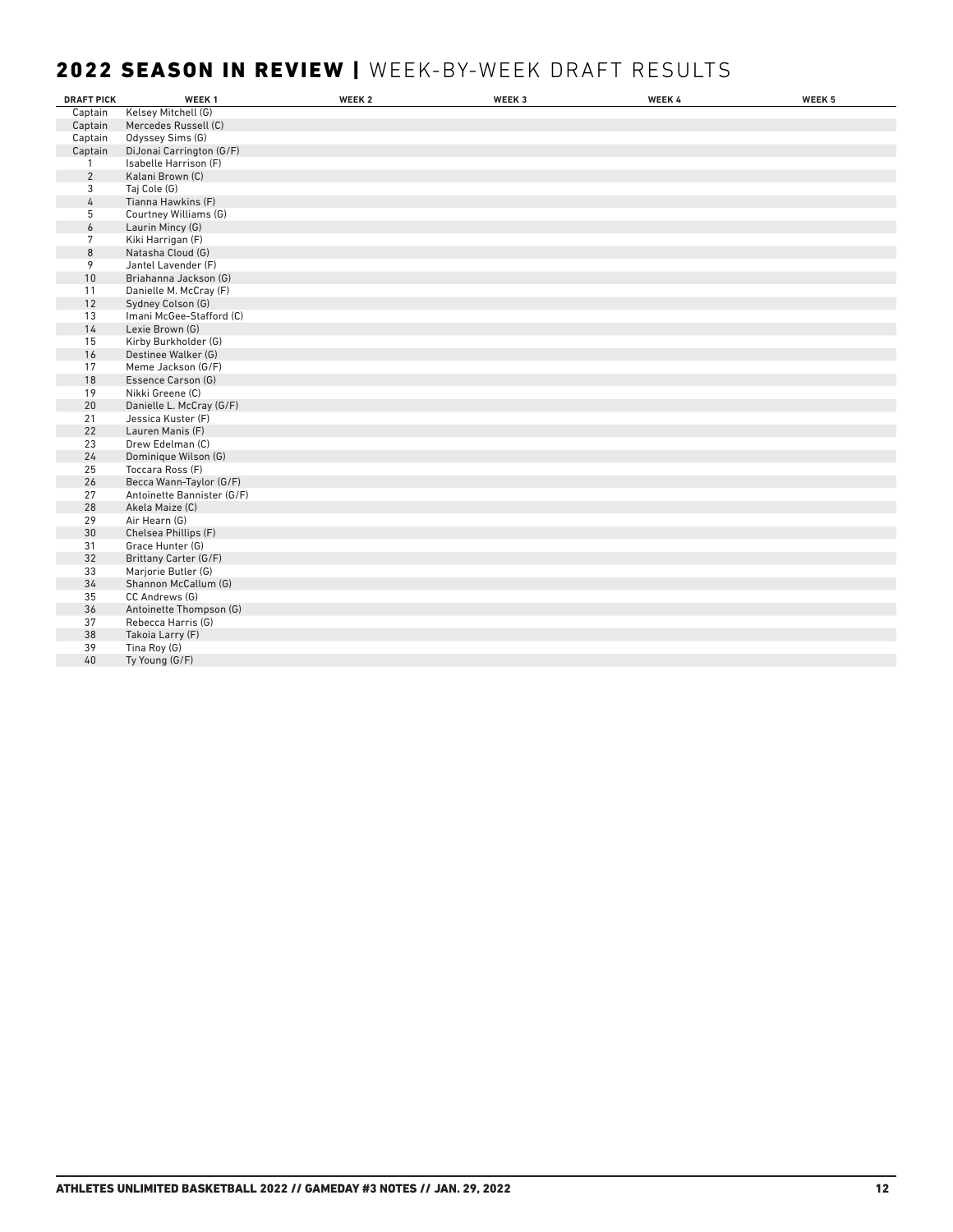## 2022 SEASON IN REVIEW | WEEK-BY-WEEK DRAFT RESULTS

| DRAFT PICK | WEEK 1 | WEEK 2 | WEEK 3 | WEEK 4 | WEEK 5 |
|---|---|---|---|---|---|
| Captain | Kelsey Mitchell (G) | | | | |
| Captain | Mercedes Russell (C) | | | | |
| Captain | Odyssey Sims (G) | | | | |
| Captain | DiJonai Carrington (G/F) | | | | |
| 1 | Isabelle Harrison (F) | | | | |
| 2 | Kalani Brown (C) | | | | |
| 3 | Taj Cole (G) | | | | |
| 4 | Tianna Hawkins (F) | | | | |
| 5 | Courtney Williams (G) | | | | |
| 6 | Laurin Mincy (G) | | | | |
| 7 | Kiki Harrigan (F) | | | | |
| 8 | Natasha Cloud (G) | | | | |
| 9 | Jantel Lavender (F) | | | | |
| 10 | Briahanna Jackson (G) | | | | |
| 11 | Danielle M. McCray (F) | | | | |
| 12 | Sydney Colson (G) | | | | |
| 13 | Imani McGee-Stafford (C) | | | | |
| 14 | Lexie Brown (G) | | | | |
| 15 | Kirby Burkholder (G) | | | | |
| 16 | Destinee Walker (G) | | | | |
| 17 | Meme Jackson (G/F) | | | | |
| 18 | Essence Carson (G) | | | | |
| 19 | Nikki Greene (C) | | | | |
| 20 | Danielle L. McCray (G/F) | | | | |
| 21 | Jessica Kuster (F) | | | | |
| 22 | Lauren Manis (F) | | | | |
| 23 | Drew Edelman (C) | | | | |
| 24 | Dominique Wilson (G) | | | | |
| 25 | Toccara Ross (F) | | | | |
| 26 | Becca Wann-Taylor (G/F) | | | | |
| 27 | Antoinette Bannister (G/F) | | | | |
| 28 | Akela Maize (C) | | | | |
| 29 | Air Hearn (G) | | | | |
| 30 | Chelsea Phillips (F) | | | | |
| 31 | Grace Hunter (G) | | | | |
| 32 | Brittany Carter (G/F) | | | | |
| 33 | Marjorie Butler (G) | | | | |
| 34 | Shannon McCallum (G) | | | | |
| 35 | CC Andrews (G) | | | | |
| 36 | Antoinette Thompson (G) | | | | |
| 37 | Rebecca Harris (G) | | | | |
| 38 | Takoia Larry (F) | | | | |
| 39 | Tina Roy (G) | | | | |
| 40 | Ty Young (G/F) | | | | |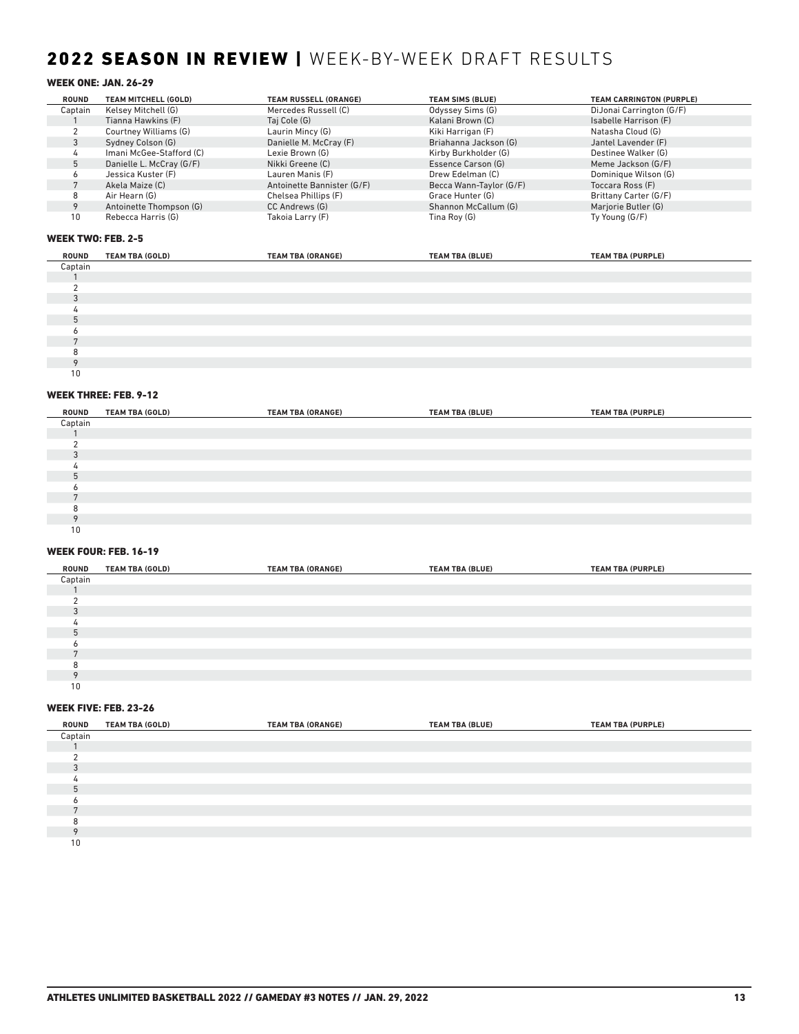# 2022 SEASON IN REVIEW | WEEK-BY-WEEK DRAFT RESULTS

### WEEK ONE: JAN. 26-29

| ROUND | TEAM MITCHELL (GOLD) | TEAM RUSSELL (ORANGE) | TEAM SIMS (BLUE) | TEAM CARRINGTON (PURPLE) |
|---|---|---|---|---|
| Captain | Kelsey Mitchell (G) | Mercedes Russell (C) | Odyssey Sims (G) | DiJonai Carrington (G/F) |
| 1 | Tianna Hawkins (F) | Taj Cole (G) | Kalani Brown (C) | Isabelle Harrison (F) |
| 2 | Courtney Williams (G) | Laurin Mincy (G) | Kiki Harrigan (F) | Natasha Cloud (G) |
| 3 | Sydney Colson (G) | Danielle M. McCray (F) | Briahanna Jackson (G) | Jantel Lavender (F) |
| 4 | Imani McGee-Stafford (C) | Lexie Brown (G) | Kirby Burkholder (G) | Destinee Walker (G) |
| 5 | Danielle L. McCray (G/F) | Nikki Greene (C) | Essence Carson (G) | Meme Jackson (G/F) |
| 6 | Jessica Kuster (F) | Lauren Manis (F) | Drew Edelman (C) | Dominique Wilson (G) |
| 7 | Akela Maize (C) | Antoinette Bannister (G/F) | Becca Wann-Taylor (G/F) | Toccara Ross (F) |
| 8 | Air Hearn (G) | Chelsea Phillips (F) | Grace Hunter (G) | Brittany Carter (G/F) |
| 9 | Antoinette Thompson (G) | CC Andrews (G) | Shannon McCallum (G) | Marjorie Butler (G) |
| 10 | Rebecca Harris (G) | Takoia Larry (F) | Tina Roy (G) | Ty Young (G/F) |

### WEEK TWO: FEB. 2-5

| ROUND | TEAM TBA (GOLD) | TEAM TBA (ORANGE) | TEAM TBA (BLUE) | TEAM TBA (PURPLE) |
|---|---|---|---|---|
| Captain | | | | |
| 1 | | | | |
| 2 | | | | |
| 3 | | | | |
| 4 | | | | |
| 5 | | | | |
| 6 | | | | |
| 7 | | | | |
| 8 | | | | |
| 9 | | | | |
| 10 | | | | |

### WEEK THREE: FEB. 9-12

| ROUND | TEAM TBA (GOLD) | TEAM TBA (ORANGE) | TEAM TBA (BLUE) | TEAM TBA (PURPLE) |
|---|---|---|---|---|
| Captain | | | | |
| 1 | | | | |
| 2 | | | | |
| 3 | | | | |
| 4 | | | | |
| 5 | | | | |
| 6 | | | | |
| 7 | | | | |
| 8 | | | | |
| 9 | | | | |
| 10 | | | | |

### WEEK FOUR: FEB. 16-19

| ROUND | TEAM TBA (GOLD) | TEAM TBA (ORANGE) | TEAM TBA (BLUE) | TEAM TBA (PURPLE) |
|---|---|---|---|---|
| Captain | | | | |
| 1 | | | | |
| 2 | | | | |
| 3 | | | | |
| 4 | | | | |
| 5 | | | | |
| 6 | | | | |
| 7 | | | | |
| 8 | | | | |
| 9 | | | | |
| 10 | | | | |

### WEEK FIVE: FEB. 23-26

| ROUND | TEAM TBA (GOLD) | TEAM TBA (ORANGE) | TEAM TBA (BLUE) | TEAM TBA (PURPLE) |
|---|---|---|---|---|
| Captain | | | | |
| 1 | | | | |
| 2 | | | | |
| 3 | | | | |
| 4 | | | | |
| 5 | | | | |
| 6 | | | | |
| 7 | | | | |
| 8 | | | | |
| 9 | | | | |
| 10 | | | | |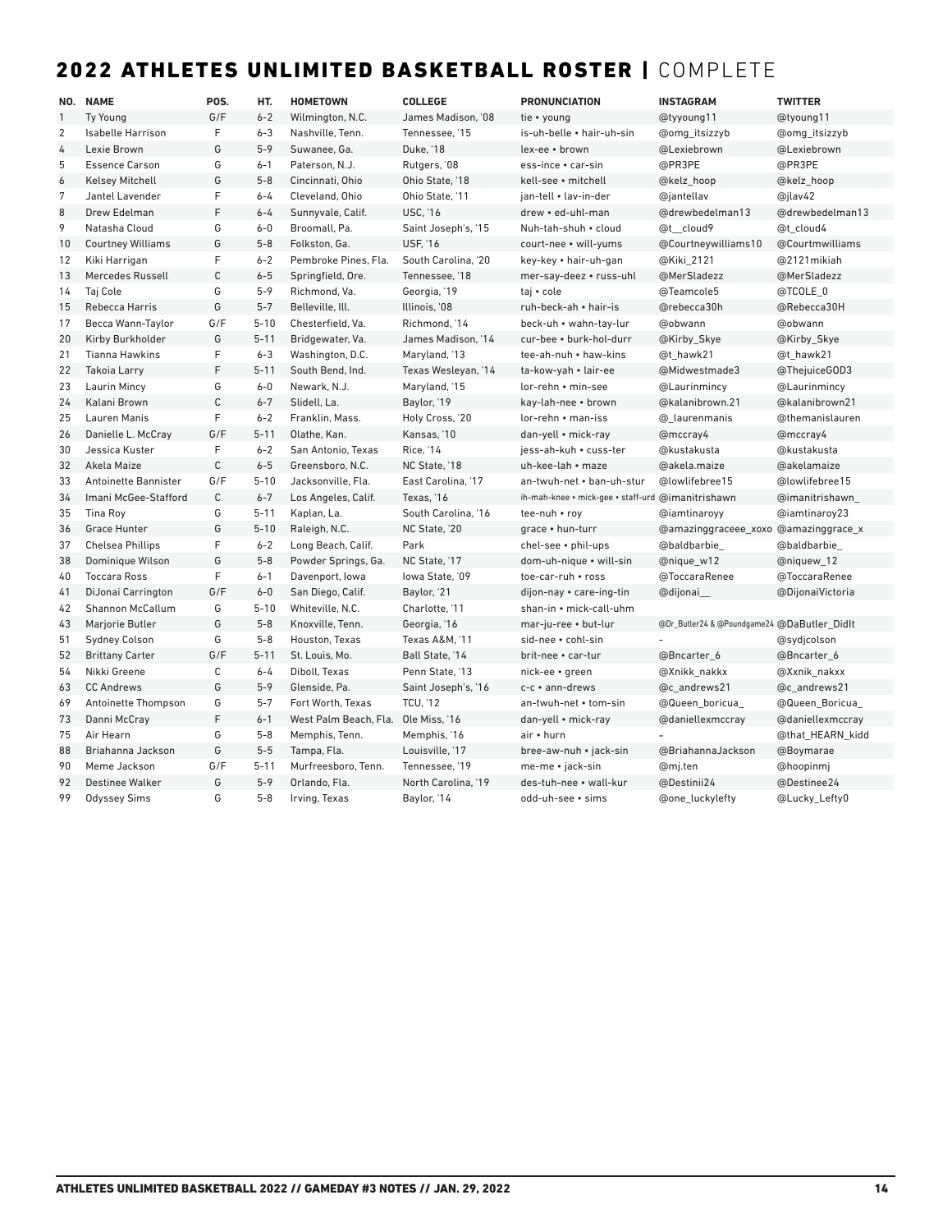# 2022 ATHLETES UNLIMITED BASKETBALL ROSTER | COMPLETE

| NO. | NAME | POS. | HT. | HOMETOWN | COLLEGE | PRONUNCIATION | INSTAGRAM | TWITTER |
|---|---|---|---|---|---|---|---|---|
| 1 | Ty Young | G/F | 6-2 | Wilmington, N.C. | James Madison, '08 | tie • young | @tyyoung11 | @tyoung11 |
| 2 | Isabelle Harrison | F | 6-3 | Nashville, Tenn. | Tennessee, '15 | is-uh-belle • hair-uh-sin | @omg_itsizzyb | @omg_itsizzyb |
| 4 | Lexie Brown | G | 5-9 | Suwanee, Ga. | Duke, '18 | lex-ee • brown | @Lexiebrown | @Lexiebrown |
| 5 | Essence Carson | G | 6-1 | Paterson, N.J. | Rutgers, '08 | ess-ince • car-sin | @PR3PE | @PR3PE |
| 6 | Kelsey Mitchell | G | 5-8 | Cincinnati, Ohio | Ohio State, '18 | kell-see • mitchell | @kelz_hoop | @kelz_hoop |
| 7 | Jantel Lavender | F | 6-4 | Cleveland, Ohio | Ohio State, '11 | jan-tell • lav-in-der | @jantellav | @jlav42 |
| 8 | Drew Edelman | F | 6-4 | Sunnyvale, Calif. | USC, '16 | drew • ed-uhl-man | @drewbedelman13 | @drewbedelman13 |
| 9 | Natasha Cloud | G | 6-0 | Broomall, Pa. | Saint Joseph's, '15 | Nuh-tah-shuh • cloud | @t__cloud9 | @t_cloud4 |
| 10 | Courtney Williams | G | 5-8 | Folkston, Ga. | USF, '16 | court-nee • will-yums | @Courtneywilliams10 | @Courtmwilliams |
| 12 | Kiki Harrigan | F | 6-2 | Pembroke Pines, Fla. | South Carolina, '20 | key-key • hair-uh-gan | @Kiki_2121 | @2121mikiah |
| 13 | Mercedes Russell | C | 6-5 | Springfield, Ore. | Tennessee, '18 | mer-say-deez • russ-uhl | @MerSladezz | @MerSladezz |
| 14 | Taj Cole | G | 5-9 | Richmond, Va. | Georgia, '19 | taj • cole | @Teamcole5 | @TCOLE_0 |
| 15 | Rebecca Harris | G | 5-7 | Belleville, Ill. | Illinois, '08 | ruh-beck-ah • hair-is | @rebecca30h | @Rebecca30H |
| 17 | Becca Wann-Taylor | G/F | 5-10 | Chesterfield, Va. | Richmond, '14 | beck-uh • wahn-tay-lur | @obwann | @obwann |
| 20 | Kirby Burkholder | G | 5-11 | Bridgewater, Va. | James Madison, '14 | cur-bee • burk-hol-durr | @Kirby_Skye | @Kirby_Skye |
| 21 | Tianna Hawkins | F | 6-3 | Washington, D.C. | Maryland, '13 | tee-ah-nuh • haw-kins | @t_hawk21 | @t_hawk21 |
| 22 | Takoia Larry | F | 5-11 | South Bend, Ind. | Texas Wesleyan, '14 | ta-kow-yah • lair-ee | @Midwestmade3 | @ThejuiceGOD3 |
| 23 | Laurin Mincy | G | 6-0 | Newark, N.J. | Maryland, '15 | lor-rehn • min-see | @Laurinmincy | @Laurinmincy |
| 24 | Kalani Brown | C | 6-7 | Slidell, La. | Baylor, '19 | kay-lah-nee • brown | @kalanibrown.21 | @kalanibrown21 |
| 25 | Lauren Manis | F | 6-2 | Franklin, Mass. | Holy Cross, '20 | lor-rehn • man-iss | @_laurenmanis | @themanislauren |
| 26 | Danielle L. McCray | G/F | 5-11 | Olathe, Kan. | Kansas, '10 | dan-yell • mick-ray | @mccray4 | @mccray4 |
| 30 | Jessica Kuster | F | 6-2 | San Antonio, Texas | Rice, '14 | jess-ah-kuh • cuss-ter | @kustakusta | @kustakusta |
| 32 | Akela Maize | C | 6-5 | Greensboro, N.C. | NC State, '18 | uh-kee-lah • maze | @akela.maize | @akelamaize |
| 33 | Antoinette Bannister | G/F | 5-10 | Jacksonville, Fla. | East Carolina, '17 | an-twuh-net • ban-uh-stur | @lowlifebree15 | @lowlifebree15 |
| 34 | Imani McGee-Stafford | C | 6-7 | Los Angeles, Calif. | Texas, '16 | ih-mah-knee • mick-gee • staff-urd | @imanitrishawn | @imanitrishawn_ |
| 35 | Tina Roy | G | 5-11 | Kaplan, La. | South Carolina, '16 | tee-nuh • roy | @iamtinaroyy | @iamtinaroy23 |
| 36 | Grace Hunter | G | 5-10 | Raleigh, N.C. | NC State, '20 | grace • hun-turr | @amazinggraceee_xoxo | @amazinggrace_x |
| 37 | Chelsea Phillips | F | 6-2 | Long Beach, Calif. | Park | chel-see • phil-ups | @baldbarbie_ | @baldbarbie_ |
| 38 | Dominique Wilson | G | 5-8 | Powder Springs, Ga. | NC State, '17 | dom-uh-nique • will-sin | @nique_w12 | @niquew_12 |
| 40 | Toccara Ross | F | 6-1 | Davenport, Iowa | Iowa State, '09 | toe-car-ruh • ross | @ToccaraRenee | @ToccaraRenee |
| 41 | DiJonai Carrington | G/F | 6-0 | San Diego, Calif. | Baylor, '21 | dijon-nay • care-ing-tin | @dijonai__ | @DijonaiVictoria |
| 42 | Shannon McCallum | G | 5-10 | Whiteville, N.C. | Charlotte, '11 | shan-in • mick-call-uhm | | |
| 43 | Marjorie Butler | G | 5-8 | Knoxville, Tenn. | Georgia, '16 | mar-ju-ree • but-lur | @Dr_Butler24 & @Poundgame24 | @DaButler_DidIt |
| 51 | Sydney Colson | G | 5-8 | Houston, Texas | Texas A&M, '11 | sid-nee • cohl-sin | - | @sydjcolson |
| 52 | Brittany Carter | G/F | 5-11 | St. Louis, Mo. | Ball State, '14 | brit-nee • car-tur | @Bncarter_6 | @Bncarter_6 |
| 54 | Nikki Greene | C | 6-4 | Diboll, Texas | Penn State, '13 | nick-ee • green | @Xnikk_nakkx | @Xxnik_nakxx |
| 63 | CC Andrews | G | 5-9 | Glenside, Pa. | Saint Joseph's, '16 | c-c • ann-drews | @c_andrews21 | @c_andrews21 |
| 69 | Antoinette Thompson | G | 5-7 | Fort Worth, Texas | TCU, '12 | an-twuh-net • tom-sin | @Queen_boricua_ | @Queen_Boricua_ |
| 73 | Danni McCray | F | 6-1 | West Palm Beach, Fla. | Ole Miss, '16 | dan-yell • mick-ray | @daniellexmccray | @daniellexmccray |
| 75 | Air Hearn | G | 5-8 | Memphis, Tenn. | Memphis, '16 | air • hurn | - | @that_HEARN_kidd |
| 88 | Briahanna Jackson | G | 5-5 | Tampa, Fla. | Louisville, '17 | bree-aw-nuh • jack-sin | @BriahannaJackson | @Boymarae |
| 90 | Meme Jackson | G/F | 5-11 | Murfreesboro, Tenn. | Tennessee, '19 | me-me • jack-sin | @mj.ten | @hoopinmj |
| 92 | Destinee Walker | G | 5-9 | Orlando, Fla. | North Carolina, '19 | des-tuh-nee • wall-kur | @Destinii24 | @Destinee24 |
| 99 | Odyssey Sims | G | 5-8 | Irving, Texas | Baylor, '14 | odd-uh-see • sims | @one_luckylefty | @Lucky_Lefty0 |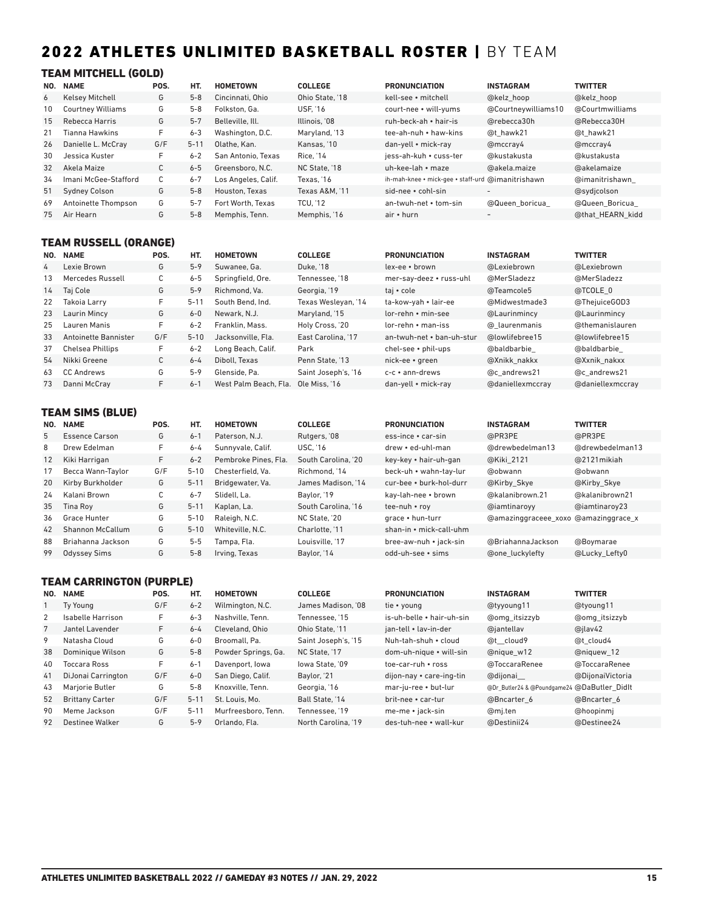# 2022 ATHLETES UNLIMITED BASKETBALL ROSTER | BY TEAM

## TEAM MITCHELL (GOLD)

| NO. | NAME | POS. | HT. | HOMETOWN | COLLEGE | PRONUNCIATION | INSTAGRAM | TWITTER |
|---|---|---|---|---|---|---|---|---|
| 6 | Kelsey Mitchell | G | 5-8 | Cincinnati, Ohio | Ohio State, '18 | kell-see • mitchell | @kelz_hoop | @kelz_hoop |
| 10 | Courtney Williams | G | 5-8 | Folkston, Ga. | USF, '16 | court-nee • will-yums | @Courtneywilliams10 | @Courtmwilliams |
| 15 | Rebecca Harris | G | 5-7 | Belleville, Ill. | Illinois, '08 | ruh-beck-ah • hair-is | @rebecca30h | @Rebecca30H |
| 21 | Tianna Hawkins | F | 6-3 | Washington, D.C. | Maryland, '13 | tee-ah-nuh • haw-kins | @t_hawk21 | @t_hawk21 |
| 26 | Danielle L. McCray | G/F | 5-11 | Olathe, Kan. | Kansas, '10 | dan-yell • mick-ray | @mccray4 | @mccray4 |
| 30 | Jessica Kuster | F | 6-2 | San Antonio, Texas | Rice, '14 | jess-ah-kuh • cuss-ter | @kustakusta | @kustakusta |
| 32 | Akela Maize | C | 6-5 | Greensboro, N.C. | NC State, '18 | uh-kee-lah • maze | @akela.maize | @akelamaize |
| 34 | Imani McGee-Stafford | C | 6-7 | Los Angeles, Calif. | Texas, '16 | ih-mah-knee • mick-gee • staff-urd | @imanitrishawn | @imanitrishawn_ |
| 51 | Sydney Colson | G | 5-8 | Houston, Texas | Texas A&M, '11 | sid-nee • cohl-sin | - | @sydjcolson |
| 69 | Antoinette Thompson | G | 5-7 | Fort Worth, Texas | TCU, '12 | an-twuh-net • tom-sin | @Queen_boricua_ | @Queen_Boricua_ |
| 75 | Air Hearn | G | 5-8 | Memphis, Tenn. | Memphis, '16 | air • hurn | - | @that_HEARN_kidd |

## TEAM RUSSELL (ORANGE)

| NO. | NAME | POS. | HT. | HOMETOWN | COLLEGE | PRONUNCIATION | INSTAGRAM | TWITTER |
|---|---|---|---|---|---|---|---|---|
| 4 | Lexie Brown | G | 5-9 | Suwanee, Ga. | Duke, '18 | lex-ee • brown | @Lexiebrown | @Lexiebrown |
| 13 | Mercedes Russell | C | 6-5 | Springfield, Ore. | Tennessee, '18 | mer-say-deez • russ-uhl | @MerSladezz | @MerSladezz |
| 14 | Taj Cole | G | 5-9 | Richmond, Va. | Georgia, '19 | taj • cole | @Teamcole5 | @TCOLE_0 |
| 22 | Takoia Larry | F | 5-11 | South Bend, Ind. | Texas Wesleyan, '14 | ta-kow-yah • lair-ee | @Midwestmade3 | @ThejuiceGOD3 |
| 23 | Laurin Mincy | G | 6-0 | Newark, N.J. | Maryland, '15 | lor-rehn • min-see | @Laurinmincy | @Laurinmincy |
| 25 | Lauren Manis | F | 6-2 | Franklin, Mass. | Holy Cross, '20 | lor-rehn • man-iss | @_laurenmanis | @themanislauren |
| 33 | Antoinette Bannister | G/F | 5-10 | Jacksonville, Fla. | East Carolina, '17 | an-twuh-net • ban-uh-stur | @lowlifebree15 | @lowlifebree15 |
| 37 | Chelsea Phillips | F | 6-2 | Long Beach, Calif. | Park | chel-see • phil-ups | @baldbarbie_ | @baldbarbie_ |
| 54 | Nikki Greene | C | 6-4 | Diboll, Texas | Penn State, '13 | nick-ee • green | @Xnikk_nakkx | @Xxnik_nakxx |
| 63 | CC Andrews | G | 5-9 | Glenside, Pa. | Saint Joseph's, '16 | c-c • ann-drews | @c_andrews21 | @c_andrews21 |
| 73 | Danni McCray | F | 6-1 | West Palm Beach, Fla. | Ole Miss, '16 | dan-yell • mick-ray | @daniellexmccray | @daniellexmccray |

## TEAM SIMS (BLUE)

| NO. | NAME | POS. | HT. | HOMETOWN | COLLEGE | PRONUNCIATION | INSTAGRAM | TWITTER |
|---|---|---|---|---|---|---|---|---|
| 5 | Essence Carson | G | 6-1 | Paterson, N.J. | Rutgers, '08 | ess-ince • car-sin | @PR3PE | @PR3PE |
| 8 | Drew Edelman | F | 6-4 | Sunnyvale, Calif. | USC, '16 | drew • ed-uhl-man | @drewbedelman13 | @drewbedelman13 |
| 12 | Kiki Harrigan | F | 6-2 | Pembroke Pines, Fla. | South Carolina, '20 | key-key • hair-uh-gan | @Kiki_2121 | @2121mikiah |
| 17 | Becca Wann-Taylor | G/F | 5-10 | Chesterfield, Va. | Richmond, '14 | beck-uh • wahn-tay-lur | @obwann | @obwann |
| 20 | Kirby Burkholder | G | 5-11 | Bridgewater, Va. | James Madison, '14 | cur-bee • burk-hol-durr | @Kirby_Skye | @Kirby_Skye |
| 24 | Kalani Brown | C | 6-7 | Slidell, La. | Baylor, '19 | kay-lah-nee • brown | @kalanibrown.21 | @kalanibrown21 |
| 35 | Tina Roy | G | 5-11 | Kaplan, La. | South Carolina, '16 | tee-nuh • roy | @iamtinaroyy | @iamtinaroy23 |
| 36 | Grace Hunter | G | 5-10 | Raleigh, N.C. | NC State, '20 | grace • hun-turr | @amazinggraceee_xoxo | @amazinggrace_x |
| 42 | Shannon McCallum | G | 5-10 | Whiteville, N.C. | Charlotte, '11 | shan-in • mick-call-uhm | | |
| 88 | Briahanna Jackson | G | 5-5 | Tampa, Fla. | Louisville, '17 | bree-aw-nuh • jack-sin | @BriahannaJackson | @Boymarae |
| 99 | Odyssey Sims | G | 5-8 | Irving, Texas | Baylor, '14 | odd-uh-see • sims | @one_luckylefty | @Lucky_Lefty0 |

## TEAM CARRINGTON (PURPLE)

| NO. | NAME | POS. | HT. | HOMETOWN | COLLEGE | PRONUNCIATION | INSTAGRAM | TWITTER |
|---|---|---|---|---|---|---|---|---|
| 1 | Ty Young | G/F | 6-2 | Wilmington, N.C. | James Madison, '08 | tie • young | @tyyoung11 | @tyoung11 |
| 2 | Isabelle Harrison | F | 6-3 | Nashville, Tenn. | Tennessee, '15 | is-uh-belle • hair-uh-sin | @omg_itsizzyb | @omg_itsizzyb |
| 7 | Jantel Lavender | F | 6-4 | Cleveland, Ohio | Ohio State, '11 | jan-tell • lav-in-der | @jantellav | @jlav42 |
| 9 | Natasha Cloud | G | 6-0 | Broomall, Pa. | Saint Joseph's, '15 | Nuh-tah-shuh • cloud | @t__cloud9 | @t_cloud4 |
| 38 | Dominique Wilson | G | 5-8 | Powder Springs, Ga. | NC State, '17 | dom-uh-nique • will-sin | @nique_w12 | @niquew_12 |
| 40 | Toccara Ross | F | 6-1 | Davenport, Iowa | Iowa State, '09 | toe-car-ruh • ross | @ToccaraRenee | @ToccaraRenee |
| 41 | DiJonai Carrington | G/F | 6-0 | San Diego, Calif. | Baylor, '21 | dijon-nay • care-ing-tin | @dijonai__ | @DijonaiVictoria |
| 43 | Marjorie Butler | G | 5-8 | Knoxville, Tenn. | Georgia, '16 | mar-ju-ree • but-lur | @Dr_Butler24 & @Poundgame24 | @DaButler_DidIt |
| 52 | Brittany Carter | G/F | 5-11 | St. Louis, Mo. | Ball State, '14 | brit-nee • car-tur | @Bncarter_6 | @Bncarter_6 |
| 90 | Meme Jackson | G/F | 5-11 | Murfreesboro, Tenn. | Tennessee, '19 | me-me • jack-sin | @mj.ten | @hoopinmj |
| 92 | Destinee Walker | G | 5-9 | Orlando, Fla. | North Carolina, '19 | des-tuh-nee • wall-kur | @Destinii24 | @Destinee24 |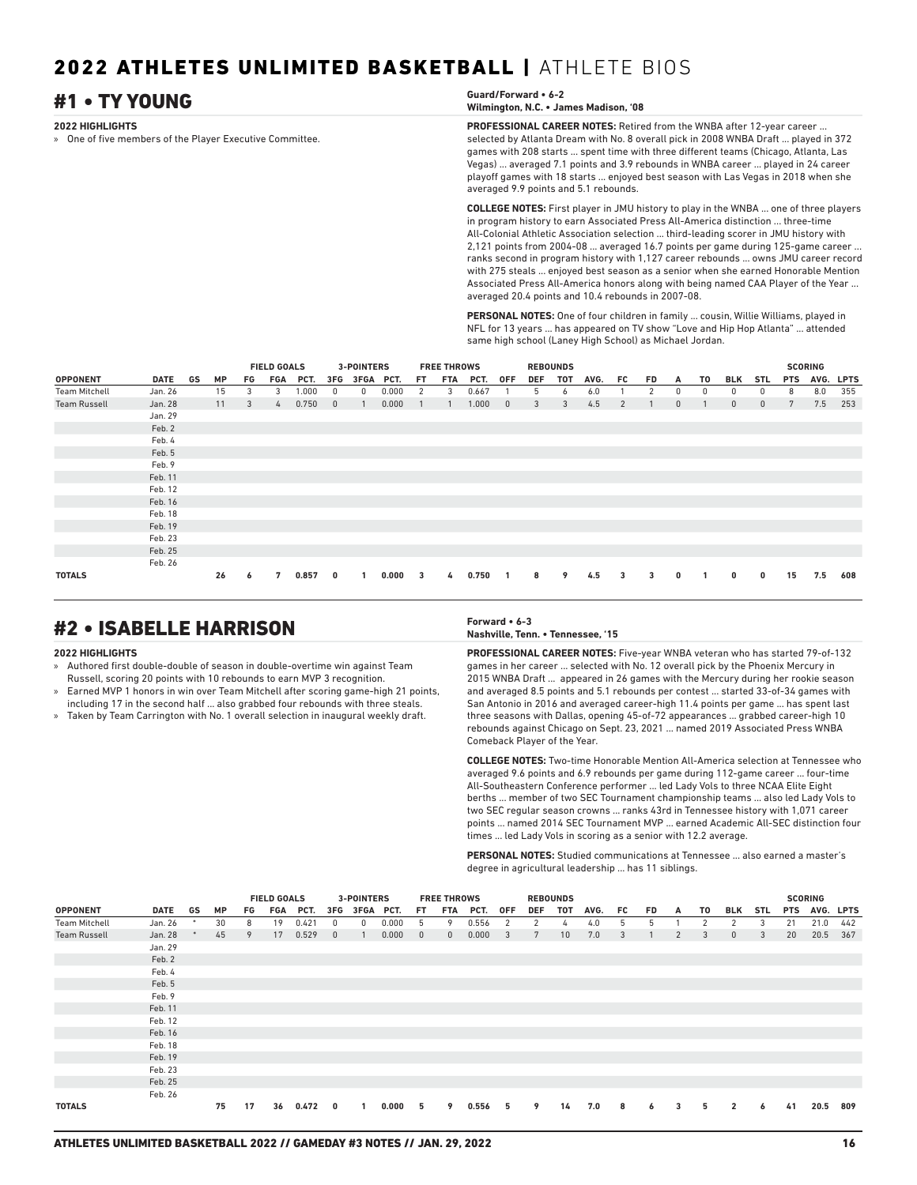# 2022 ATHLETES UNLIMITED BASKETBALL | ATHLETE BIOS

## #1 • TY YOUNG

**Guard/Forward • 6-2**
**Wilmington, N.C. • James Madison, '08**

**2022 HIGHLIGHTS**

» One of five members of the Player Executive Committee.

**PROFESSIONAL CAREER NOTES:** Retired from the WNBA after 12-year career ... selected by Atlanta Dream with No. 8 overall pick in 2008 WNBA Draft ... played in 372 games with 208 starts ... spent time with three different teams (Chicago, Atlanta, Las Vegas) ... averaged 7.1 points and 3.9 rebounds in WNBA career ... played in 24 career playoff games with 18 starts ... enjoyed best season with Las Vegas in 2018 when she averaged 9.9 points and 5.1 rebounds.

**COLLEGE NOTES:** First player in JMU history to play in the WNBA ... one of three players in program history to earn Associated Press All-America distinction ... three-time All-Colonial Athletic Association selection ... third-leading scorer in JMU history with 2,121 points from 2004-08 ... averaged 16.7 points per game during 125-game career ... ranks second in program history with 1,127 career rebounds ... owns JMU career record with 275 steals ... enjoyed best season as a senior when she earned Honorable Mention Associated Press All-America honors along with being named CAA Player of the Year ... averaged 20.4 points and 10.4 rebounds in 2007-08.

**PERSONAL NOTES:** One of four children in family ... cousin, Willie Williams, played in NFL for 13 years ... has appeared on TV show "Love and Hip Hop Atlanta" ... attended same high school (Laney High School) as Michael Jordan.

| | | | | FIELD GOALS | | | 3-POINTERS | | | FREE THROWS | | | REBOUNDS | | | | | | | | | | SCORING | | |
|---|---|---|---|---|---|---|---|---|---|---|---|---|---|---|---|---|---|---|---|---|---|---|---|---|---|
| OPPONENT | DATE | GS | MP | FG | FGA | PCT. | 3FG | 3FGA | PCT. | FT | FTA | PCT. | OFF | DEF | TOT | AVG. | FC | FD | A | TO | BLK | STL | PTS | AVG. | LPTS |
| Team Mitchell | Jan. 26 | | 15 | 3 | 3 | 1.000 | 0 | 0 | 0.000 | 2 | 3 | 0.667 | 1 | 5 | 6 | 6.0 | 1 | 2 | 0 | 0 | 0 | 0 | 8 | 8.0 | 355 |
| Team Russell | Jan. 28 | | 11 | 3 | 4 | 0.750 | 0 | 1 | 0.000 | 1 | 1 | 1.000 | 0 | 3 | 3 | 4.5 | 2 | 1 | 0 | 1 | 0 | 0 | 7 | 7.5 | 253 |
| | Jan. 29 | | | | | | | | | | | | | | | | | | | | | | | | |
| | Feb. 2 | | | | | | | | | | | | | | | | | | | | | | | | |
| | Feb. 4 | | | | | | | | | | | | | | | | | | | | | | | | |
| | Feb. 5 | | | | | | | | | | | | | | | | | | | | | | | | |
| | Feb. 9 | | | | | | | | | | | | | | | | | | | | | | | | |
| | Feb. 11 | | | | | | | | | | | | | | | | | | | | | | | | |
| | Feb. 12 | | | | | | | | | | | | | | | | | | | | | | | | |
| | Feb. 16 | | | | | | | | | | | | | | | | | | | | | | | | |
| | Feb. 18 | | | | | | | | | | | | | | | | | | | | | | | | |
| | Feb. 19 | | | | | | | | | | | | | | | | | | | | | | | | |
| | Feb. 23 | | | | | | | | | | | | | | | | | | | | | | | | |
| | Feb. 25 | | | | | | | | | | | | | | | | | | | | | | | | |
| | Feb. 26 | | | | | | | | | | | | | | | | | | | | | | | | |
| **TOTALS** | | | **26** | **6** | **7** | **0.857** | **0** | **1** | **0.000** | **3** | **4** | **0.750** | **1** | **8** | **9** | **4.5** | **3** | **3** | **0** | **1** | **0** | **0** | **15** | **7.5** | **608** |

## #2 • ISABELLE HARRISON

**Forward • 6-3**
**Nashville, Tenn. • Tennessee, '15**

**2022 HIGHLIGHTS**

» Authored first double-double of season in double-overtime win against Team Russell, scoring 20 points with 10 rebounds to earn MVP 3 recognition.
» Earned MVP 1 honors in win over Team Mitchell after scoring game-high 21 points, including 17 in the second half ... also grabbed four rebounds with three steals.
» Taken by Team Carrington with No. 1 overall selection in inaugural weekly draft.

**PROFESSIONAL CAREER NOTES:** Five-year WNBA veteran who has started 79-of-132 games in her career ... selected with No. 12 overall pick by the Phoenix Mercury in 2015 WNBA Draft ... appeared in 26 games with the Mercury during her rookie season and averaged 8.5 points and 5.1 rebounds per contest ... started 33-of-34 games with San Antonio in 2016 and averaged career-high 11.4 points per game ... has spent last three seasons with Dallas, opening 45-of-72 appearances ... grabbed career-high 10 rebounds against Chicago on Sept. 23, 2021 ... named 2019 Associated Press WNBA Comeback Player of the Year.

**COLLEGE NOTES:** Two-time Honorable Mention All-America selection at Tennessee who averaged 9.6 points and 6.9 rebounds per game during 112-game career ... four-time All-Southeastern Conference performer ... led Lady Vols to three NCAA Elite Eight berths ... member of two SEC Tournament championship teams ... also led Lady Vols to two SEC regular season crowns ... ranks 43rd in Tennessee history with 1,071 career points ... named 2014 SEC Tournament MVP ... earned Academic All-SEC distinction four times ... led Lady Vols in scoring as a senior with 12.2 average.

**PERSONAL NOTES:** Studied communications at Tennessee ... also earned a master's degree in agricultural leadership ... has 11 siblings.

| | | | | FIELD GOALS | | | 3-POINTERS | | | FREE THROWS | | | REBOUNDS | | | | | | | | | | SCORING | | |
|---|---|---|---|---|---|---|---|---|---|---|---|---|---|---|---|---|---|---|---|---|---|---|---|---|---|
| OPPONENT | DATE | GS | MP | FG | FGA | PCT. | 3FG | 3FGA | PCT. | FT | FTA | PCT. | OFF | DEF | TOT | AVG. | FC | FD | A | TO | BLK | STL | PTS | AVG. | LPTS |
| Team Mitchell | Jan. 26 | * | 30 | 8 | 19 | 0.421 | 0 | 0 | 0.000 | 5 | 9 | 0.556 | 2 | 2 | 4 | 4.0 | 5 | 5 | 1 | 2 | 2 | 3 | 21 | 21.0 | 442 |
| Team Russell | Jan. 28 | * | 45 | 9 | 17 | 0.529 | 0 | 1 | 0.000 | 0 | 0 | 0.000 | 3 | 7 | 10 | 7.0 | 3 | 1 | 2 | 3 | 0 | 3 | 20 | 20.5 | 367 |
| | Jan. 29 | | | | | | | | | | | | | | | | | | | | | | | | |
| | Feb. 2 | | | | | | | | | | | | | | | | | | | | | | | | |
| | Feb. 4 | | | | | | | | | | | | | | | | | | | | | | | | |
| | Feb. 5 | | | | | | | | | | | | | | | | | | | | | | | | |
| | Feb. 9 | | | | | | | | | | | | | | | | | | | | | | | | |
| | Feb. 11 | | | | | | | | | | | | | | | | | | | | | | | | |
| | Feb. 12 | | | | | | | | | | | | | | | | | | | | | | | | |
| | Feb. 16 | | | | | | | | | | | | | | | | | | | | | | | | |
| | Feb. 18 | | | | | | | | | | | | | | | | | | | | | | | | |
| | Feb. 19 | | | | | | | | | | | | | | | | | | | | | | | | |
| | Feb. 23 | | | | | | | | | | | | | | | | | | | | | | | | |
| | Feb. 25 | | | | | | | | | | | | | | | | | | | | | | | | |
| | Feb. 26 | | | | | | | | | | | | | | | | | | | | | | | | |
| **TOTALS** | | | **75** | **17** | **36** | **0.472** | **0** | **1** | **0.000** | **5** | **9** | **0.556** | **5** | **9** | **14** | **7.0** | **8** | **6** | **3** | **5** | **2** | **6** | **41** | **20.5** | **809** |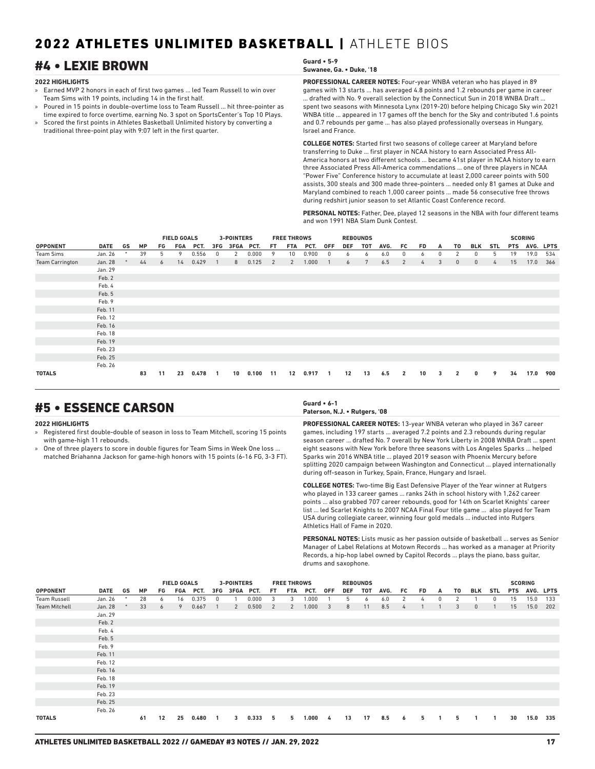# 2022 ATHLETES UNLIMITED BASKETBALL | ATHLETE BIOS

## #4 • LEXIE BROWN

**Guard • 5-9**
**Suwanee, Ga. • Duke, '18**

**2022 HIGHLIGHTS**

- Earned MVP 2 honors in each of first two games ... led Team Russell to win over Team Sims with 19 points, including 14 in the first half.
- Poured in 15 points in double-overtime loss to Team Russell ... hit three-pointer as time expired to force overtime, earning No. 3 spot on SportsCenter's Top 10 Plays.
- Scored the first points in Athletes Basketball Unlimited history by converting a traditional three-point play with 9:07 left in the first quarter.

**PROFESSIONAL CAREER NOTES:** Four-year WNBA veteran who has played in 89 games with 13 starts ... has averaged 4.8 points and 1.2 rebounds per game in career ... drafted with No. 9 overall selection by the Connecticut Sun in 2018 WNBA Draft ... spent two seasons with Minnesota Lynx (2019-20) before helping Chicago Sky win 2021 WNBA title ... appeared in 17 games off the bench for the Sky and contributed 1.6 points and 0.7 rebounds per game ... has also played professionally overseas in Hungary, Israel and France.

**COLLEGE NOTES:** Started first two seasons of college career at Maryland before transferring to Duke ... first player in NCAA history to earn Associated Press All-America honors at two different schools ... became 41st player in NCAA history to earn three Associated Press All-America commendations ... one of three players in NCAA "Power Five" Conference history to accumulate at least 2,000 career points with 500 assists, 300 steals and 300 made three-pointers ... needed only 81 games at Duke and Maryland combined to reach 1,000 career points ... made 56 consecutive free throws during redshirt junior season to set Atlantic Coast Conference record.

**PERSONAL NOTES:** Father, Dee, played 12 seasons in the NBA with four different teams and won 1991 NBA Slam Dunk Contest.

| | | | | FIELD GOALS | | | 3-POINTERS | | | FREE THROWS | | | REBOUNDS | | | | | | | | | | SCORING | | |
|---|---|---|---|---|---|---|---|---|---|---|---|---|---|---|---|---|---|---|---|---|---|---|---|---|---|
| OPPONENT | DATE | GS | MP | FG | FGA | PCT. | 3FG | 3FGA | PCT. | FT | FTA | PCT. | OFF | DEF | TOT | AVG. | FC | FD | A | TO | BLK | STL | PTS | AVG. | LPTS |
| Team Sims | Jan. 26 | * | 39 | 5 | 9 | 0.556 | 0 | 2 | 0.000 | 9 | 10 | 0.900 | 0 | 6 | 6 | 6.0 | 0 | 6 | 0 | 2 | 0 | 5 | 19 | 19.0 | 534 |
| Team Carrington | Jan. 28 | * | 44 | 6 | 14 | 0.429 | 1 | 8 | 0.125 | 2 | 2 | 1.000 | 1 | 6 | 7 | 6.5 | 2 | 4 | 3 | 0 | 0 | 4 | 15 | 17.0 | 366 |
| | Jan. 29 | | | | | | | | | | | | | | | | | | | | | | | | |
| | Feb. 2 | | | | | | | | | | | | | | | | | | | | | | | | |
| | Feb. 4 | | | | | | | | | | | | | | | | | | | | | | | | |
| | Feb. 5 | | | | | | | | | | | | | | | | | | | | | | | | |
| | Feb. 9 | | | | | | | | | | | | | | | | | | | | | | | | |
| | Feb. 11 | | | | | | | | | | | | | | | | | | | | | | | | |
| | Feb. 12 | | | | | | | | | | | | | | | | | | | | | | | | |
| | Feb. 16 | | | | | | | | | | | | | | | | | | | | | | | | |
| | Feb. 18 | | | | | | | | | | | | | | | | | | | | | | | | |
| | Feb. 19 | | | | | | | | | | | | | | | | | | | | | | | | |
| | Feb. 23 | | | | | | | | | | | | | | | | | | | | | | | | |
| | Feb. 25 | | | | | | | | | | | | | | | | | | | | | | | | |
| | Feb. 26 | | | | | | | | | | | | | | | | | | | | | | | | |
| **TOTALS** | | | **83** | **11** | **23** | **0.478** | **1** | **10** | **0.100** | **11** | **12** | **0.917** | **1** | **12** | **13** | **6.5** | **2** | **10** | **3** | **2** | **0** | **9** | **34** | **17.0** | **900** |

## #5 • ESSENCE CARSON

**Guard • 6-1**
**Paterson, N.J. • Rutgers, '08**

**2022 HIGHLIGHTS**

- Registered first double-double of season in loss to Team Mitchell, scoring 15 points with game-high 11 rebounds.
- One of three players to score in double figures for Team Sims in Week One loss ... matched Briahanna Jackson for game-high honors with 15 points (6-16 FG, 3-3 FT).

**PROFESSIONAL CAREER NOTES:** 13-year WNBA veteran who played in 367 career games, including 197 starts ... averaged 7.2 points and 2.3 rebounds during regular season career ... drafted No. 7 overall by New York Liberty in 2008 WNBA Draft ... spent eight seasons with New York before three seasons with Los Angeles Sparks ... helped Sparks win 2016 WNBA title ... played 2019 season with Phoenix Mercury before splitting 2020 campaign between Washington and Connecticut ... played internationally during off-season in Turkey, Spain, France, Hungary and Israel.

**COLLEGE NOTES:** Two-time Big East Defensive Player of the Year winner at Rutgers who played in 133 career games ... ranks 24th in school history with 1,262 career points ... also grabbed 707 career rebounds, good for 14th on Scarlet Knights' career list ... led Scarlet Knights to 2007 NCAA Final Four title game ... also played for Team USA during collegiate career, winning four gold medals ... inducted into Rutgers Athletics Hall of Fame in 2020.

**PERSONAL NOTES:** Lists music as her passion outside of basketball ... serves as Senior Manager of Label Relations at Motown Records ... has worked as a manager at Priority Records, a hip-hop label owned by Capitol Records ... plays the piano, bass guitar, drums and saxophone.

| | | | | FIELD GOALS | | | 3-POINTERS | | | FREE THROWS | | | REBOUNDS | | | | | | | | | | SCORING | | |
|---|---|---|---|---|---|---|---|---|---|---|---|---|---|---|---|---|---|---|---|---|---|---|---|---|---|
| OPPONENT | DATE | GS | MP | FG | FGA | PCT. | 3FG | 3FGA | PCT. | FT | FTA | PCT. | OFF | DEF | TOT | AVG. | FC | FD | A | TO | BLK | STL | PTS | AVG. | LPTS |
| Team Russell | Jan. 26 | * | 28 | 6 | 16 | 0.375 | 0 | 1 | 0.000 | 3 | 3 | 1.000 | 1 | 5 | 6 | 6.0 | 2 | 4 | 0 | 2 | 1 | 0 | 15 | 15.0 | 133 |
| Team Mitchell | Jan. 28 | * | 33 | 6 | 9 | 0.667 | 1 | 2 | 0.500 | 2 | 2 | 1.000 | 3 | 8 | 11 | 8.5 | 4 | 1 | 1 | 3 | 0 | 1 | 15 | 15.0 | 202 |
| | Jan. 29 | | | | | | | | | | | | | | | | | | | | | | | | |
| | Feb. 2 | | | | | | | | | | | | | | | | | | | | | | | | |
| | Feb. 4 | | | | | | | | | | | | | | | | | | | | | | | | |
| | Feb. 5 | | | | | | | | | | | | | | | | | | | | | | | | |
| | Feb. 9 | | | | | | | | | | | | | | | | | | | | | | | | |
| | Feb. 11 | | | | | | | | | | | | | | | | | | | | | | | | |
| | Feb. 12 | | | | | | | | | | | | | | | | | | | | | | | | |
| | Feb. 16 | | | | | | | | | | | | | | | | | | | | | | | | |
| | Feb. 18 | | | | | | | | | | | | | | | | | | | | | | | | |
| | Feb. 19 | | | | | | | | | | | | | | | | | | | | | | | | |
| | Feb. 23 | | | | | | | | | | | | | | | | | | | | | | | | |
| | Feb. 25 | | | | | | | | | | | | | | | | | | | | | | | | |
| | Feb. 26 | | | | | | | | | | | | | | | | | | | | | | | | |
| **TOTALS** | | | **61** | **12** | **25** | **0.480** | **1** | **3** | **0.333** | **5** | **5** | **1.000** | **4** | **13** | **17** | **8.5** | **6** | **5** | **1** | **5** | **1** | **1** | **30** | **15.0** | **335** |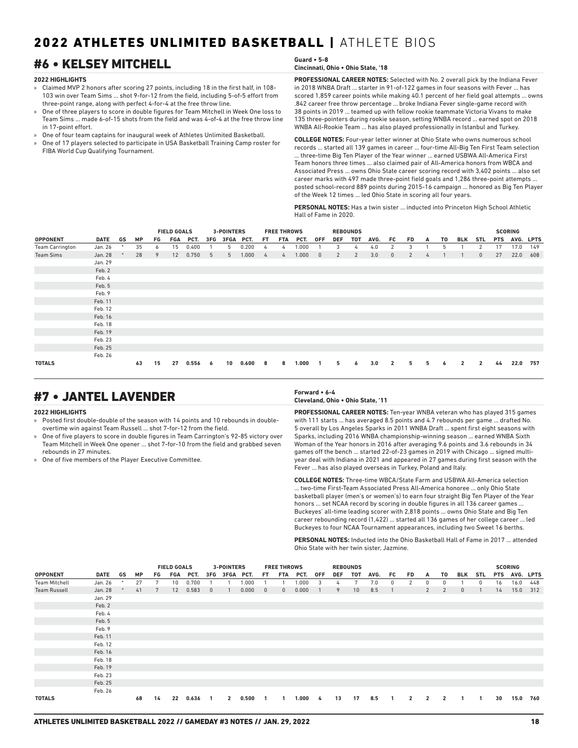## #6 • KELSEY MITCHELL

**Guard • 5-8**
**Cincinnati, Ohio • Ohio State, '18**

**2022 HIGHLIGHTS**

- Claimed MVP 2 honors after scoring 27 points, including 18 in the first half, in 108-103 win over Team Sims ... shot 9-for-12 from the field, including 5-of-5 effort from three-point range, along with perfect 4-for-4 at the free throw line.
- One of three players to score in double figures for Team Mitchell in Week One loss to Team Sims ... made 6-of-15 shots from the field and was 4-of-4 at the free throw line in 17-point effort.
- One of four team captains for inaugural week of Athletes Unlimited Basketball.
- One of 17 players selected to participate in USA Basketball Training Camp roster for FIBA World Cup Qualifying Tournament.

**PROFESSIONAL CAREER NOTES:** Selected with No. 2 overall pick by the Indiana Fever in 2018 WNBA Draft ... starter in 91-of-122 games in four seasons with Fever ... has scored 1,859 career points while making 40.1 percent of her field goal attempts ... owns .842 career free throw percentage ... broke Indiana Fever single-game record with 38 points in 2019 ... teamed up with fellow rookie teammate Victoria Vivans to make 135 three-pointers during rookie season, setting WNBA record ... earned spot on 2018 WNBA All-Rookie Team ... has also played professionally in Istanbul and Turkey.

**COLLEGE NOTES:** Four-year letter winner at Ohio State who owns numerous school records ... started all 139 games in career ... four-time All-Big Ten First Team selection ... three-time Big Ten Player of the Year winner ... earned USBWA All-America First Team honors three times ... also claimed pair of All-America honors from WBCA and Associated Press ... owns Ohio State career scoring record with 3,402 points ... also set career marks with 497 made three-point field goals and 1,286 three-point attempts ... posted school-record 889 points during 2015-16 campaign ... honored as Big Ten Player of the Week 12 times ... led Ohio State in scoring all four years.

**PERSONAL NOTES:** Has a twin sister ... inducted into Princeton High School Athletic Hall of Fame in 2020.

| | | | | FIELD GOALS | | | 3-POINTERS | | | FREE THROWS | | | REBOUNDS | | | | | | | | | | SCORING | | |
|---|---|---|---|---|---|---|---|---|---|---|---|---|---|---|---|---|---|---|---|---|---|---|---|---|---|
| **OPPONENT** | **DATE** | **GS** | **MP** | **FG** | **FGA** | **PCT.** | **3FG** | **3FGA** | **PCT.** | **FT** | **FTA** | **PCT.** | **OFF** | **DEF** | **TOT** | **AVG.** | **FC** | **FD** | **A** | **TO** | **BLK** | **STL** | **PTS** | **AVG.** | **LPTS** |
| Team Carrington | Jan. 26 | * | 35 | 6 | 15 | 0.400 | 1 | 5 | 0.200 | 4 | 4 | 1.000 | 1 | 3 | 4 | 4.0 | 2 | 3 | 1 | 5 | 1 | 2 | 17 | 17.0 | 149 |
| Team Sims | Jan. 28 | * | 28 | 9 | 12 | 0.750 | 5 | 5 | 1.000 | 4 | 4 | 1.000 | 0 | 2 | 2 | 3.0 | 0 | 2 | 4 | 1 | 1 | 0 | 27 | 22.0 | 608 |
| | Jan. 29 | | | | | | | | | | | | | | | | | | | | | | | | |
| | Feb. 2 | | | | | | | | | | | | | | | | | | | | | | | | |
| | Feb. 4 | | | | | | | | | | | | | | | | | | | | | | | | |
| | Feb. 5 | | | | | | | | | | | | | | | | | | | | | | | | |
| | Feb. 9 | | | | | | | | | | | | | | | | | | | | | | | | |
| | Feb. 11 | | | | | | | | | | | | | | | | | | | | | | | | |
| | Feb. 12 | | | | | | | | | | | | | | | | | | | | | | | | |
| | Feb. 16 | | | | | | | | | | | | | | | | | | | | | | | | |
| | Feb. 18 | | | | | | | | | | | | | | | | | | | | | | | | |
| | Feb. 19 | | | | | | | | | | | | | | | | | | | | | | | | |
| | Feb. 23 | | | | | | | | | | | | | | | | | | | | | | | | |
| | Feb. 25 | | | | | | | | | | | | | | | | | | | | | | | | |
| | Feb. 26 | | | | | | | | | | | | | | | | | | | | | | | | |
| **TOTALS** | | | **63** | **15** | **27** | **0.556** | **6** | **10** | **0.600** | **8** | **8** | **1.000** | **1** | **5** | **6** | **3.0** | **2** | **5** | **5** | **6** | **2** | **2** | **44** | **22.0** | **757** |

## #7 • JANTEL LAVENDER

**Forward • 6-4**
**Cleveland, Ohio • Ohio State, '11**

**2022 HIGHLIGHTS**

- Posted first double-double of the season with 14 points and 10 rebounds in double-overtime win against Team Russell ... shot 7-for-12 from the field.
- One of five players to score in double figures in Team Carrington's 92-85 victory over Team Mitchell in Week One opener ... shot 7-for-10 from the field and grabbed seven rebounds in 27 minutes.
- One of five members of the Player Executive Committee.

**PROFESSIONAL CAREER NOTES:** Ten-year WNBA veteran who has played 315 games with 111 starts ... has averaged 8.5 points and 4.7 rebounds per game ... drafted No. 5 overall by Los Angeles Sparks in 2011 WNBA Draft ... spent first eight seasons with Sparks, including 2016 WNBA championship-winning season ... earned WNBA Sixth Woman of the Year honors in 2016 after averaging 9.6 points and 3.6 rebounds in 34 games off the bench ... started 22-of-23 games in 2019 with Chicago ... signed multi-year deal with Indiana in 2021 and appeared in 27 games during first season with the Fever ... has also played overseas in Turkey, Poland and Italy.

**COLLEGE NOTES:** Three-time WBCA/State Farm and USBWA All-America selection ... two-time First-Team Associated Press All-America honoree ... only Ohio State basketball player (men's or women's) to earn four straight Big Ten Player of the Year honors ... set NCAA record by scoring in double figures in all 136 career games ... Buckeyes' all-time leading scorer with 2,818 points ... owns Ohio State and Big Ten career rebounding record (1,422) ... started all 136 games of her college career ... led Buckeyes to four NCAA Tournament appearances, including two Sweet 16 berths.

**PERSONAL NOTES:** Inducted into the Ohio Basketball Hall of Fame in 2017 ... attended Ohio State with her twin sister, Jazmine.

| | | | | FIELD GOALS | | | 3-POINTERS | | | FREE THROWS | | | REBOUNDS | | | | | | | | | | SCORING | | |
|---|---|---|---|---|---|---|---|---|---|---|---|---|---|---|---|---|---|---|---|---|---|---|---|---|---|
| **OPPONENT** | **DATE** | **GS** | **MP** | **FG** | **FGA** | **PCT.** | **3FG** | **3FGA** | **PCT.** | **FT** | **FTA** | **PCT.** | **OFF** | **DEF** | **TOT** | **AVG.** | **FC** | **FD** | **A** | **TO** | **BLK** | **STL** | **PTS** | **AVG.** | **LPTS** |
| Team Mitchell | Jan. 26 | * | 27 | 7 | 10 | 0.700 | 1 | 1 | 1.000 | 1 | 1 | 1.000 | 3 | 4 | 7 | 7.0 | 0 | 2 | 0 | 0 | 1 | 0 | 16 | 16.0 | 448 |
| Team Russell | Jan. 28 | * | 41 | 7 | 12 | 0.583 | 0 | 1 | 0.000 | 0 | 0 | 0.000 | 1 | 9 | 10 | 8.5 | 1 | | 2 | 2 | 0 | 1 | 14 | 15.0 | 312 |
| | Jan. 29 | | | | | | | | | | | | | | | | | | | | | | | | |
| | Feb. 2 | | | | | | | | | | | | | | | | | | | | | | | | |
| | Feb. 4 | | | | | | | | | | | | | | | | | | | | | | | | |
| | Feb. 5 | | | | | | | | | | | | | | | | | | | | | | | | |
| | Feb. 9 | | | | | | | | | | | | | | | | | | | | | | | | |
| | Feb. 11 | | | | | | | | | | | | | | | | | | | | | | | | |
| | Feb. 12 | | | | | | | | | | | | | | | | | | | | | | | | |
| | Feb. 16 | | | | | | | | | | | | | | | | | | | | | | | | |
| | Feb. 18 | | | | | | | | | | | | | | | | | | | | | | | | |
| | Feb. 19 | | | | | | | | | | | | | | | | | | | | | | | | |
| | Feb. 23 | | | | | | | | | | | | | | | | | | | | | | | | |
| | Feb. 25 | | | | | | | | | | | | | | | | | | | | | | | | |
| | Feb. 26 | | | | | | | | | | | | | | | | | | | | | | | | |
| **TOTALS** | | | **68** | **14** | **22** | **0.636** | **1** | **2** | **0.500** | **1** | **1** | **1.000** | **4** | **13** | **17** | **8.5** | **1** | **2** | **2** | **2** | **1** | **1** | **30** | **15.0** | **760** |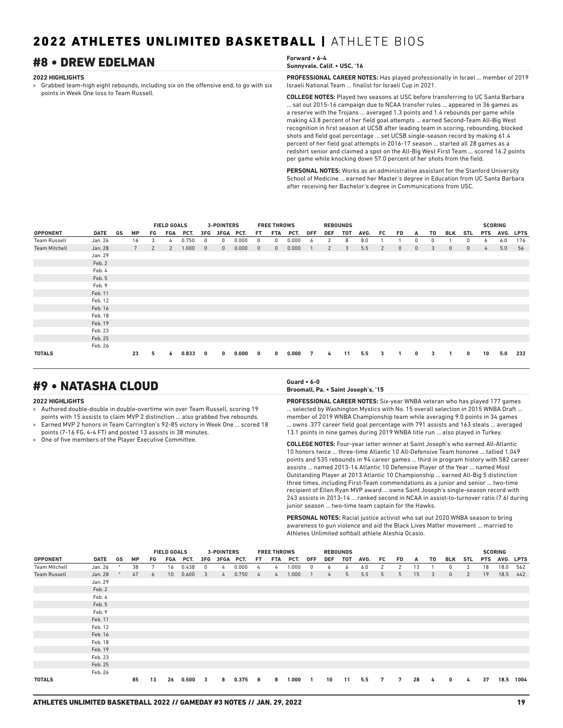# 2022 ATHLETES UNLIMITED BASKETBALL | ATHLETE BIOS

## #8 • DREW EDELMAN

**Forward • 6-4**
**Sunnyvale, Calif. • USC, '16**

**2022 HIGHLIGHTS**

» Grabbed team-high eight rebounds, including six on the offensive end, to go with six points in Week One loss to Team Russell.

**PROFESSIONAL CAREER NOTES:** Has played professionally in Israel ... member of 2019 Israeli National Team ... finalist for Israeli Cup in 2021.

**COLLEGE NOTES:** Played two seasons at USC before transferring to UC Santa Barbara ... sat out 2015-16 campaign due to NCAA transfer rules ... appeared in 36 games as a reserve with the Trojans ... averaged 1.3 points and 1.4 rebounds per game while making 43.8 percent of her field goal attempts ... earned Second-Team All-Big West recognition in first season at UCSB after leading team in scoring, rebounding, blocked shots and field goal percentage ... set UCSB single-season record by making 61.4 percent of her field goal attempts in 2016-17 season ... started all 28 games as a redshirt senior and claimed a spot on the All-Big West First Team ... scored 16.2 points per game while knocking down 57.0 percent of her shots from the field.

**PERSONAL NOTES:** Works as an administrative assistant for the Stanford University School of Medicine ... earned her Master's degree in Education from UC Santa Barbara after receiving her Bachelor's degree in Communications from USC.

| | | | | FIELD GOALS | | | 3-POINTERS | | | FREE THROWS | | | REBOUNDS | | | | | | | | | | SCORING | | |
|---|---|---|---|---|---|---|---|---|---|---|---|---|---|---|---|---|---|---|---|---|---|---|---|---|---|
| **OPPONENT** | **DATE** | **GS** | **MP** | **FG** | **FGA** | **PCT.** | **3FG** | **3FGA** | **PCT.** | **FT** | **FTA** | **PCT.** | **OFF** | **DEF** | **TOT** | **AVG.** | **FC** | **FD** | **A** | **TO** | **BLK** | **STL** | **PTS** | **AVG.** | **LPTS** |
| Team Russell | Jan. 26 | | 16 | 3 | 4 | 0.750 | 0 | 0 | 0.000 | 0 | 0 | 0.000 | 6 | 2 | 8 | 8.0 | 1 | 1 | 0 | 0 | 1 | 0 | 6 | 6.0 | 176 |
| Team Mitchell | Jan. 28 | | 7 | 2 | 2 | 1.000 | 0 | 0 | 0.000 | 0 | 0 | 0.000 | 1 | 2 | 3 | 5.5 | 2 | 0 | 0 | 3 | 0 | 0 | 4 | 5.0 | 56 |
| | Jan. 29 | | | | | | | | | | | | | | | | | | | | | | | | |
| | Feb. 2 | | | | | | | | | | | | | | | | | | | | | | | | |
| | Feb. 4 | | | | | | | | | | | | | | | | | | | | | | | | |
| | Feb. 5 | | | | | | | | | | | | | | | | | | | | | | | | |
| | Feb. 9 | | | | | | | | | | | | | | | | | | | | | | | | |
| | Feb. 11 | | | | | | | | | | | | | | | | | | | | | | | | |
| | Feb. 12 | | | | | | | | | | | | | | | | | | | | | | | | |
| | Feb. 16 | | | | | | | | | | | | | | | | | | | | | | | | |
| | Feb. 18 | | | | | | | | | | | | | | | | | | | | | | | | |
| | Feb. 19 | | | | | | | | | | | | | | | | | | | | | | | | |
| | Feb. 23 | | | | | | | | | | | | | | | | | | | | | | | | |
| | Feb. 25 | | | | | | | | | | | | | | | | | | | | | | | | |
| | Feb. 26 | | | | | | | | | | | | | | | | | | | | | | | | |
| **TOTALS** | | | **23** | **5** | **6** | **0.833** | **0** | **0** | **0.000** | **0** | **0** | **0.000** | **7** | **4** | **11** | **5.5** | **3** | **1** | **0** | **3** | **1** | **0** | **10** | **5.0** | **232** |

## #9 • NATASHA CLOUD

**Guard • 6-0**
**Broomall, Pa. • Saint Joseph's, '15**

**2022 HIGHLIGHTS**

» Authored double-double in double-overtime win over Team Russell, scoring 19 points with 15 assists to claim MVP 2 distinction ... also grabbed five rebounds.
» Earned MVP 2 honors in Team Carrington's 92-85 victory in Week One ... scored 18 points (7-16 FG, 4-4 FT) and posted 13 assists in 38 minutes.
» One of five members of the Player Executive Committee.

**PROFESSIONAL CAREER NOTES:** Six-year WNBA veteran who has played 177 games ... selected by Washington Mystics with No. 15 overall selection in 2015 WNBA Draft ... member of 2019 WNBA Championship team while averaging 9.0 points in 34 games ... owns .377 career field goal percentage with 791 assists and 163 steals ... averaged 13.1 points in nine games during 2019 WNBA title run ... also played in Turkey.

**COLLEGE NOTES:** Four-year letter winner at Saint Joseph's who earned All-Atlantic 10 honors twice ... three-time Atlantic 10 All-Defensive Team honoree ... tallied 1,049 points and 535 rebounds in 94 career games ... third in program history with 582 career assists ... named 2013-14 Atlantic 10 Defensive Player of the Year ... named Most Outstanding Player at 2013 Atlantic 10 Championship ... earned All-Big 5 distinction three times, including First-Team commendations as a junior and senior ... two-time recipient of Ellen Ryan MVP award ... owns Saint Joseph's single-season record with 243 assists in 2013-14 ... ranked second in NCAA in assist-to-turnover ratio (7.6) during junior season ... two-time team captain for the Hawks.

**PERSONAL NOTES:** Racial justice activist who sat out 2020 WNBA season to bring awareness to gun violence and aid the Black Lives Matter movement ... married to Athletes Unlimited softball athlete Aleshia Ocasio.

| | | | | FIELD GOALS | | | 3-POINTERS | | | FREE THROWS | | | REBOUNDS | | | | | | | | | | SCORING | | |
|---|---|---|---|---|---|---|---|---|---|---|---|---|---|---|---|---|---|---|---|---|---|---|---|---|---|
| **OPPONENT** | **DATE** | **GS** | **MP** | **FG** | **FGA** | **PCT.** | **3FG** | **3FGA** | **PCT.** | **FT** | **FTA** | **PCT.** | **OFF** | **DEF** | **TOT** | **AVG.** | **FC** | **FD** | **A** | **TO** | **BLK** | **STL** | **PTS** | **AVG.** | **LPTS** |
| Team Mitchell | Jan. 26 | * | 38 | 7 | 16 | 0.438 | 0 | 4 | 0.000 | 4 | 4 | 1.000 | 0 | 6 | 6 | 6.0 | 2 | 2 | 13 | 1 | 0 | 2 | 18 | 18.0 | 562 |
| Team Russell | Jan. 28 | * | 47 | 6 | 10 | 0.600 | 3 | 4 | 0.750 | 4 | 4 | 1.000 | 1 | 4 | 5 | 5.5 | 5 | 5 | 15 | 3 | 0 | 2 | 19 | 18.5 | 442 |
| | Jan. 29 | | | | | | | | | | | | | | | | | | | | | | | | |
| | Feb. 2 | | | | | | | | | | | | | | | | | | | | | | | | |
| | Feb. 4 | | | | | | | | | | | | | | | | | | | | | | | | |
| | Feb. 5 | | | | | | | | | | | | | | | | | | | | | | | | |
| | Feb. 9 | | | | | | | | | | | | | | | | | | | | | | | | |
| | Feb. 11 | | | | | | | | | | | | | | | | | | | | | | | | |
| | Feb. 12 | | | | | | | | | | | | | | | | | | | | | | | | |
| | Feb. 16 | | | | | | | | | | | | | | | | | | | | | | | | |
| | Feb. 18 | | | | | | | | | | | | | | | | | | | | | | | | |
| | Feb. 19 | | | | | | | | | | | | | | | | | | | | | | | | |
| | Feb. 23 | | | | | | | | | | | | | | | | | | | | | | | | |
| | Feb. 25 | | | | | | | | | | | | | | | | | | | | | | | | |
| | Feb. 26 | | | | | | | | | | | | | | | | | | | | | | | | |
| **TOTALS** | | | **85** | **13** | **26** | **0.500** | **3** | **8** | **0.375** | **8** | **8** | **1.000** | **1** | **10** | **11** | **5.5** | **7** | **7** | **28** | **4** | **0** | **4** | **37** | **18.5** | **1004** |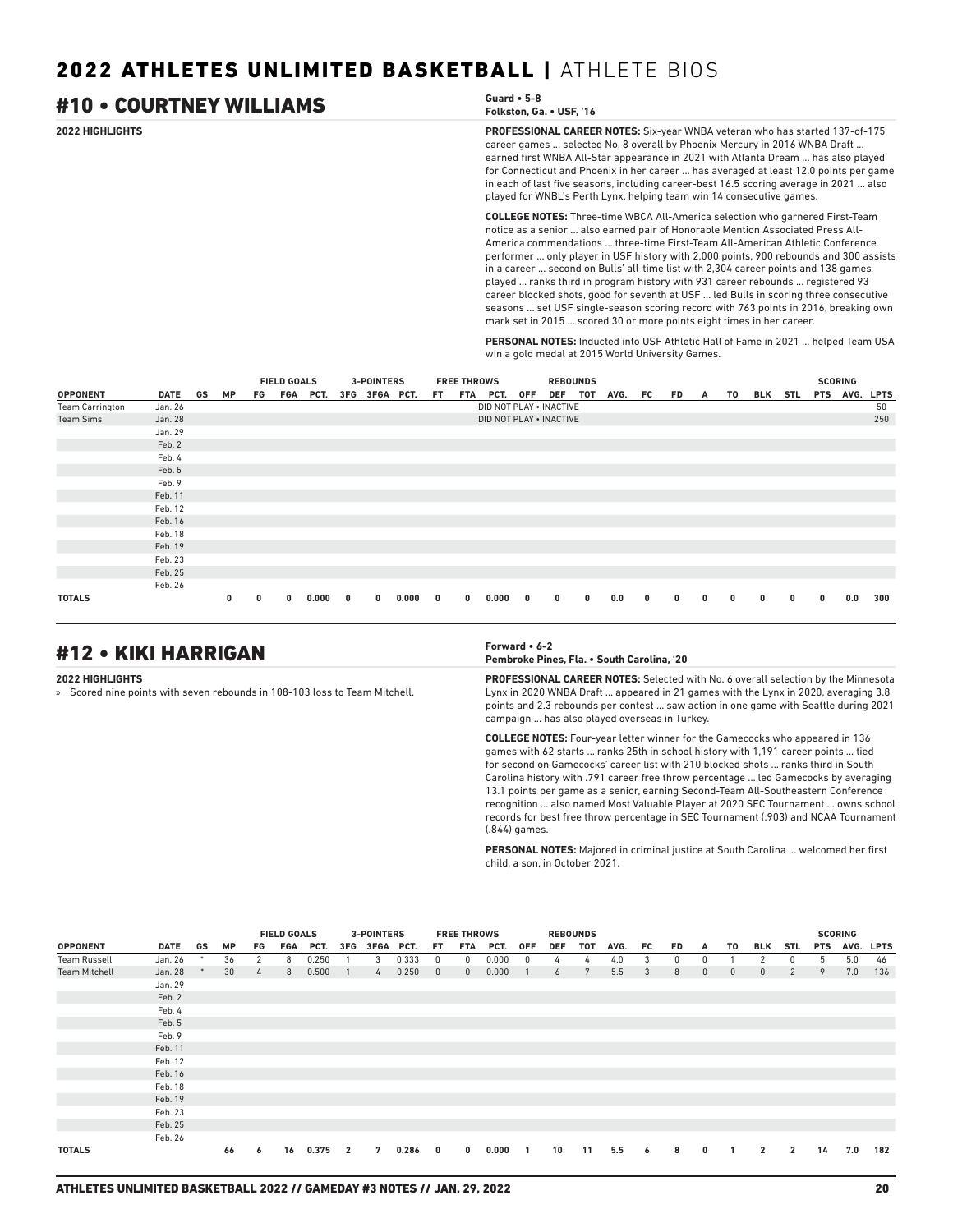## #10 • COURTNEY WILLIAMS

**Guard • 5-8**
**Folkston, Ga. • USF, '16**

**2022 HIGHLIGHTS**

**PROFESSIONAL CAREER NOTES:** Six-year WNBA veteran who has started 137-of-175 career games ... selected No. 8 overall by Phoenix Mercury in 2016 WNBA Draft ... earned first WNBA All-Star appearance in 2021 with Atlanta Dream ... has also played for Connecticut and Phoenix in her career ... has averaged at least 12.0 points per game in each of last five seasons, including career-best 16.5 scoring average in 2021 ... also played for WNBL's Perth Lynx, helping team win 14 consecutive games.

**COLLEGE NOTES:** Three-time WBCA All-America selection who garnered First-Team notice as a senior ... also earned pair of Honorable Mention Associated Press All-America commendations ... three-time First-Team All-American Athletic Conference performer ... only player in USF history with 2,000 points, 900 rebounds and 300 assists in a career ... second on Bulls' all-time list with 2,304 career points and 138 games played ... ranks third in program history with 931 career rebounds ... registered 93 career blocked shots, good for seventh at USF ... led Bulls in scoring three consecutive seasons ... set USF single-season scoring record with 763 points in 2016, breaking own mark set in 2015 ... scored 30 or more points eight times in her career.

**PERSONAL NOTES:** Inducted into USF Athletic Hall of Fame in 2021 ... helped Team USA win a gold medal at 2015 World University Games.

| | | | | FIELD GOALS | | | 3-POINTERS | | | FREE THROWS | | | REBOUNDS | | | | | | | | | | SCORING | | |
|---|---|---|---|---|---|---|---|---|---|---|---|---|---|---|---|---|---|---|---|---|---|---|---|---|---|
| OPPONENT | DATE | GS | MP | FG | FGA | PCT. | 3FG | 3FGA | PCT. | FT | FTA | PCT. | OFF | DEF | TOT | AVG. | FC | FD | A | TO | BLK | STL | PTS | AVG. | LPTS |
| Team Carrington | Jan. 26 | | | | | | | | | | | DID NOT PLAY • INACTIVE | | | | | | | | | | | | | 50 |
| Team Sims | Jan. 28 | | | | | | | | | | | DID NOT PLAY • INACTIVE | | | | | | | | | | | | | 250 |
| | Jan. 29 | | | | | | | | | | | | | | | | | | | | | | | | |
| | Feb. 2 | | | | | | | | | | | | | | | | | | | | | | | | |
| | Feb. 4 | | | | | | | | | | | | | | | | | | | | | | | | |
| | Feb. 5 | | | | | | | | | | | | | | | | | | | | | | | | |
| | Feb. 9 | | | | | | | | | | | | | | | | | | | | | | | | |
| | Feb. 11 | | | | | | | | | | | | | | | | | | | | | | | | |
| | Feb. 12 | | | | | | | | | | | | | | | | | | | | | | | | |
| | Feb. 16 | | | | | | | | | | | | | | | | | | | | | | | | |
| | Feb. 18 | | | | | | | | | | | | | | | | | | | | | | | | |
| | Feb. 19 | | | | | | | | | | | | | | | | | | | | | | | | |
| | Feb. 23 | | | | | | | | | | | | | | | | | | | | | | | | |
| | Feb. 25 | | | | | | | | | | | | | | | | | | | | | | | | |
| | Feb. 26 | | | | | | | | | | | | | | | | | | | | | | | | |
| **TOTALS** | | | **0** | **0** | **0** | **0.000** | **0** | **0** | **0.000** | **0** | **0** | **0.000** | **0** | **0** | **0** | **0.0** | **0** | **0** | **0** | **0** | **0** | **0** | **0** | **0.0** | **300** |

## #12 • KIKI HARRIGAN

**Forward • 6-2**
**Pembroke Pines, Fla. • South Carolina, '20**

**2022 HIGHLIGHTS**

» Scored nine points with seven rebounds in 108-103 loss to Team Mitchell.

**PROFESSIONAL CAREER NOTES:** Selected with No. 6 overall selection by the Minnesota Lynx in 2020 WNBA Draft ... appeared in 21 games with the Lynx in 2020, averaging 3.8 points and 2.3 rebounds per contest ... saw action in one game with Seattle during 2021 campaign ... has also played overseas in Turkey.

**COLLEGE NOTES:** Four-year letter winner for the Gamecocks who appeared in 136 games with 62 starts ... ranks 25th in school history with 1,191 career points ... tied for second on Gamecocks' career list with 210 blocked shots ... ranks third in South Carolina history with .791 career free throw percentage ... led Gamecocks by averaging 13.1 points per game as a senior, earning Second-Team All-Southeastern Conference recognition ... also named Most Valuable Player at 2020 SEC Tournament ... owns school records for best free throw percentage in SEC Tournament (.903) and NCAA Tournament (.844) games.

**PERSONAL NOTES:** Majored in criminal justice at South Carolina ... welcomed her first child, a son, in October 2021.

| | | | | FIELD GOALS | | | 3-POINTERS | | | FREE THROWS | | | REBOUNDS | | | | | | | | | | SCORING | | |
|---|---|---|---|---|---|---|---|---|---|---|---|---|---|---|---|---|---|---|---|---|---|---|---|---|---|
| OPPONENT | DATE | GS | MP | FG | FGA | PCT. | 3FG | 3FGA | PCT. | FT | FTA | PCT. | OFF | DEF | TOT | AVG. | FC | FD | A | TO | BLK | STL | PTS | AVG. | LPTS |
| Team Russell | Jan. 26 | * | 36 | 2 | 8 | 0.250 | 1 | 3 | 0.333 | 0 | 0 | 0.000 | 0 | 4 | 4 | 4.0 | 3 | 0 | 0 | 1 | 2 | 0 | 5 | 5.0 | 46 |
| Team Mitchell | Jan. 28 | * | 30 | 4 | 8 | 0.500 | 1 | 4 | 0.250 | 0 | 0 | 0.000 | 1 | 6 | 7 | 5.5 | 3 | 8 | 0 | 0 | 0 | 2 | 9 | 7.0 | 136 |
| | Jan. 29 | | | | | | | | | | | | | | | | | | | | | | | | |
| | Feb. 2 | | | | | | | | | | | | | | | | | | | | | | | | |
| | Feb. 4 | | | | | | | | | | | | | | | | | | | | | | | | |
| | Feb. 5 | | | | | | | | | | | | | | | | | | | | | | | | |
| | Feb. 9 | | | | | | | | | | | | | | | | | | | | | | | | |
| | Feb. 11 | | | | | | | | | | | | | | | | | | | | | | | | |
| | Feb. 12 | | | | | | | | | | | | | | | | | | | | | | | | |
| | Feb. 16 | | | | | | | | | | | | | | | | | | | | | | | | |
| | Feb. 18 | | | | | | | | | | | | | | | | | | | | | | | | |
| | Feb. 19 | | | | | | | | | | | | | | | | | | | | | | | | |
| | Feb. 23 | | | | | | | | | | | | | | | | | | | | | | | | |
| | Feb. 25 | | | | | | | | | | | | | | | | | | | | | | | | |
| | Feb. 26 | | | | | | | | | | | | | | | | | | | | | | | | |
| **TOTALS** | | | **66** | **6** | **16** | **0.375** | **2** | **7** | **0.286** | **0** | **0** | **0.000** | **1** | **10** | **11** | **5.5** | **6** | **8** | **0** | **1** | **2** | **2** | **14** | **7.0** | **182** |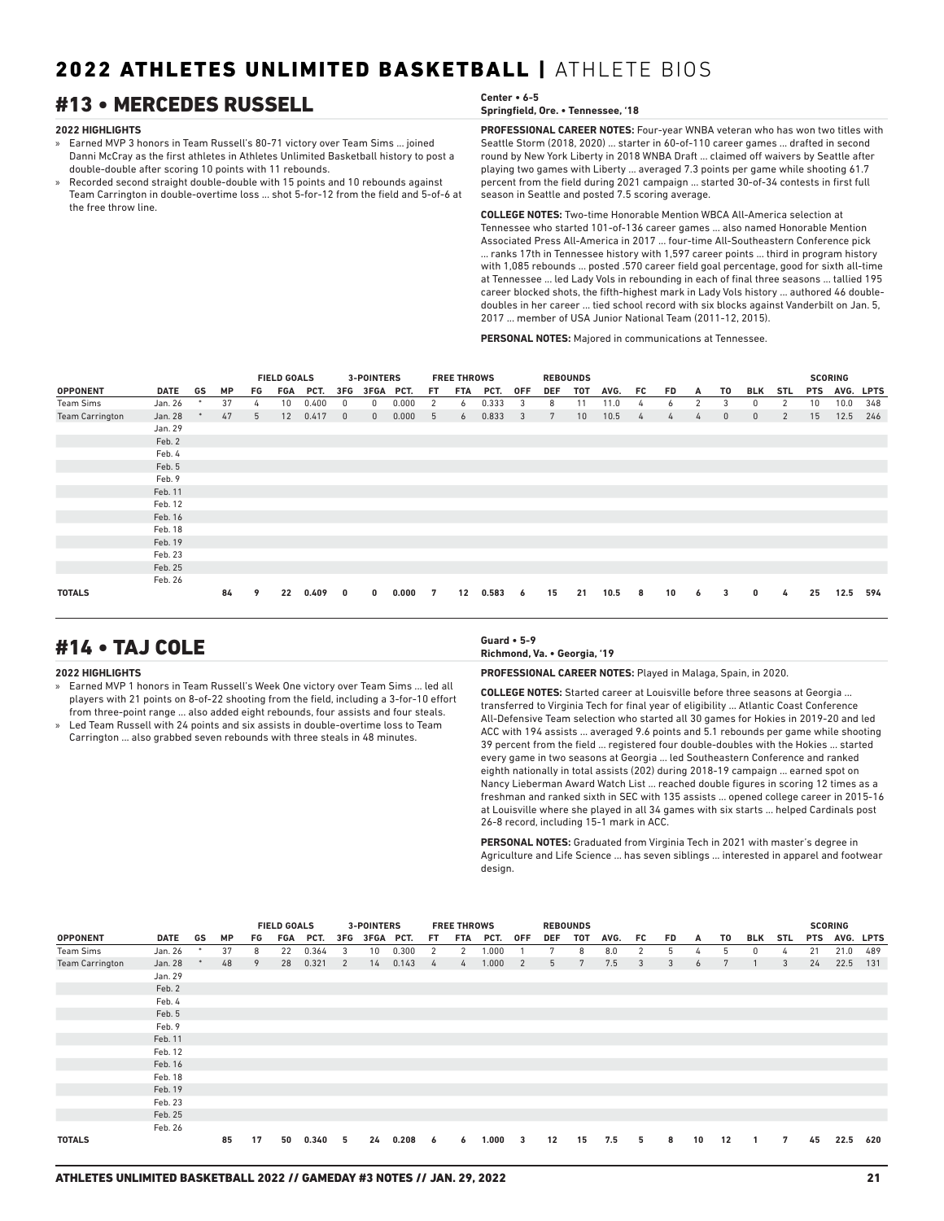# 2022 ATHLETES UNLIMITED BASKETBALL | ATHLETE BIOS

## #13 • MERCEDES RUSSELL

**Center • 6-5**
**Springfield, Ore. • Tennessee, '18**

**2022 HIGHLIGHTS**

- » Earned MVP 3 honors in Team Russell's 80-71 victory over Team Sims ... joined Danni McCray as the first athletes in Athletes Unlimited Basketball history to post a double-double after scoring 10 points with 11 rebounds.
- » Recorded second straight double-double with 15 points and 10 rebounds against Team Carrington in double-overtime loss ... shot 5-for-12 from the field and 5-of-6 at the free throw line.

**PROFESSIONAL CAREER NOTES:** Four-year WNBA veteran who has won two titles with Seattle Storm (2018, 2020) ... starter in 60-of-110 career games ... drafted in second round by New York Liberty in 2018 WNBA Draft ... claimed off waivers by Seattle after playing two games with Liberty ... averaged 7.3 points per game while shooting 61.7 percent from the field during 2021 campaign ... started 30-of-34 contests in first full season in Seattle and posted 7.5 scoring average.

**COLLEGE NOTES:** Two-time Honorable Mention WBCA All-America selection at Tennessee who started 101-of-136 career games ... also named Honorable Mention Associated Press All-America in 2017 ... four-time All-Southeastern Conference pick ... ranks 17th in Tennessee history with 1,597 career points ... third in program history with 1,085 rebounds ... posted .570 career field goal percentage, good for sixth all-time at Tennessee ... led Lady Vols in rebounding in each of final three seasons ... tallied 195 career blocked shots, the fifth-highest mark in Lady Vols history ... authored 46 double-doubles in her career ... tied school record with six blocks against Vanderbilt on Jan. 5, 2017 ... member of USA Junior National Team (2011-12, 2015).

**PERSONAL NOTES:** Majored in communications at Tennessee.

| | | | | FIELD GOALS | | | 3-POINTERS | | | FREE THROWS | | | REBOUNDS | | | | | | | | | | SCORING | | |
|---|---|---|---|---|---|---|---|---|---|---|---|---|---|---|---|---|---|---|---|---|---|---|---|---|---|
| OPPONENT | DATE | GS | MP | FG | FGA | PCT. | 3FG | 3FGA | PCT. | FT | FTA | PCT. | OFF | DEF | TOT | AVG. | FC | FD | A | TO | BLK | STL | PTS | AVG. | LPTS |
| Team Sims | Jan. 26 | * | 37 | 4 | 10 | 0.400 | 0 | 0 | 0.000 | 2 | 6 | 0.333 | 3 | 8 | 11 | 11.0 | 4 | 6 | 2 | 3 | 0 | 2 | 10 | 10.0 | 348 |
| Team Carrington | Jan. 28 | * | 47 | 5 | 12 | 0.417 | 0 | 0 | 0.000 | 5 | 6 | 0.833 | 3 | 7 | 10 | 10.5 | 4 | 4 | 4 | 0 | 0 | 2 | 15 | 12.5 | 246 |
| | Jan. 29 | | | | | | | | | | | | | | | | | | | | | | | | |
| | Feb. 2 | | | | | | | | | | | | | | | | | | | | | | | | |
| | Feb. 4 | | | | | | | | | | | | | | | | | | | | | | | | |
| | Feb. 5 | | | | | | | | | | | | | | | | | | | | | | | | |
| | Feb. 9 | | | | | | | | | | | | | | | | | | | | | | | | |
| | Feb. 11 | | | | | | | | | | | | | | | | | | | | | | | | |
| | Feb. 12 | | | | | | | | | | | | | | | | | | | | | | | | |
| | Feb. 16 | | | | | | | | | | | | | | | | | | | | | | | | |
| | Feb. 18 | | | | | | | | | | | | | | | | | | | | | | | | |
| | Feb. 19 | | | | | | | | | | | | | | | | | | | | | | | | |
| | Feb. 23 | | | | | | | | | | | | | | | | | | | | | | | | |
| | Feb. 25 | | | | | | | | | | | | | | | | | | | | | | | | |
| | Feb. 26 | | | | | | | | | | | | | | | | | | | | | | | | |
| **TOTALS** | | | **84** | **9** | **22** | **0.409** | **0** | **0** | **0.000** | **7** | **12** | **0.583** | **6** | **15** | **21** | **10.5** | **8** | **10** | **6** | **3** | **0** | **4** | **25** | **12.5** | **594** |

## #14 • TAJ COLE

**Guard • 5-9**
**Richmond, Va. • Georgia, '19**

**2022 HIGHLIGHTS**

- » Earned MVP 1 honors in Team Russell's Week One victory over Team Sims ... led all players with 21 points on 8-of-22 shooting from the field, including a 3-for-10 effort from three-point range ... also added eight rebounds, four assists and four steals.
- » Led Team Russell with 24 points and six assists in double-overtime loss to Team Carrington ... also grabbed seven rebounds with three steals in 48 minutes.

**PROFESSIONAL CAREER NOTES:** Played in Malaga, Spain, in 2020.

**COLLEGE NOTES:** Started career at Louisville before three seasons at Georgia ... transferred to Virginia Tech for final year of eligibility ... Atlantic Coast Conference All-Defensive Team selection who started all 30 games for Hokies in 2019-20 and led ACC with 194 assists ... averaged 9.6 points and 5.1 rebounds per game while shooting 39 percent from the field ... registered four double-doubles with the Hokies ... started every game in two seasons at Georgia ... led Southeastern Conference and ranked eighth nationally in total assists (202) during 2018-19 campaign ... earned spot on Nancy Lieberman Award Watch List ... reached double figures in scoring 12 times as a freshman and ranked sixth in SEC with 135 assists ... opened college career in 2015-16 at Louisville where she played in all 34 games with six starts ... helped Cardinals post 26-8 record, including 15-1 mark in ACC.

**PERSONAL NOTES:** Graduated from Virginia Tech in 2021 with master's degree in Agriculture and Life Science ... has seven siblings ... interested in apparel and footwear design.

| | | | | FIELD GOALS | | | 3-POINTERS | | | FREE THROWS | | | REBOUNDS | | | | | | | | | | SCORING | | |
|---|---|---|---|---|---|---|---|---|---|---|---|---|---|---|---|---|---|---|---|---|---|---|---|---|---|
| OPPONENT | DATE | GS | MP | FG | FGA | PCT. | 3FG | 3FGA | PCT. | FT | FTA | PCT. | OFF | DEF | TOT | AVG. | FC | FD | A | TO | BLK | STL | PTS | AVG. | LPTS |
| Team Sims | Jan. 26 | * | 37 | 8 | 22 | 0.364 | 3 | 10 | 0.300 | 2 | 2 | 1.000 | 1 | 7 | 8 | 8.0 | 2 | 5 | 4 | 5 | 0 | 4 | 21 | 21.0 | 489 |
| Team Carrington | Jan. 28 | * | 48 | 9 | 28 | 0.321 | 2 | 14 | 0.143 | 4 | 4 | 1.000 | 2 | 5 | 7 | 7.5 | 3 | 3 | 6 | 7 | 1 | 3 | 24 | 22.5 | 131 |
| | Jan. 29 | | | | | | | | | | | | | | | | | | | | | | | | |
| | Feb. 2 | | | | | | | | | | | | | | | | | | | | | | | | |
| | Feb. 4 | | | | | | | | | | | | | | | | | | | | | | | | |
| | Feb. 5 | | | | | | | | | | | | | | | | | | | | | | | | |
| | Feb. 9 | | | | | | | | | | | | | | | | | | | | | | | | |
| | Feb. 11 | | | | | | | | | | | | | | | | | | | | | | | | |
| | Feb. 12 | | | | | | | | | | | | | | | | | | | | | | | | |
| | Feb. 16 | | | | | | | | | | | | | | | | | | | | | | | | |
| | Feb. 18 | | | | | | | | | | | | | | | | | | | | | | | | |
| | Feb. 19 | | | | | | | | | | | | | | | | | | | | | | | | |
| | Feb. 23 | | | | | | | | | | | | | | | | | | | | | | | | |
| | Feb. 25 | | | | | | | | | | | | | | | | | | | | | | | | |
| | Feb. 26 | | | | | | | | | | | | | | | | | | | | | | | | |
| **TOTALS** | | | **85** | **17** | **50** | **0.340** | **5** | **24** | **0.208** | **6** | **6** | **1.000** | **3** | **12** | **15** | **7.5** | **5** | **8** | **10** | **12** | **1** | **7** | **45** | **22.5** | **620** |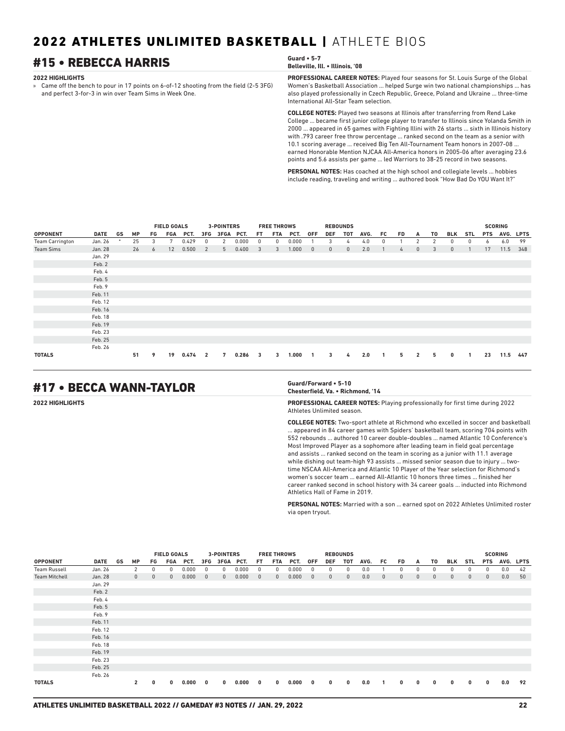# 2022 ATHLETES UNLIMITED BASKETBALL | ATHLETE BIOS

## #15 • REBECCA HARRIS

**Guard • 5-7**
**Belleville, Ill. • Illinois, '08**

**2022 HIGHLIGHTS**

» Came off the bench to pour in 17 points on 6-of-12 shooting from the field (2-5 3FG) and perfect 3-for-3 in win over Team Sims in Week One.

**PROFESSIONAL CAREER NOTES:** Played four seasons for St. Louis Surge of the Global Women's Basketball Association ... helped Surge win two national championships ... has also played professionally in Czech Republic, Greece, Poland and Ukraine ... three-time International All-Star Team selection.

**COLLEGE NOTES:** Played two seasons at Illinois after transferring from Rend Lake College ... became first junior college player to transfer to Illinois since Yolanda Smith in 2000 ... appeared in 65 games with Fighting Illini with 26 starts ... sixth in Illinois history with .793 career free throw percentage ... ranked second on the team as a senior with 10.1 scoring average ... received Big Ten All-Tournament Team honors in 2007-08 ... earned Honorable Mention NJCAA All-America honors in 2005-06 after averaging 23.6 points and 5.6 assists per game ... led Warriors to 38-25 record in two seasons.

**PERSONAL NOTES:** Has coached at the high school and collegiate levels ... hobbies include reading, traveling and writing ... authored book "How Bad Do YOU Want It?"

| | | | | FIELD GOALS | | | 3-POINTERS | | | FREE THROWS | | | REBOUNDS | | | | | | | | | | SCORING | | |
|---|---|---|---|---|---|---|---|---|---|---|---|---|---|---|---|---|---|---|---|---|---|---|---|---|---|
| OPPONENT | DATE | GS | MP | FG | FGA | PCT. | 3FG | 3FGA | PCT. | FT | FTA | PCT. | OFF | DEF | TOT | AVG. | FC | FD | A | TO | BLK | STL | PTS | AVG. | LPTS |
| Team Carrington | Jan. 26 | * | 25 | 3 | 7 | 0.429 | 0 | 2 | 0.000 | 0 | 0 | 0.000 | 1 | 3 | 4 | 4.0 | 0 | 1 | 2 | 2 | 0 | 0 | 6 | 6.0 | 99 |
| Team Sims | Jan. 28 | | 26 | 6 | 12 | 0.500 | 2 | 5 | 0.400 | 3 | 3 | 1.000 | 0 | 0 | 0 | 2.0 | 1 | 4 | 0 | 3 | 0 | 1 | 17 | 11.5 | 348 |
| | Jan. 29 | | | | | | | | | | | | | | | | | | | | | | | | |
| | Feb. 2 | | | | | | | | | | | | | | | | | | | | | | | | |
| | Feb. 4 | | | | | | | | | | | | | | | | | | | | | | | | |
| | Feb. 5 | | | | | | | | | | | | | | | | | | | | | | | | |
| | Feb. 9 | | | | | | | | | | | | | | | | | | | | | | | | |
| | Feb. 11 | | | | | | | | | | | | | | | | | | | | | | | | |
| | Feb. 12 | | | | | | | | | | | | | | | | | | | | | | | | |
| | Feb. 16 | | | | | | | | | | | | | | | | | | | | | | | | |
| | Feb. 18 | | | | | | | | | | | | | | | | | | | | | | | | |
| | Feb. 19 | | | | | | | | | | | | | | | | | | | | | | | | |
| | Feb. 23 | | | | | | | | | | | | | | | | | | | | | | | | |
| | Feb. 25 | | | | | | | | | | | | | | | | | | | | | | | | |
| | Feb. 26 | | | | | | | | | | | | | | | | | | | | | | | | |
| **TOTALS** | | | **51** | **9** | **19** | **0.474** | **2** | **7** | **0.286** | **3** | **3** | **1.000** | **1** | **3** | **4** | **2.0** | **1** | **5** | **2** | **5** | **0** | **1** | **23** | **11.5** | **447** |

## #17 • BECCA WANN-TAYLOR

**Guard/Forward • 5-10**
**Chesterfield, Va. • Richmond, '14**

**2022 HIGHLIGHTS**

**PROFESSIONAL CAREER NOTES:** Playing professionally for first time during 2022 Athletes Unlimited season.

**COLLEGE NOTES:** Two-sport athlete at Richmond who excelled in soccer and basketball ... appeared in 84 career games with Spiders' basketball team, scoring 704 points with 552 rebounds ... authored 10 career double-doubles ... named Atlantic 10 Conference's Most Improved Player as a sophomore after leading team in field goal percentage and assists ... ranked second on the team in scoring as a junior with 11.1 average while dishing out team-high 93 assists ... missed senior season due to injury ... two-time NSCAA All-America and Atlantic 10 Player of the Year selection for Richmond's women's soccer team ... earned All-Atlantic 10 honors three times ... finished her career ranked second in school history with 34 career goals ... inducted into Richmond Athletics Hall of Fame in 2019.

**PERSONAL NOTES:** Married with a son ... earned spot on 2022 Athletes Unlimited roster via open tryout.

| | | | | FIELD GOALS | | | 3-POINTERS | | | FREE THROWS | | | REBOUNDS | | | | | | | | | | SCORING | | |
|---|---|---|---|---|---|---|---|---|---|---|---|---|---|---|---|---|---|---|---|---|---|---|---|---|---|
| OPPONENT | DATE | GS | MP | FG | FGA | PCT. | 3FG | 3FGA | PCT. | FT | FTA | PCT. | OFF | DEF | TOT | AVG. | FC | FD | A | TO | BLK | STL | PTS | AVG. | LPTS |
| Team Russell | Jan. 26 | | 2 | 0 | 0 | 0.000 | 0 | 0 | 0.000 | 0 | 0 | 0.000 | 0 | 0 | 0 | 0.0 | 1 | 0 | 0 | 0 | 0 | 0 | 0 | 0.0 | 42 |
| Team Mitchell | Jan. 28 | | 0 | 0 | 0 | 0.000 | 0 | 0 | 0.000 | 0 | 0 | 0.000 | 0 | 0 | 0 | 0.0 | 0 | 0 | 0 | 0 | 0 | 0 | 0 | 0.0 | 50 |
| | Jan. 29 | | | | | | | | | | | | | | | | | | | | | | | | |
| | Feb. 2 | | | | | | | | | | | | | | | | | | | | | | | | |
| | Feb. 4 | | | | | | | | | | | | | | | | | | | | | | | | |
| | Feb. 5 | | | | | | | | | | | | | | | | | | | | | | | | |
| | Feb. 9 | | | | | | | | | | | | | | | | | | | | | | | | |
| | Feb. 11 | | | | | | | | | | | | | | | | | | | | | | | | |
| | Feb. 12 | | | | | | | | | | | | | | | | | | | | | | | | |
| | Feb. 16 | | | | | | | | | | | | | | | | | | | | | | | | |
| | Feb. 18 | | | | | | | | | | | | | | | | | | | | | | | | |
| | Feb. 19 | | | | | | | | | | | | | | | | | | | | | | | | |
| | Feb. 23 | | | | | | | | | | | | | | | | | | | | | | | | |
| | Feb. 25 | | | | | | | | | | | | | | | | | | | | | | | | |
| | Feb. 26 | | | | | | | | | | | | | | | | | | | | | | | | |
| **TOTALS** | | | **2** | **0** | **0** | **0.000** | **0** | **0** | **0.000** | **0** | **0** | **0.000** | **0** | **0** | **0** | **0.0** | **1** | **0** | **0** | **0** | **0** | **0** | **0** | **0.0** | **92** |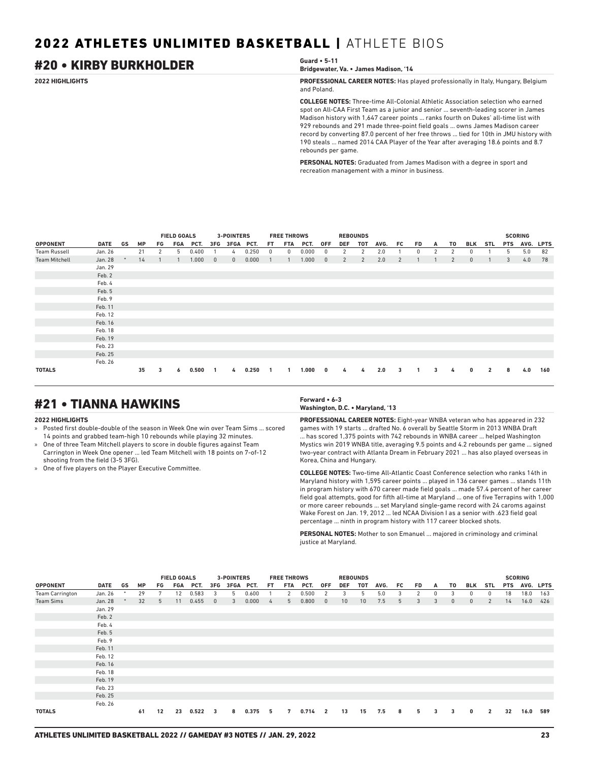# 2022 ATHLETES UNLIMITED BASKETBALL | ATHLETE BIOS

## #20 • KIRBY BURKHOLDER

**Guard • 5-11**
**Bridgewater, Va. • James Madison, '14**

**2022 HIGHLIGHTS**

**PROFESSIONAL CAREER NOTES:** Has played professionally in Italy, Hungary, Belgium and Poland.

**COLLEGE NOTES:** Three-time All-Colonial Athletic Association selection who earned spot on All-CAA First Team as a junior and senior ... seventh-leading scorer in James Madison history with 1,647 career points ... ranks fourth on Dukes' all-time list with 929 rebounds and 291 made three-point field goals ... owns James Madison career record by converting 87.0 percent of her free throws ... tied for 10th in JMU history with 190 steals ... named 2014 CAA Player of the Year after averaging 18.6 points and 8.7 rebounds per game.

**PERSONAL NOTES:** Graduated from James Madison with a degree in sport and recreation management with a minor in business.

| | | | | FIELD GOALS | | | 3-POINTERS | | | FREE THROWS | | | REBOUNDS | | | | | | | | | | SCORING | | |
|---|---|---|---|---|---|---|---|---|---|---|---|---|---|---|---|---|---|---|---|---|---|---|---|---|---|
| OPPONENT | DATE | GS | MP | FG | FGA | PCT. | 3FG | 3FGA | PCT. | FT | FTA | PCT. | OFF | DEF | TOT | AVG. | FC | FD | A | TO | BLK | STL | PTS | AVG. | LPTS |
| Team Russell | Jan. 26 | | 21 | 2 | 5 | 0.400 | 1 | 4 | 0.250 | 0 | 0 | 0.000 | 0 | 2 | 2 | 2.0 | 1 | 0 | 2 | 2 | 0 | 1 | 5 | 5.0 | 82 |
| Team Mitchell | Jan. 28 | * | 14 | 1 | 1 | 1.000 | 0 | 0 | 0.000 | 1 | 1 | 1.000 | 0 | 2 | 2 | 2.0 | 2 | 1 | 1 | 2 | 0 | 1 | 3 | 4.0 | 78 |
| | Jan. 29 | | | | | | | | | | | | | | | | | | | | | | | | |
| | Feb. 2 | | | | | | | | | | | | | | | | | | | | | | | | |
| | Feb. 4 | | | | | | | | | | | | | | | | | | | | | | | | |
| | Feb. 5 | | | | | | | | | | | | | | | | | | | | | | | | |
| | Feb. 9 | | | | | | | | | | | | | | | | | | | | | | | | |
| | Feb. 11 | | | | | | | | | | | | | | | | | | | | | | | | |
| | Feb. 12 | | | | | | | | | | | | | | | | | | | | | | | | |
| | Feb. 16 | | | | | | | | | | | | | | | | | | | | | | | | |
| | Feb. 18 | | | | | | | | | | | | | | | | | | | | | | | | |
| | Feb. 19 | | | | | | | | | | | | | | | | | | | | | | | | |
| | Feb. 23 | | | | | | | | | | | | | | | | | | | | | | | | |
| | Feb. 25 | | | | | | | | | | | | | | | | | | | | | | | | |
| | Feb. 26 | | | | | | | | | | | | | | | | | | | | | | | | |
| **TOTALS** | | | **35** | **3** | **6** | **0.500** | **1** | **4** | **0.250** | **1** | **1** | **1.000** | **0** | **4** | **4** | **2.0** | **3** | **1** | **3** | **4** | **0** | **2** | **8** | **4.0** | **160** |

## #21 • TIANNA HAWKINS

**Forward • 6-3**
**Washington, D.C. • Maryland, '13**

**2022 HIGHLIGHTS**

- Posted first double-double of the season in Week One win over Team Sims ... scored 14 points and grabbed team-high 10 rebounds while playing 32 minutes.
- One of three Team Mitchell players to score in double figures against Team Carrington in Week One opener ... led Team Mitchell with 18 points on 7-of-12 shooting from the field (3-5 3FG).
- One of five players on the Player Executive Committee.

**PROFESSIONAL CAREER NOTES:** Eight-year WNBA veteran who has appeared in 232 games with 19 starts ... drafted No. 6 overall by Seattle Storm in 2013 WNBA Draft ... has scored 1,375 points with 742 rebounds in WNBA career ... helped Washington Mystics win 2019 WNBA title, averaging 9.5 points and 4.2 rebounds per game ... signed two-year contract with Atlanta Dream in February 2021 ... has also played overseas in Korea, China and Hungary.

**COLLEGE NOTES:** Two-time All-Atlantic Coast Conference selection who ranks 14th in Maryland history with 1,595 career points ... played in 136 career games ... stands 11th in program history with 670 career made field goals ... made 57.4 percent of her career field goal attempts, good for fifth all-time at Maryland ... one of five Terrapins with 1,000 or more career rebounds ... set Maryland single-game record with 24 caroms against Wake Forest on Jan. 19, 2012 ... led NCAA Division I as a senior with .623 field goal percentage ... ninth in program history with 117 career blocked shots.

**PERSONAL NOTES:** Mother to son Emanuel ... majored in criminology and criminal justice at Maryland.

| | | | | FIELD GOALS | | | 3-POINTERS | | | FREE THROWS | | | REBOUNDS | | | | | | | | | | SCORING | | |
|---|---|---|---|---|---|---|---|---|---|---|---|---|---|---|---|---|---|---|---|---|---|---|---|---|---|
| OPPONENT | DATE | GS | MP | FG | FGA | PCT. | 3FG | 3FGA | PCT. | FT | FTA | PCT. | OFF | DEF | TOT | AVG. | FC | FD | A | TO | BLK | STL | PTS | AVG. | LPTS |
| Team Carrington | Jan. 26 | * | 29 | 7 | 12 | 0.583 | 3 | 5 | 0.600 | 1 | 2 | 0.500 | 2 | 3 | 5 | 5.0 | 3 | 2 | 0 | 3 | 0 | 0 | 18 | 18.0 | 163 |
| Team Sims | Jan. 28 | * | 32 | 5 | 11 | 0.455 | 0 | 3 | 0.000 | 4 | 5 | 0.800 | 0 | 10 | 10 | 7.5 | 5 | 3 | 3 | 0 | 0 | 2 | 14 | 16.0 | 426 |
| | Jan. 29 | | | | | | | | | | | | | | | | | | | | | | | | |
| | Feb. 2 | | | | | | | | | | | | | | | | | | | | | | | | |
| | Feb. 4 | | | | | | | | | | | | | | | | | | | | | | | | |
| | Feb. 5 | | | | | | | | | | | | | | | | | | | | | | | | |
| | Feb. 9 | | | | | | | | | | | | | | | | | | | | | | | | |
| | Feb. 11 | | | | | | | | | | | | | | | | | | | | | | | | |
| | Feb. 12 | | | | | | | | | | | | | | | | | | | | | | | | |
| | Feb. 16 | | | | | | | | | | | | | | | | | | | | | | | | |
| | Feb. 18 | | | | | | | | | | | | | | | | | | | | | | | | |
| | Feb. 19 | | | | | | | | | | | | | | | | | | | | | | | | |
| | Feb. 23 | | | | | | | | | | | | | | | | | | | | | | | | |
| | Feb. 25 | | | | | | | | | | | | | | | | | | | | | | | | |
| | Feb. 26 | | | | | | | | | | | | | | | | | | | | | | | | |
| **TOTALS** | | | **61** | **12** | **23** | **0.522** | **3** | **8** | **0.375** | **5** | **7** | **0.714** | **2** | **13** | **15** | **7.5** | **8** | **5** | **3** | **3** | **0** | **2** | **32** | **16.0** | **589** |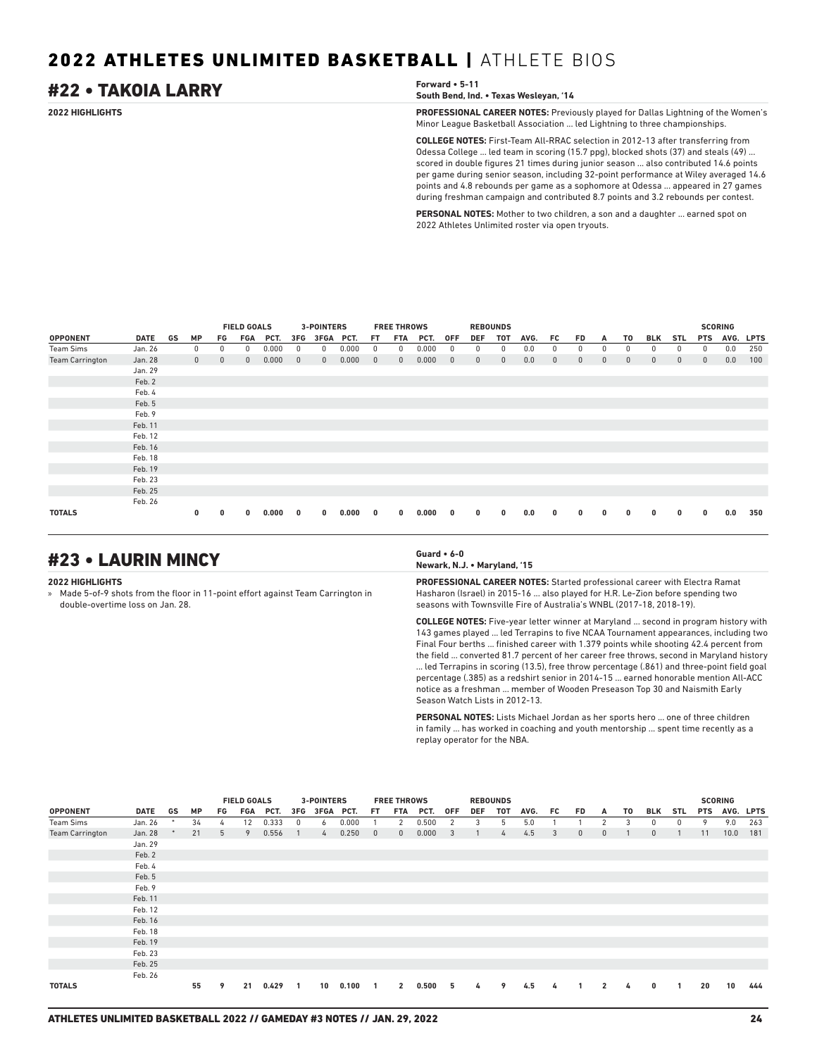## 2022 ATHLETES UNLIMITED BASKETBALL | ATHLETE BIOS

## #22 • TAKOIA LARRY

**Forward • 5-11**
**South Bend, Ind. • Texas Wesleyan, '14**

**2022 HIGHLIGHTS**

**PROFESSIONAL CAREER NOTES:** Previously played for Dallas Lightning of the Women's Minor League Basketball Association ... led Lightning to three championships.

**COLLEGE NOTES:** First-Team All-RRAC selection in 2012-13 after transferring from Odessa College ... led team in scoring (15.7 ppg), blocked shots (37) and steals (49) ... scored in double figures 21 times during junior season ... also contributed 14.6 points per game during senior season, including 32-point performance at Wiley averaged 14.6 points and 4.8 rebounds per game as a sophomore at Odessa ... appeared in 27 games during freshman campaign and contributed 8.7 points and 3.2 rebounds per contest.

**PERSONAL NOTES:** Mother to two children, a son and a daughter ... earned spot on 2022 Athletes Unlimited roster via open tryouts.

| | | | | FIELD GOALS | | | 3-POINTERS | | | FREE THROWS | | | REBOUNDS | | | | | | | | | | | SCORING | |
|---|---|---|---|---|---|---|---|---|---|---|---|---|---|---|---|---|---|---|---|---|---|---|---|---|---|
| OPPONENT | DATE | GS | MP | FG | FGA | PCT. | 3FG | 3FGA | PCT. | FT | FTA | PCT. | OFF | DEF | TOT | AVG. | FC | FD | A | TO | BLK | STL | PTS | AVG. | LPTS |
| Team Sims | Jan. 26 | | 0 | 0 | 0 | 0.000 | 0 | 0 | 0.000 | 0 | 0 | 0.000 | 0 | 0 | 0 | 0.0 | 0 | 0 | 0 | 0 | 0 | 0 | 0 | 0.0 | 250 |
| Team Carrington | Jan. 28 | | 0 | 0 | 0 | 0.000 | 0 | 0 | 0.000 | 0 | 0 | 0.000 | 0 | 0 | 0 | 0.0 | 0 | 0 | 0 | 0 | 0 | 0 | 0 | 0.0 | 100 |
| | Jan. 29 | | | | | | | | | | | | | | | | | | | | | | | | |
| | Feb. 2 | | | | | | | | | | | | | | | | | | | | | | | | |
| | Feb. 4 | | | | | | | | | | | | | | | | | | | | | | | | |
| | Feb. 5 | | | | | | | | | | | | | | | | | | | | | | | | |
| | Feb. 9 | | | | | | | | | | | | | | | | | | | | | | | | |
| | Feb. 11 | | | | | | | | | | | | | | | | | | | | | | | | |
| | Feb. 12 | | | | | | | | | | | | | | | | | | | | | | | | |
| | Feb. 16 | | | | | | | | | | | | | | | | | | | | | | | | |
| | Feb. 18 | | | | | | | | | | | | | | | | | | | | | | | | |
| | Feb. 19 | | | | | | | | | | | | | | | | | | | | | | | | |
| | Feb. 23 | | | | | | | | | | | | | | | | | | | | | | | | |
| | Feb. 25 | | | | | | | | | | | | | | | | | | | | | | | | |
| | Feb. 26 | | | | | | | | | | | | | | | | | | | | | | | | |
| **TOTALS** | | | **0** | **0** | **0** | **0.000** | **0** | **0** | **0.000** | **0** | **0** | **0.000** | **0** | **0** | **0** | **0.0** | **0** | **0** | **0** | **0** | **0** | **0** | **0** | **0.0** | **350** |

## #23 • LAURIN MINCY

**Guard • 6-0**
**Newark, N.J. • Maryland, '15**

**2022 HIGHLIGHTS**

» Made 5-of-9 shots from the floor in 11-point effort against Team Carrington in double-overtime loss on Jan. 28.

**PROFESSIONAL CAREER NOTES:** Started professional career with Electra Ramat Hasharon (Israel) in 2015-16 ... also played for H.R. Le-Zion before spending two seasons with Townsville Fire of Australia's WNBL (2017-18, 2018-19).

**COLLEGE NOTES:** Five-year letter winner at Maryland ... second in program history with 143 games played ... led Terrapins to five NCAA Tournament appearances, including two Final Four berths ... finished career with 1.379 points while shooting 42.4 percent from the field ... converted 81.7 percent of her career free throws, second in Maryland history ... led Terrapins in scoring (13.5), free throw percentage (.861) and three-point field goal percentage (.385) as a redshirt senior in 2014-15 ... earned honorable mention All-ACC notice as a freshman ... member of Wooden Preseason Top 30 and Naismith Early Season Watch Lists in 2012-13.

**PERSONAL NOTES:** Lists Michael Jordan as her sports hero ... one of three children in family ... has worked in coaching and youth mentorship ... spent time recently as a replay operator for the NBA.

| | | | | FIELD GOALS | | | 3-POINTERS | | | FREE THROWS | | | REBOUNDS | | | | | | | | | | | SCORING | |
|---|---|---|---|---|---|---|---|---|---|---|---|---|---|---|---|---|---|---|---|---|---|---|---|---|---|
| OPPONENT | DATE | GS | MP | FG | FGA | PCT. | 3FG | 3FGA | PCT. | FT | FTA | PCT. | OFF | DEF | TOT | AVG. | FC | FD | A | TO | BLK | STL | PTS | AVG. | LPTS |
| Team Sims | Jan. 26 | * | 34 | 4 | 12 | 0.333 | 0 | 6 | 0.000 | 1 | 2 | 0.500 | 2 | 3 | 5 | 5.0 | 1 | 1 | 2 | 3 | 0 | 0 | 9 | 9.0 | 263 |
| Team Carrington | Jan. 28 | * | 21 | 5 | 9 | 0.556 | 1 | 4 | 0.250 | 0 | 0 | 0.000 | 3 | 1 | 4 | 4.5 | 3 | 0 | 0 | 1 | 0 | 1 | 11 | 10.0 | 181 |
| | Jan. 29 | | | | | | | | | | | | | | | | | | | | | | | | |
| | Feb. 2 | | | | | | | | | | | | | | | | | | | | | | | | |
| | Feb. 4 | | | | | | | | | | | | | | | | | | | | | | | | |
| | Feb. 5 | | | | | | | | | | | | | | | | | | | | | | | | |
| | Feb. 9 | | | | | | | | | | | | | | | | | | | | | | | | |
| | Feb. 11 | | | | | | | | | | | | | | | | | | | | | | | | |
| | Feb. 12 | | | | | | | | | | | | | | | | | | | | | | | | |
| | Feb. 16 | | | | | | | | | | | | | | | | | | | | | | | | |
| | Feb. 18 | | | | | | | | | | | | | | | | | | | | | | | | |
| | Feb. 19 | | | | | | | | | | | | | | | | | | | | | | | | |
| | Feb. 23 | | | | | | | | | | | | | | | | | | | | | | | | |
| | Feb. 25 | | | | | | | | | | | | | | | | | | | | | | | | |
| | Feb. 26 | | | | | | | | | | | | | | | | | | | | | | | | |
| **TOTALS** | | | **55** | **9** | **21** | **0.429** | **1** | **10** | **0.100** | **1** | **2** | **0.500** | **5** | **4** | **9** | **4.5** | **4** | **1** | **2** | **4** | **0** | **1** | **20** | **10** | **444** |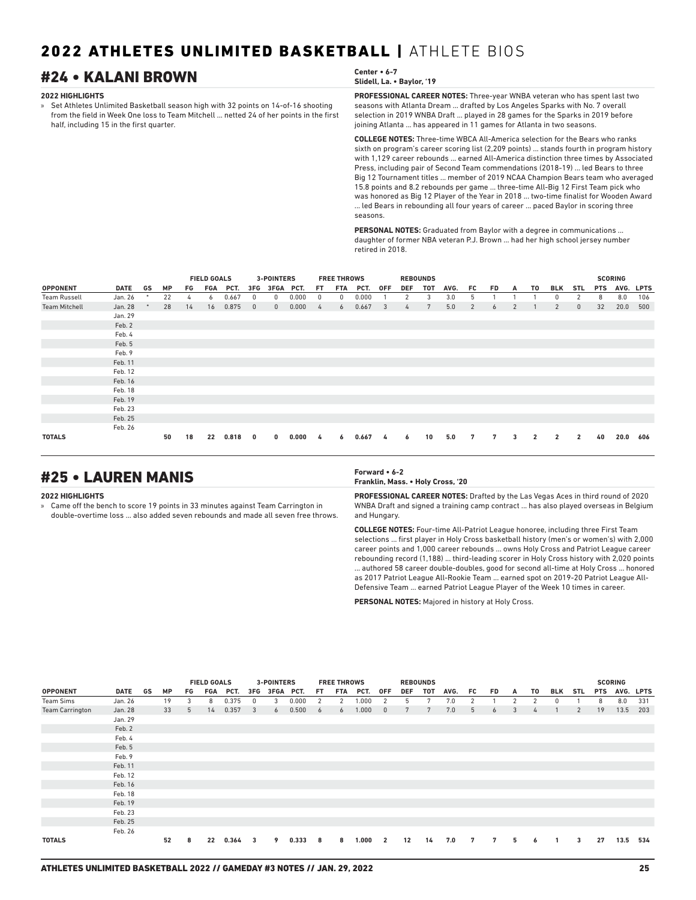## #24 • KALANI BROWN

**Center • 6-7**
**Slidell, La. • Baylor, '19**

**2022 HIGHLIGHTS**

» Set Athletes Unlimited Basketball season high with 32 points on 14-of-16 shooting from the field in Week One loss to Team Mitchell ... netted 24 of her points in the first half, including 15 in the first quarter.

**PROFESSIONAL CAREER NOTES:** Three-year WNBA veteran who has spent last two seasons with Atlanta Dream ... drafted by Los Angeles Sparks with No. 7 overall selection in 2019 WNBA Draft ... played in 28 games for the Sparks in 2019 before joining Atlanta ... has appeared in 11 games for Atlanta in two seasons.

**COLLEGE NOTES:** Three-time WBCA All-America selection for the Bears who ranks sixth on program's career scoring list (2,209 points) ... stands fourth in program history with 1,129 career rebounds ... earned All-America distinction three times by Associated Press, including pair of Second Team commendations (2018-19) ... led Bears to three Big 12 Tournament titles ... member of 2019 NCAA Champion Bears team who averaged 15.8 points and 8.2 rebounds per game ... three-time All-Big 12 First Team pick who was honored as Big 12 Player of the Year in 2018 ... two-time finalist for Wooden Award ... led Bears in rebounding all four years of career ... paced Baylor in scoring three seasons.

**PERSONAL NOTES:** Graduated from Baylor with a degree in communications ... daughter of former NBA veteran P.J. Brown ... had her high school jersey number retired in 2018.

| | | | | FIELD GOALS | | | 3-POINTERS | | | FREE THROWS | | | REBOUNDS | | | | | | | | | | | SCORING | | |
|---|---|---|---|---|---|---|---|---|---|---|---|---|---|---|---|---|---|---|---|---|---|---|---|---|---|---|
| **OPPONENT** | **DATE** | **GS** | **MP** | **FG** | **FGA** | **PCT.** | **3FG** | **3FGA** | **PCT.** | **FT** | **FTA** | **PCT.** | **OFF** | **DEF** | **TOT** | **AVG.** | **FC** | **FD** | **A** | **TO** | **BLK** | **STL** | **PTS** | **AVG.** | **LPTS** |
| Team Russell | Jan. 26 | * | 22 | 4 | 6 | 0.667 | 0 | 0 | 0.000 | 0 | 0 | 0.000 | 1 | 2 | 3 | 3.0 | 5 | 1 | 1 | 1 | 0 | 2 | 8 | 8.0 | 106 |
| Team Mitchell | Jan. 28 | * | 28 | 14 | 16 | 0.875 | 0 | 0 | 0.000 | 4 | 6 | 0.667 | 3 | 4 | 7 | 5.0 | 2 | 6 | 2 | 1 | 2 | 0 | 32 | 20.0 | 500 |
| | Jan. 29 | | | | | | | | | | | | | | | | | | | | | | | | |
| | Feb. 2 | | | | | | | | | | | | | | | | | | | | | | | | |
| | Feb. 4 | | | | | | | | | | | | | | | | | | | | | | | | |
| | Feb. 5 | | | | | | | | | | | | | | | | | | | | | | | | |
| | Feb. 9 | | | | | | | | | | | | | | | | | | | | | | | | |
| | Feb. 11 | | | | | | | | | | | | | | | | | | | | | | | | |
| | Feb. 12 | | | | | | | | | | | | | | | | | | | | | | | | |
| | Feb. 16 | | | | | | | | | | | | | | | | | | | | | | | | |
| | Feb. 18 | | | | | | | | | | | | | | | | | | | | | | | | |
| | Feb. 19 | | | | | | | | | | | | | | | | | | | | | | | | |
| | Feb. 23 | | | | | | | | | | | | | | | | | | | | | | | | |
| | Feb. 25 | | | | | | | | | | | | | | | | | | | | | | | | |
| | Feb. 26 | | | | | | | | | | | | | | | | | | | | | | | | |
| **TOTALS** | | | **50** | **18** | **22** | **0.818** | **0** | **0** | **0.000** | **4** | **6** | **0.667** | **4** | **6** | **10** | **5.0** | **7** | **7** | **3** | **2** | **2** | **2** | **40** | **20.0** | **606** |

## #25 • LAUREN MANIS

**Forward • 6-2**
**Franklin, Mass. • Holy Cross, '20**

**2022 HIGHLIGHTS**

» Came off the bench to score 19 points in 33 minutes against Team Carrington in double-overtime loss ... also added seven rebounds and made all seven free throws.

**PROFESSIONAL CAREER NOTES:** Drafted by the Las Vegas Aces in third round of 2020 WNBA Draft and signed a training camp contract ... has also played overseas in Belgium and Hungary.

**COLLEGE NOTES:** Four-time All-Patriot League honoree, including three First Team selections ... first player in Holy Cross basketball history (men's or women's) with 2,000 career points and 1,000 career rebounds ... owns Holy Cross and Patriot League career rebounding record (1,188) ... third-leading scorer in Holy Cross history with 2,020 points ... authored 58 career double-doubles, good for second all-time at Holy Cross ... honored as 2017 Patriot League All-Rookie Team ... earned spot on 2019-20 Patriot League All-Defensive Team ... earned Patriot League Player of the Week 10 times in career.

**PERSONAL NOTES:** Majored in history at Holy Cross.

| | | | | FIELD GOALS | | | 3-POINTERS | | | FREE THROWS | | | REBOUNDS | | | | | | | | | | | SCORING | | |
|---|---|---|---|---|---|---|---|---|---|---|---|---|---|---|---|---|---|---|---|---|---|---|---|---|---|---|
| **OPPONENT** | **DATE** | **GS** | **MP** | **FG** | **FGA** | **PCT.** | **3FG** | **3FGA** | **PCT.** | **FT** | **FTA** | **PCT.** | **OFF** | **DEF** | **TOT** | **AVG.** | **FC** | **FD** | **A** | **TO** | **BLK** | **STL** | **PTS** | **AVG.** | **LPTS** |
| Team Sims | Jan. 26 | | 19 | 3 | 8 | 0.375 | 0 | 3 | 0.000 | 2 | 2 | 1.000 | 2 | 5 | 7 | 7.0 | 2 | 1 | 2 | 2 | 0 | 1 | 8 | 8.0 | 331 |
| Team Carrington | Jan. 28 | | 33 | 5 | 14 | 0.357 | 3 | 6 | 0.500 | 6 | 6 | 1.000 | 0 | 7 | 7 | 7.0 | 5 | 6 | 3 | 4 | 1 | 2 | 19 | 13.5 | 203 |
| | Jan. 29 | | | | | | | | | | | | | | | | | | | | | | | | |
| | Feb. 2 | | | | | | | | | | | | | | | | | | | | | | | | |
| | Feb. 4 | | | | | | | | | | | | | | | | | | | | | | | | |
| | Feb. 5 | | | | | | | | | | | | | | | | | | | | | | | | |
| | Feb. 9 | | | | | | | | | | | | | | | | | | | | | | | | |
| | Feb. 11 | | | | | | | | | | | | | | | | | | | | | | | | |
| | Feb. 12 | | | | | | | | | | | | | | | | | | | | | | | | |
| | Feb. 16 | | | | | | | | | | | | | | | | | | | | | | | | |
| | Feb. 18 | | | | | | | | | | | | | | | | | | | | | | | | |
| | Feb. 19 | | | | | | | | | | | | | | | | | | | | | | | | |
| | Feb. 23 | | | | | | | | | | | | | | | | | | | | | | | | |
| | Feb. 25 | | | | | | | | | | | | | | | | | | | | | | | | |
| | Feb. 26 | | | | | | | | | | | | | | | | | | | | | | | | |
| **TOTALS** | | | **52** | **8** | **22** | **0.364** | **3** | **9** | **0.333** | **8** | **8** | **1.000** | **2** | **12** | **14** | **7.0** | **7** | **7** | **5** | **6** | **1** | **3** | **27** | **13.5** | **534** |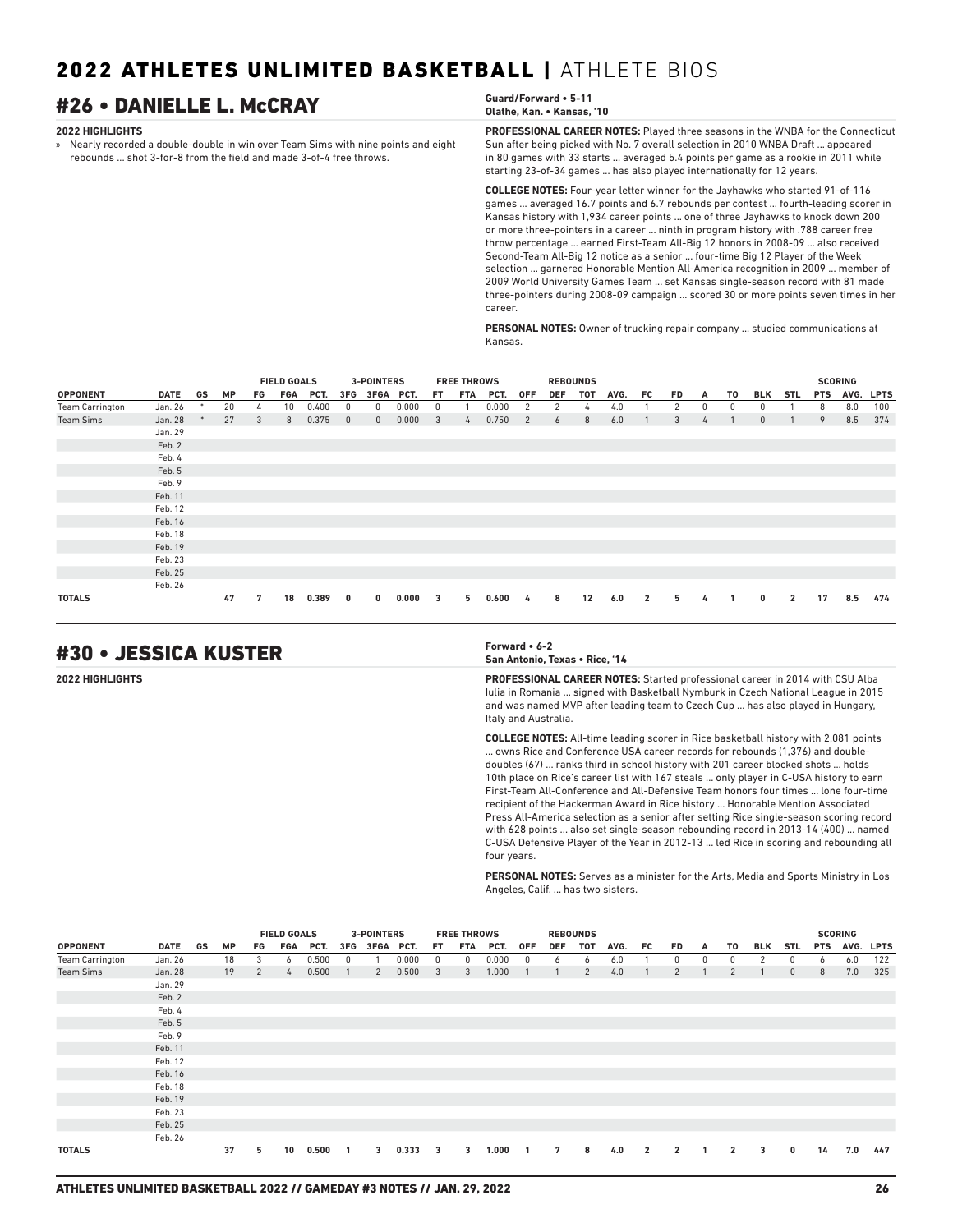## #26 • DANIELLE L. McCRAY

**Guard/Forward • 5-11**
**Olathe, Kan. • Kansas, '10**

**2022 HIGHLIGHTS**

» Nearly recorded a double-double in win over Team Sims with nine points and eight rebounds ... shot 3-for-8 from the field and made 3-of-4 free throws.

**PROFESSIONAL CAREER NOTES:** Played three seasons in the WNBA for the Connecticut Sun after being picked with No. 7 overall selection in 2010 WNBA Draft ... appeared in 80 games with 33 starts ... averaged 5.4 points per game as a rookie in 2011 while starting 23-of-34 games ... has also played internationally for 12 years.

**COLLEGE NOTES:** Four-year letter winner for the Jayhawks who started 91-of-116 games ... averaged 16.7 points and 6.7 rebounds per contest ... fourth-leading scorer in Kansas history with 1,934 career points ... one of three Jayhawks to knock down 200 or more three-pointers in a career ... ninth in program history with .788 career free throw percentage ... earned First-Team All-Big 12 honors in 2008-09 ... also received Second-Team All-Big 12 notice as a senior ... four-time Big 12 Player of the Week selection ... garnered Honorable Mention All-America recognition in 2009 ... member of 2009 World University Games Team ... set Kansas single-season record with 81 made three-pointers during 2008-09 campaign ... scored 30 or more points seven times in her career.

**PERSONAL NOTES:** Owner of trucking repair company ... studied communications at Kansas.

| | | | | FIELD GOALS | | | 3-POINTERS | | | FREE THROWS | | | REBOUNDS | | | | | | | | | | SCORING | | |
|---|---|---|---|---|---|---|---|---|---|---|---|---|---|---|---|---|---|---|---|---|---|---|---|---|---|
| **OPPONENT** | **DATE** | **GS** | **MP** | **FG** | **FGA** | **PCT.** | **3FG** | **3FGA** | **PCT.** | **FT** | **FTA** | **PCT.** | **OFF** | **DEF** | **TOT** | **AVG.** | **FC** | **FD** | **A** | **TO** | **BLK** | **STL** | **PTS** | **AVG.** | **LPTS** |
| Team Carrington | Jan. 26 | * | 20 | 4 | 10 | 0.400 | 0 | 0 | 0.000 | 0 | 1 | 0.000 | 2 | 2 | 4 | 4.0 | 1 | 2 | 0 | 0 | 0 | 1 | 8 | 8.0 | 100 |
| Team Sims | Jan. 28 | * | 27 | 3 | 8 | 0.375 | 0 | 0 | 0.000 | 3 | 4 | 0.750 | 2 | 6 | 8 | 6.0 | 1 | 3 | 4 | 1 | 0 | 1 | 9 | 8.5 | 374 |
| | Jan. 29 | | | | | | | | | | | | | | | | | | | | | | | | |
| | Feb. 2 | | | | | | | | | | | | | | | | | | | | | | | | |
| | Feb. 4 | | | | | | | | | | | | | | | | | | | | | | | | |
| | Feb. 5 | | | | | | | | | | | | | | | | | | | | | | | | |
| | Feb. 9 | | | | | | | | | | | | | | | | | | | | | | | | |
| | Feb. 11 | | | | | | | | | | | | | | | | | | | | | | | | |
| | Feb. 12 | | | | | | | | | | | | | | | | | | | | | | | | |
| | Feb. 16 | | | | | | | | | | | | | | | | | | | | | | | | |
| | Feb. 18 | | | | | | | | | | | | | | | | | | | | | | | | |
| | Feb. 19 | | | | | | | | | | | | | | | | | | | | | | | | |
| | Feb. 23 | | | | | | | | | | | | | | | | | | | | | | | | |
| | Feb. 25 | | | | | | | | | | | | | | | | | | | | | | | | |
| | Feb. 26 | | | | | | | | | | | | | | | | | | | | | | | | |
| **TOTALS** | | | **47** | **7** | **18** | **0.389** | **0** | **0** | **0.000** | **3** | **5** | **0.600** | **4** | **8** | **12** | **6.0** | **2** | **5** | **4** | **1** | **0** | **2** | **17** | **8.5** | **474** |

## #30 • JESSICA KUSTER

**Forward • 6-2**
**San Antonio, Texas • Rice, '14**

**2022 HIGHLIGHTS**

**PROFESSIONAL CAREER NOTES:** Started professional career in 2014 with CSU Alba Iulia in Romania ... signed with Basketball Nymburk in Czech National League in 2015 and was named MVP after leading team to Czech Cup ... has also played in Hungary, Italy and Australia.

**COLLEGE NOTES:** All-time leading scorer in Rice basketball history with 2,081 points ... owns Rice and Conference USA career records for rebounds (1,376) and double-doubles (67) ... ranks third in school history with 201 career blocked shots ... holds 10th place on Rice's career list with 167 steals ... only player in C-USA history to earn First-Team All-Conference and All-Defensive Team honors four times ... lone four-time recipient of the Hackerman Award in Rice history ... Honorable Mention Associated Press All-America selection as a senior after setting Rice single-season scoring record with 628 points ... also set single-season rebounding record in 2013-14 (400) ... named C-USA Defensive Player of the Year in 2012-13 ... led Rice in scoring and rebounding all four years.

**PERSONAL NOTES:** Serves as a minister for the Arts, Media and Sports Ministry in Los Angeles, Calif. ... has two sisters.

| | | | | FIELD GOALS | | | 3-POINTERS | | | FREE THROWS | | | REBOUNDS | | | | | | | | | | SCORING | | |
|---|---|---|---|---|---|---|---|---|---|---|---|---|---|---|---|---|---|---|---|---|---|---|---|---|---|
| **OPPONENT** | **DATE** | **GS** | **MP** | **FG** | **FGA** | **PCT.** | **3FG** | **3FGA** | **PCT.** | **FT** | **FTA** | **PCT.** | **OFF** | **DEF** | **TOT** | **AVG.** | **FC** | **FD** | **A** | **TO** | **BLK** | **STL** | **PTS** | **AVG.** | **LPTS** |
| Team Carrington | Jan. 26 | | 18 | 3 | 6 | 0.500 | 0 | 1 | 0.000 | 0 | 0 | 0.000 | 0 | 6 | 6 | 6.0 | 1 | 0 | 0 | 0 | 2 | 0 | 6 | 6.0 | 122 |
| Team Sims | Jan. 28 | | 19 | 2 | 4 | 0.500 | 1 | 2 | 0.500 | 3 | 3 | 1.000 | 1 | 1 | 2 | 4.0 | 1 | 2 | 1 | 2 | 1 | 0 | 8 | 7.0 | 325 |
| | Jan. 29 | | | | | | | | | | | | | | | | | | | | | | | | |
| | Feb. 2 | | | | | | | | | | | | | | | | | | | | | | | | |
| | Feb. 4 | | | | | | | | | | | | | | | | | | | | | | | | |
| | Feb. 5 | | | | | | | | | | | | | | | | | | | | | | | | |
| | Feb. 9 | | | | | | | | | | | | | | | | | | | | | | | | |
| | Feb. 11 | | | | | | | | | | | | | | | | | | | | | | | | |
| | Feb. 12 | | | | | | | | | | | | | | | | | | | | | | | | |
| | Feb. 16 | | | | | | | | | | | | | | | | | | | | | | | | |
| | Feb. 18 | | | | | | | | | | | | | | | | | | | | | | | | |
| | Feb. 19 | | | | | | | | | | | | | | | | | | | | | | | | |
| | Feb. 23 | | | | | | | | | | | | | | | | | | | | | | | | |
| | Feb. 25 | | | | | | | | | | | | | | | | | | | | | | | | |
| | Feb. 26 | | | | | | | | | | | | | | | | | | | | | | | | |
| **TOTALS** | | | **37** | **5** | **10** | **0.500** | **1** | **3** | **0.333** | **3** | **3** | **1.000** | **1** | **7** | **8** | **4.0** | **2** | **2** | **1** | **2** | **3** | **0** | **14** | **7.0** | **447** |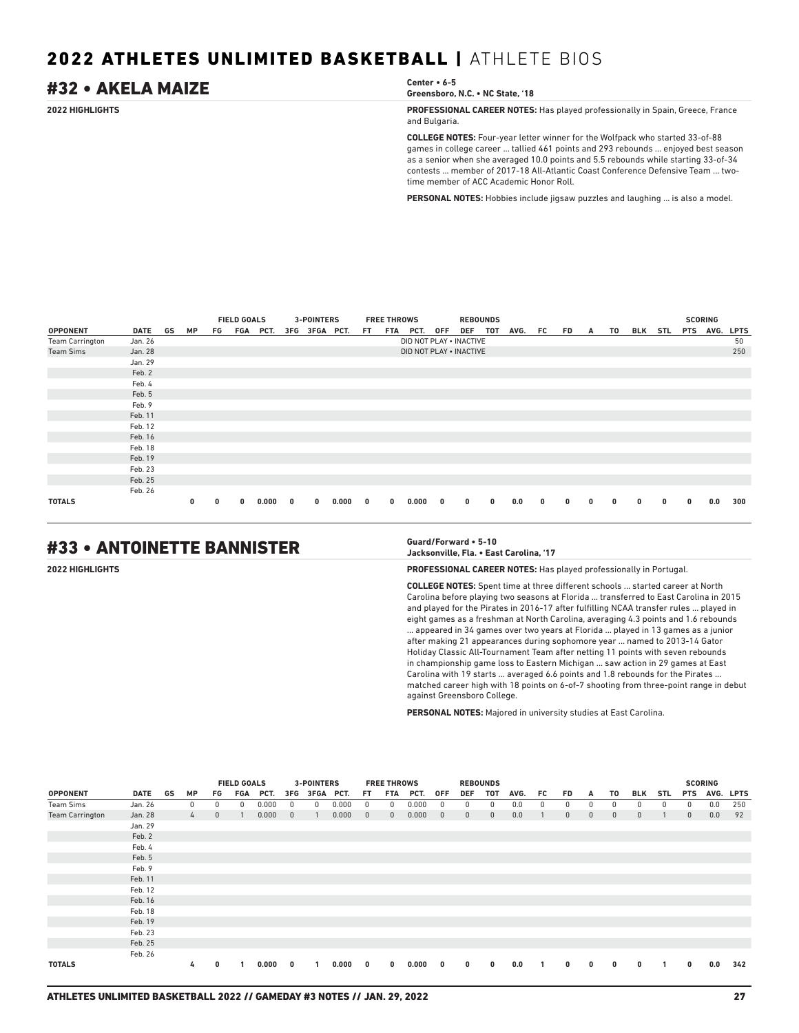## #32 • AKELA MAIZE

**Center • 6-5**
**Greensboro, N.C. • NC State, '18**

**2022 HIGHLIGHTS**

**PROFESSIONAL CAREER NOTES:** Has played professionally in Spain, Greece, France and Bulgaria.

**COLLEGE NOTES:** Four-year letter winner for the Wolfpack who started 33-of-88 games in college career ... tallied 461 points and 293 rebounds ... enjoyed best season as a senior when she averaged 10.0 points and 5.5 rebounds while starting 33-of-34 contests ... member of 2017-18 All-Atlantic Coast Conference Defensive Team ... two-time member of ACC Academic Honor Roll.

**PERSONAL NOTES:** Hobbies include jigsaw puzzles and laughing ... is also a model.

| | | | | FIELD GOALS | | | 3-POINTERS | | | FREE THROWS | | | REBOUNDS | | | | | | | | | | SCORING | | |
|---|---|---|---|---|---|---|---|---|---|---|---|---|---|---|---|---|---|---|---|---|---|---|---|---|---|
| **OPPONENT** | **DATE** | **GS** | **MP** | **FG** | **FGA** | **PCT.** | **3FG** | **3FGA** | **PCT.** | **FT** | **FTA** | **PCT.** | **OFF** | **DEF** | **TOT** | **AVG.** | **FC** | **FD** | **A** | **TO** | **BLK** | **STL** | **PTS** | **AVG.** | **LPTS** |
| Team Carrington | Jan. 26 | DID NOT PLAY • INACTIVE | | | | | | | | | | | | | | | | | | | | | | | 50 |
| Team Sims | Jan. 28 | DID NOT PLAY • INACTIVE | | | | | | | | | | | | | | | | | | | | | | | 250 |
| | Jan. 29 | | | | | | | | | | | | | | | | | | | | | | | | |
| | Feb. 2 | | | | | | | | | | | | | | | | | | | | | | | | |
| | Feb. 4 | | | | | | | | | | | | | | | | | | | | | | | | |
| | Feb. 5 | | | | | | | | | | | | | | | | | | | | | | | | |
| | Feb. 9 | | | | | | | | | | | | | | | | | | | | | | | | |
| | Feb. 11 | | | | | | | | | | | | | | | | | | | | | | | | |
| | Feb. 12 | | | | | | | | | | | | | | | | | | | | | | | | |
| | Feb. 16 | | | | | | | | | | | | | | | | | | | | | | | | |
| | Feb. 18 | | | | | | | | | | | | | | | | | | | | | | | | |
| | Feb. 19 | | | | | | | | | | | | | | | | | | | | | | | | |
| | Feb. 23 | | | | | | | | | | | | | | | | | | | | | | | | |
| | Feb. 25 | | | | | | | | | | | | | | | | | | | | | | | | |
| | Feb. 26 | | | | | | | | | | | | | | | | | | | | | | | | |
| **TOTALS** | | | **0** | **0** | **0** | **0.000** | **0** | **0** | **0.000** | **0** | **0** | **0.000** | **0** | **0** | **0** | **0.0** | **0** | **0** | **0** | **0** | **0** | **0** | **0** | **0.0** | **300** |

## #33 • ANTOINETTE BANNISTER

**Guard/Forward • 5-10**
**Jacksonville, Fla. • East Carolina, '17**

**2022 HIGHLIGHTS**

**PROFESSIONAL CAREER NOTES:** Has played professionally in Portugal.

**COLLEGE NOTES:** Spent time at three different schools ... started career at North Carolina before playing two seasons at Florida ... transferred to East Carolina in 2015 and played for the Pirates in 2016-17 after fulfilling NCAA transfer rules ... played in eight games as a freshman at North Carolina, averaging 4.3 points and 1.6 rebounds ... appeared in 34 games over two years at Florida ... played in 13 games as a junior after making 21 appearances during sophomore year ... named to 2013-14 Gator Holiday Classic All-Tournament Team after netting 11 points with seven rebounds in championship game loss to Eastern Michigan ... saw action in 29 games at East Carolina with 19 starts ... averaged 6.6 points and 1.8 rebounds for the Pirates ... matched career high with 18 points on 6-of-7 shooting from three-point range in debut against Greensboro College.

**PERSONAL NOTES:** Majored in university studies at East Carolina.

| | | | | FIELD GOALS | | | 3-POINTERS | | | FREE THROWS | | | REBOUNDS | | | | | | | | | | SCORING | | |
|---|---|---|---|---|---|---|---|---|---|---|---|---|---|---|---|---|---|---|---|---|---|---|---|---|---|
| **OPPONENT** | **DATE** | **GS** | **MP** | **FG** | **FGA** | **PCT.** | **3FG** | **3FGA** | **PCT.** | **FT** | **FTA** | **PCT.** | **OFF** | **DEF** | **TOT** | **AVG.** | **FC** | **FD** | **A** | **TO** | **BLK** | **STL** | **PTS** | **AVG.** | **LPTS** |
| Team Sims | Jan. 26 | | 0 | 0 | 0 | 0.000 | 0 | 0 | 0.000 | 0 | 0 | 0.000 | 0 | 0 | 0 | 0.0 | 0 | 0 | 0 | 0 | 0 | 0 | 0 | 0.0 | 250 |
| Team Carrington | Jan. 28 | | 4 | 0 | 1 | 0.000 | 0 | 1 | 0.000 | 0 | 0 | 0.000 | 0 | 0 | 0 | 0.0 | 1 | 0 | 0 | 0 | 0 | 1 | 0 | 0.0 | 92 |
| | Jan. 29 | | | | | | | | | | | | | | | | | | | | | | | | |
| | Feb. 2 | | | | | | | | | | | | | | | | | | | | | | | | |
| | Feb. 4 | | | | | | | | | | | | | | | | | | | | | | | | |
| | Feb. 5 | | | | | | | | | | | | | | | | | | | | | | | | |
| | Feb. 9 | | | | | | | | | | | | | | | | | | | | | | | | |
| | Feb. 11 | | | | | | | | | | | | | | | | | | | | | | | | |
| | Feb. 12 | | | | | | | | | | | | | | | | | | | | | | | | |
| | Feb. 16 | | | | | | | | | | | | | | | | | | | | | | | | |
| | Feb. 18 | | | | | | | | | | | | | | | | | | | | | | | | |
| | Feb. 19 | | | | | | | | | | | | | | | | | | | | | | | | |
| | Feb. 23 | | | | | | | | | | | | | | | | | | | | | | | | |
| | Feb. 25 | | | | | | | | | | | | | | | | | | | | | | | | |
| | Feb. 26 | | | | | | | | | | | | | | | | | | | | | | | | |
| **TOTALS** | | | **4** | **0** | **1** | **0.000** | **0** | **1** | **0.000** | **0** | **0** | **0.000** | **0** | **0** | **0** | **0.0** | **1** | **0** | **0** | **0** | **0** | **1** | **0** | **0.0** | **342** |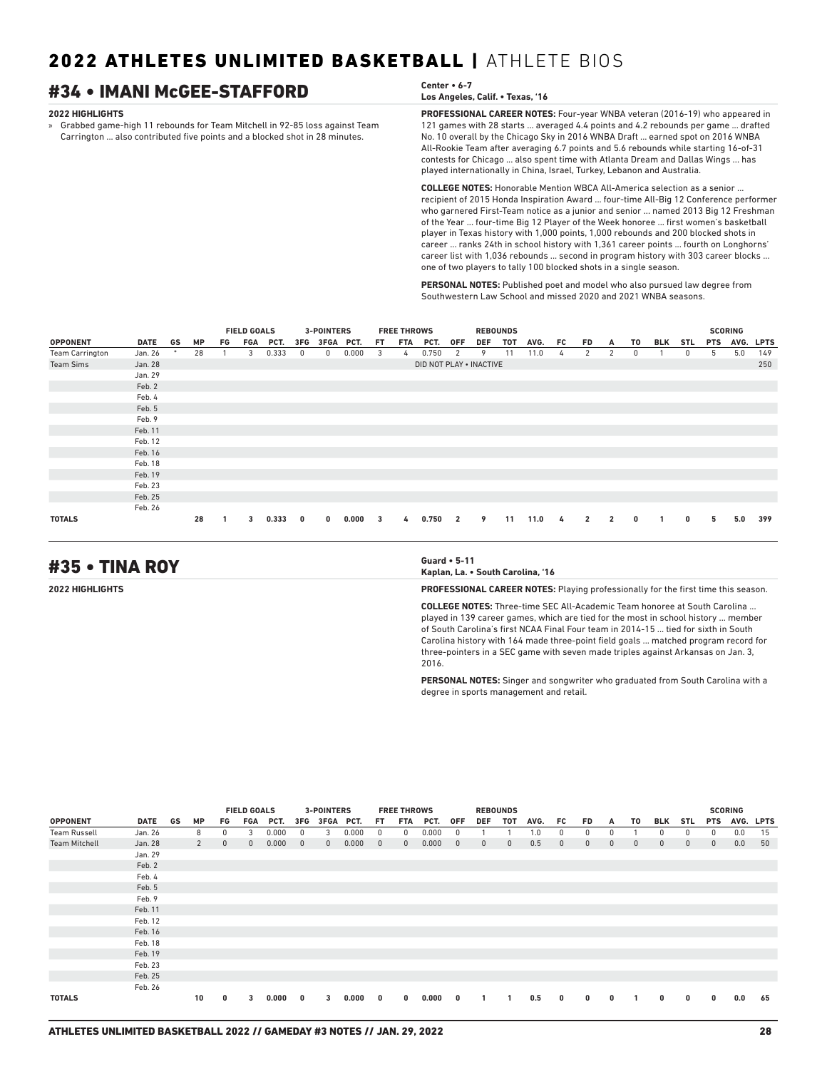# 2022 ATHLETES UNLIMITED BASKETBALL | ATHLETE BIOS

## #34 • IMANI McGEE-STAFFORD

**Center • 6-7**
**Los Angeles, Calif. • Texas, '16**

**2022 HIGHLIGHTS**

» Grabbed game-high 11 rebounds for Team Mitchell in 92-85 loss against Team Carrington ... also contributed five points and a blocked shot in 28 minutes.

**PROFESSIONAL CAREER NOTES:** Four-year WNBA veteran (2016-19) who appeared in 121 games with 28 starts ... averaged 4.4 points and 4.2 rebounds per game ... drafted No. 10 overall by the Chicago Sky in 2016 WNBA Draft ... earned spot on 2016 WNBA All-Rookie Team after averaging 6.7 points and 5.6 rebounds while starting 16-of-31 contests for Chicago ... also spent time with Atlanta Dream and Dallas Wings ... has played internationally in China, Israel, Turkey, Lebanon and Australia.

**COLLEGE NOTES:** Honorable Mention WBCA All-America selection as a senior ... recipient of 2015 Honda Inspiration Award ... four-time All-Big 12 Conference performer who garnered First-Team notice as a junior and senior ... named 2013 Big 12 Freshman of the Year ... four-time Big 12 Player of the Week honoree ... first women's basketball player in Texas history with 1,000 points, 1,000 rebounds and 200 blocked shots in career ... ranks 24th in school history with 1,361 career points ... fourth on Longhorns' career list with 1,036 rebounds ... second in program history with 303 career blocks ... one of two players to tally 100 blocked shots in a single season.

**PERSONAL NOTES:** Published poet and model who also pursued law degree from Southwestern Law School and missed 2020 and 2021 WNBA seasons.

| | | | | FIELD GOALS | | | 3-POINTERS | | | FREE THROWS | | | REBOUNDS | | | | | | | | | | SCORING | | |
|---|---|---|---|---|---|---|---|---|---|---|---|---|---|---|---|---|---|---|---|---|---|---|---|---|---|
| **OPPONENT** | **DATE** | **GS** | **MP** | **FG** | **FGA** | **PCT.** | **3FG** | **3FGA** | **PCT.** | **FT** | **FTA** | **PCT.** | **OFF** | **DEF** | **TOT** | **AVG.** | **FC** | **FD** | **A** | **TO** | **BLK** | **STL** | **PTS** | **AVG.** | **LPTS** |
| Team Carrington | Jan. 26 | * | 28 | 1 | 3 | 0.333 | 0 | 0 | 0.000 | 3 | 4 | 0.750 | 2 | 9 | 11 | 11.0 | 4 | 2 | 2 | 0 | 1 | 0 | 5 | 5.0 | 149 |
| Team Sims | Jan. 28 | | DID NOT PLAY • INACTIVE | | | | | | | | | | | | | | | | | | | | | | 250 |
| | Jan. 29 | | | | | | | | | | | | | | | | | | | | | | | | |
| | Feb. 2 | | | | | | | | | | | | | | | | | | | | | | | | |
| | Feb. 4 | | | | | | | | | | | | | | | | | | | | | | | | |
| | Feb. 5 | | | | | | | | | | | | | | | | | | | | | | | | |
| | Feb. 9 | | | | | | | | | | | | | | | | | | | | | | | | |
| | Feb. 11 | | | | | | | | | | | | | | | | | | | | | | | | |
| | Feb. 12 | | | | | | | | | | | | | | | | | | | | | | | | |
| | Feb. 16 | | | | | | | | | | | | | | | | | | | | | | | | |
| | Feb. 18 | | | | | | | | | | | | | | | | | | | | | | | | |
| | Feb. 19 | | | | | | | | | | | | | | | | | | | | | | | | |
| | Feb. 23 | | | | | | | | | | | | | | | | | | | | | | | | |
| | Feb. 25 | | | | | | | | | | | | | | | | | | | | | | | | |
| | Feb. 26 | | | | | | | | | | | | | | | | | | | | | | | | |
| **TOTALS** | | | **28** | **1** | **3** | **0.333** | **0** | **0** | **0.000** | **3** | **4** | **0.750** | **2** | **9** | **11** | **11.0** | **4** | **2** | **2** | **0** | **1** | **0** | **5** | **5.0** | **399** |

## #35 • TINA ROY

**Guard • 5-11**
**Kaplan, La. • South Carolina, '16**

**2022 HIGHLIGHTS**

**PROFESSIONAL CAREER NOTES:** Playing professionally for the first time this season.

**COLLEGE NOTES:** Three-time SEC All-Academic Team honoree at South Carolina ... played in 139 career games, which are tied for the most in school history ... member of South Carolina's first NCAA Final Four team in 2014-15 ... tied for sixth in South Carolina history with 164 made three-point field goals ... matched program record for three-pointers in a SEC game with seven made triples against Arkansas on Jan. 3, 2016.

**PERSONAL NOTES:** Singer and songwriter who graduated from South Carolina with a degree in sports management and retail.

| | | | | FIELD GOALS | | | 3-POINTERS | | | FREE THROWS | | | REBOUNDS | | | | | | | | | | SCORING | | |
|---|---|---|---|---|---|---|---|---|---|---|---|---|---|---|---|---|---|---|---|---|---|---|---|---|---|
| **OPPONENT** | **DATE** | **GS** | **MP** | **FG** | **FGA** | **PCT.** | **3FG** | **3FGA** | **PCT.** | **FT** | **FTA** | **PCT.** | **OFF** | **DEF** | **TOT** | **AVG.** | **FC** | **FD** | **A** | **TO** | **BLK** | **STL** | **PTS** | **AVG.** | **LPTS** |
| Team Russell | Jan. 26 | | 8 | 0 | 3 | 0.000 | 0 | 3 | 0.000 | 0 | 0 | 0.000 | 0 | 1 | 1 | 1.0 | 0 | 0 | 0 | 1 | 0 | 0 | 0 | 0.0 | 15 |
| Team Mitchell | Jan. 28 | | 2 | 0 | 0 | 0.000 | 0 | 0 | 0.000 | 0 | 0 | 0.000 | 0 | 0 | 0 | 0.5 | 0 | 0 | 0 | 0 | 0 | 0 | 0 | 0.0 | 50 |
| | Jan. 29 | | | | | | | | | | | | | | | | | | | | | | | | |
| | Feb. 2 | | | | | | | | | | | | | | | | | | | | | | | | |
| | Feb. 4 | | | | | | | | | | | | | | | | | | | | | | | | |
| | Feb. 5 | | | | | | | | | | | | | | | | | | | | | | | | |
| | Feb. 9 | | | | | | | | | | | | | | | | | | | | | | | | |
| | Feb. 11 | | | | | | | | | | | | | | | | | | | | | | | | |
| | Feb. 12 | | | | | | | | | | | | | | | | | | | | | | | | |
| | Feb. 16 | | | | | | | | | | | | | | | | | | | | | | | | |
| | Feb. 18 | | | | | | | | | | | | | | | | | | | | | | | | |
| | Feb. 19 | | | | | | | | | | | | | | | | | | | | | | | | |
| | Feb. 23 | | | | | | | | | | | | | | | | | | | | | | | | |
| | Feb. 25 | | | | | | | | | | | | | | | | | | | | | | | | |
| | Feb. 26 | | | | | | | | | | | | | | | | | | | | | | | | |
| **TOTALS** | | | **10** | **0** | **3** | **0.000** | **0** | **3** | **0.000** | **0** | **0** | **0.000** | **0** | **1** | **1** | **0.5** | **0** | **0** | **0** | **1** | **0** | **0** | **0** | **0.0** | **65** |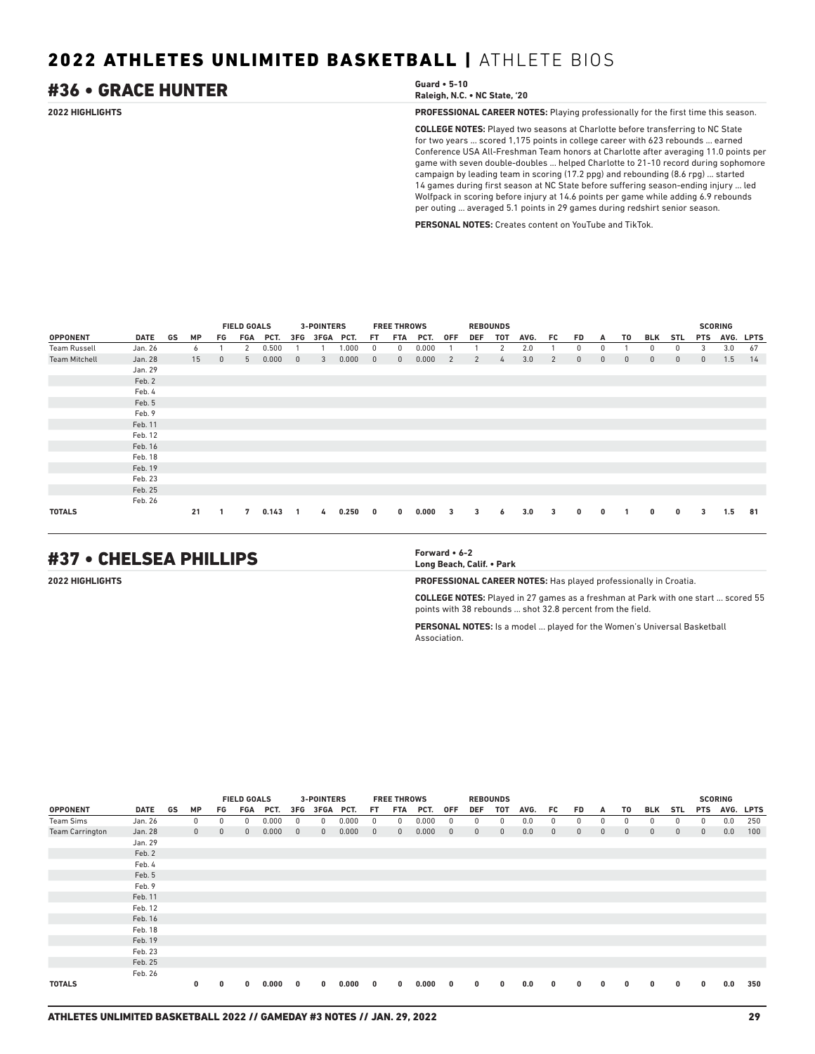# 2022 ATHLETES UNLIMITED BASKETBALL | ATHLETE BIOS

## #36 • GRACE HUNTER

**Guard • 5-10**
**Raleigh, N.C. • NC State, '20**

**2022 HIGHLIGHTS**

**PROFESSIONAL CAREER NOTES:** Playing professionally for the first time this season.

**COLLEGE NOTES:** Played two seasons at Charlotte before transferring to NC State for two years ... scored 1,175 points in college career with 623 rebounds ... earned Conference USA All-Freshman Team honors at Charlotte after averaging 11.0 points per game with seven double-doubles ... helped Charlotte to 21-10 record during sophomore campaign by leading team in scoring (17.2 ppg) and rebounding (8.6 rpg) ... started 14 games during first season at NC State before suffering season-ending injury ... led Wolfpack in scoring before injury at 14.6 points per game while adding 6.9 rebounds per outing ... averaged 5.1 points in 29 games during redshirt senior season.

**PERSONAL NOTES:** Creates content on YouTube and TikTok.

| | | | | FIELD GOALS | | | 3-POINTERS | | | FREE THROWS | | | REBOUNDS | | | | | | | | | | | SCORING | | |
|---|---|---|---|---|---|---|---|---|---|---|---|---|---|---|---|---|---|---|---|---|---|---|---|---|---|---|
| OPPONENT | DATE | GS | MP | FG | FGA | PCT. | 3FG | 3FGA | PCT. | FT | FTA | PCT. | OFF | DEF | TOT | AVG. | FC | FD | A | TO | BLK | STL | PTS | AVG. | LPTS |
| Team Russell | Jan. 26 | | 6 | 1 | 2 | 0.500 | 1 | 1 | 1.000 | 0 | 0 | 0.000 | 1 | 1 | 2 | 2.0 | 1 | 0 | 0 | 1 | 0 | 0 | 3 | 3.0 | 67 |
| Team Mitchell | Jan. 28 | | 15 | 0 | 5 | 0.000 | 0 | 3 | 0.000 | 0 | 0 | 0.000 | 2 | 2 | 4 | 3.0 | 2 | 0 | 0 | 0 | 0 | 0 | 0 | 1.5 | 14 |
| | Jan. 29 | | | | | | | | | | | | | | | | | | | | | | | | |
| | Feb. 2 | | | | | | | | | | | | | | | | | | | | | | | | |
| | Feb. 4 | | | | | | | | | | | | | | | | | | | | | | | | |
| | Feb. 5 | | | | | | | | | | | | | | | | | | | | | | | | |
| | Feb. 9 | | | | | | | | | | | | | | | | | | | | | | | | |
| | Feb. 11 | | | | | | | | | | | | | | | | | | | | | | | | |
| | Feb. 12 | | | | | | | | | | | | | | | | | | | | | | | | |
| | Feb. 16 | | | | | | | | | | | | | | | | | | | | | | | | |
| | Feb. 18 | | | | | | | | | | | | | | | | | | | | | | | | |
| | Feb. 19 | | | | | | | | | | | | | | | | | | | | | | | | |
| | Feb. 23 | | | | | | | | | | | | | | | | | | | | | | | | |
| | Feb. 25 | | | | | | | | | | | | | | | | | | | | | | | | |
| | Feb. 26 | | | | | | | | | | | | | | | | | | | | | | | | |
| **TOTALS** | | | **21** | **1** | **7** | **0.143** | **1** | **4** | **0.250** | **0** | **0** | **0.000** | **3** | **3** | **6** | **3.0** | **3** | **0** | **0** | **1** | **0** | **0** | **3** | **1.5** | **81** |

## #37 • CHELSEA PHILLIPS

**Forward • 6-2**
**Long Beach, Calif. • Park**

**2022 HIGHLIGHTS**

**PROFESSIONAL CAREER NOTES:** Has played professionally in Croatia.

**COLLEGE NOTES:** Played in 27 games as a freshman at Park with one start ... scored 55 points with 38 rebounds ... shot 32.8 percent from the field.

**PERSONAL NOTES:** Is a model ... played for the Women's Universal Basketball Association.

| | | | | FIELD GOALS | | | 3-POINTERS | | | FREE THROWS | | | REBOUNDS | | | | | | | | | | | SCORING | | |
|---|---|---|---|---|---|---|---|---|---|---|---|---|---|---|---|---|---|---|---|---|---|---|---|---|---|---|
| OPPONENT | DATE | GS | MP | FG | FGA | PCT. | 3FG | 3FGA | PCT. | FT | FTA | PCT. | OFF | DEF | TOT | AVG. | FC | FD | A | TO | BLK | STL | PTS | AVG. | LPTS |
| Team Sims | Jan. 26 | | 0 | 0 | 0 | 0.000 | 0 | 0 | 0.000 | 0 | 0 | 0.000 | 0 | 0 | 0 | 0.0 | 0 | 0 | 0 | 0 | 0 | 0 | 0 | 0.0 | 250 |
| Team Carrington | Jan. 28 | | 0 | 0 | 0 | 0.000 | 0 | 0 | 0.000 | 0 | 0 | 0.000 | 0 | 0 | 0 | 0.0 | 0 | 0 | 0 | 0 | 0 | 0 | 0 | 0.0 | 100 |
| | Jan. 29 | | | | | | | | | | | | | | | | | | | | | | | | |
| | Feb. 2 | | | | | | | | | | | | | | | | | | | | | | | | |
| | Feb. 4 | | | | | | | | | | | | | | | | | | | | | | | | |
| | Feb. 5 | | | | | | | | | | | | | | | | | | | | | | | | |
| | Feb. 9 | | | | | | | | | | | | | | | | | | | | | | | | |
| | Feb. 11 | | | | | | | | | | | | | | | | | | | | | | | | |
| | Feb. 12 | | | | | | | | | | | | | | | | | | | | | | | | |
| | Feb. 16 | | | | | | | | | | | | | | | | | | | | | | | | |
| | Feb. 18 | | | | | | | | | | | | | | | | | | | | | | | | |
| | Feb. 19 | | | | | | | | | | | | | | | | | | | | | | | | |
| | Feb. 23 | | | | | | | | | | | | | | | | | | | | | | | | |
| | Feb. 25 | | | | | | | | | | | | | | | | | | | | | | | | |
| | Feb. 26 | | | | | | | | | | | | | | | | | | | | | | | | |
| **TOTALS** | | | **0** | **0** | **0** | **0.000** | **0** | **0** | **0.000** | **0** | **0** | **0.000** | **0** | **0** | **0** | **0.0** | **0** | **0** | **0** | **0** | **0** | **0** | **0** | **0.0** | **350** |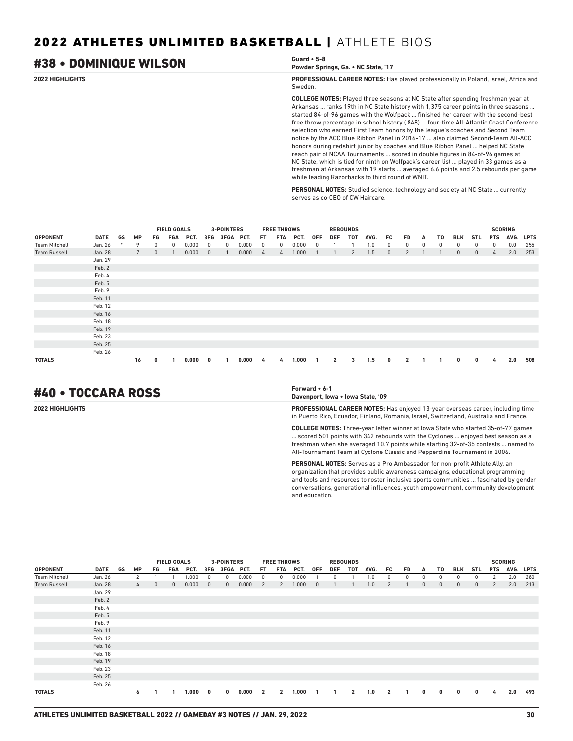# 2022 ATHLETES UNLIMITED BASKETBALL | ATHLETE BIOS

## #38 • DOMINIQUE WILSON

**Guard • 5-8**
**Powder Springs, Ga. • NC State, '17**

**2022 HIGHLIGHTS**

**PROFESSIONAL CAREER NOTES:** Has played professionally in Poland, Israel, Africa and Sweden.

**COLLEGE NOTES:** Played three seasons at NC State after spending freshman year at Arkansas ... ranks 19th in NC State history with 1,375 career points in three seasons ... started 84-of-96 games with the Wolfpack ... finished her career with the second-best free throw percentage in school history (.848) ... four-time All-Atlantic Coast Conference selection who earned First Team honors by the league's coaches and Second Team notice by the ACC Blue Ribbon Panel in 2016-17 ... also claimed Second-Team All-ACC honors during redshirt junior by coaches and Blue Ribbon Panel ... helped NC State reach pair of NCAA Tournaments ... scored in double figures in 84-of-96 games at NC State, which is tied for ninth on Wolfpack's career list ... played in 33 games as a freshman at Arkansas with 19 starts ... averaged 6.6 points and 2.5 rebounds per game while leading Razorbacks to third round of WNIT.

**PERSONAL NOTES:** Studied science, technology and society at NC State ... currently serves as co-CEO of CW Haircare.

| | | | | FIELD GOALS | | | 3-POINTERS | | | FREE THROWS | | | REBOUNDS | | | | | | | | | | SCORING | | |
|---|---|---|---|---|---|---|---|---|---|---|---|---|---|---|---|---|---|---|---|---|---|---|---|---|---|
| OPPONENT | DATE | GS | MP | FG | FGA | PCT. | 3FG | 3FGA | PCT. | FT | FTA | PCT. | OFF | DEF | TOT | AVG. | FC | FD | A | TO | BLK | STL | PTS | AVG. | LPTS |
| Team Mitchell | Jan. 26 | * | 9 | 0 | 0 | 0.000 | 0 | 0 | 0.000 | 0 | 0 | 0.000 | 0 | 1 | 1 | 1.0 | 0 | 0 | 0 | 0 | 0 | 0 | 0 | 0.0 | 255 |
| Team Russell | Jan. 28 | | 7 | 0 | 1 | 0.000 | 0 | 1 | 0.000 | 4 | 4 | 1.000 | 1 | 1 | 2 | 1.5 | 0 | 2 | 1 | 1 | 0 | 0 | 4 | 2.0 | 253 |
| | Jan. 29 | | | | | | | | | | | | | | | | | | | | | | | | |
| | Feb. 2 | | | | | | | | | | | | | | | | | | | | | | | | |
| | Feb. 4 | | | | | | | | | | | | | | | | | | | | | | | | |
| | Feb. 5 | | | | | | | | | | | | | | | | | | | | | | | | |
| | Feb. 9 | | | | | | | | | | | | | | | | | | | | | | | | |
| | Feb. 11 | | | | | | | | | | | | | | | | | | | | | | | | |
| | Feb. 12 | | | | | | | | | | | | | | | | | | | | | | | | |
| | Feb. 16 | | | | | | | | | | | | | | | | | | | | | | | | |
| | Feb. 18 | | | | | | | | | | | | | | | | | | | | | | | | |
| | Feb. 19 | | | | | | | | | | | | | | | | | | | | | | | | |
| | Feb. 23 | | | | | | | | | | | | | | | | | | | | | | | | |
| | Feb. 25 | | | | | | | | | | | | | | | | | | | | | | | | |
| | Feb. 26 | | | | | | | | | | | | | | | | | | | | | | | | |
| **TOTALS** | | | **16** | **0** | **1** | **0.000** | **0** | **1** | **0.000** | **4** | **4** | **1.000** | **1** | **2** | **3** | **1.5** | **0** | **2** | **1** | **1** | **0** | **0** | **4** | **2.0** | **508** |

## #40 • TOCCARA ROSS

**Forward • 6-1**
**Davenport, Iowa • Iowa State, '09**

**2022 HIGHLIGHTS**

**PROFESSIONAL CAREER NOTES:** Has enjoyed 13-year overseas career, including time in Puerto Rico, Ecuador, Finland, Romania, Israel, Switzerland, Australia and France.

**COLLEGE NOTES:** Three-year letter winner at Iowa State who started 35-of-77 games ... scored 501 points with 342 rebounds with the Cyclones ... enjoyed best season as a freshman when she averaged 10.7 points while starting 32-of-35 contests ... named to All-Tournament Team at Cyclone Classic and Pepperdine Tournament in 2006.

**PERSONAL NOTES:** Serves as a Pro Ambassador for non-profit Athlete Ally, an organization that provides public awareness campaigns, educational programming and tools and resources to roster inclusive sports communities ... fascinated by gender conversations, generational influences, youth empowerment, community development and education.

| | | | | FIELD GOALS | | | 3-POINTERS | | | FREE THROWS | | | REBOUNDS | | | | | | | | | | SCORING | | |
|---|---|---|---|---|---|---|---|---|---|---|---|---|---|---|---|---|---|---|---|---|---|---|---|---|---|
| OPPONENT | DATE | GS | MP | FG | FGA | PCT. | 3FG | 3FGA | PCT. | FT | FTA | PCT. | OFF | DEF | TOT | AVG. | FC | FD | A | TO | BLK | STL | PTS | AVG. | LPTS |
| Team Mitchell | Jan. 26 | | 2 | 1 | 1 | 1.000 | 0 | 0 | 0.000 | 0 | 0 | 0.000 | 1 | 0 | 1 | 1.0 | 0 | 0 | 0 | 0 | 0 | 0 | 2 | 2.0 | 280 |
| Team Russell | Jan. 28 | | 4 | 0 | 0 | 0.000 | 0 | 0 | 0.000 | 2 | 2 | 1.000 | 0 | 1 | 1 | 1.0 | 2 | 1 | 0 | 0 | 0 | 0 | 2 | 2.0 | 213 |
| | Jan. 29 | | | | | | | | | | | | | | | | | | | | | | | | |
| | Feb. 2 | | | | | | | | | | | | | | | | | | | | | | | | |
| | Feb. 4 | | | | | | | | | | | | | | | | | | | | | | | | |
| | Feb. 5 | | | | | | | | | | | | | | | | | | | | | | | | |
| | Feb. 9 | | | | | | | | | | | | | | | | | | | | | | | | |
| | Feb. 11 | | | | | | | | | | | | | | | | | | | | | | | | |
| | Feb. 12 | | | | | | | | | | | | | | | | | | | | | | | | |
| | Feb. 16 | | | | | | | | | | | | | | | | | | | | | | | | |
| | Feb. 18 | | | | | | | | | | | | | | | | | | | | | | | | |
| | Feb. 19 | | | | | | | | | | | | | | | | | | | | | | | | |
| | Feb. 23 | | | | | | | | | | | | | | | | | | | | | | | | |
| | Feb. 25 | | | | | | | | | | | | | | | | | | | | | | | | |
| | Feb. 26 | | | | | | | | | | | | | | | | | | | | | | | | |
| **TOTALS** | | | **6** | **1** | **1** | **1.000** | **0** | **0** | **0.000** | **2** | **2** | **1.000** | **1** | **1** | **2** | **1.0** | **2** | **1** | **0** | **0** | **0** | **0** | **4** | **2.0** | **493** |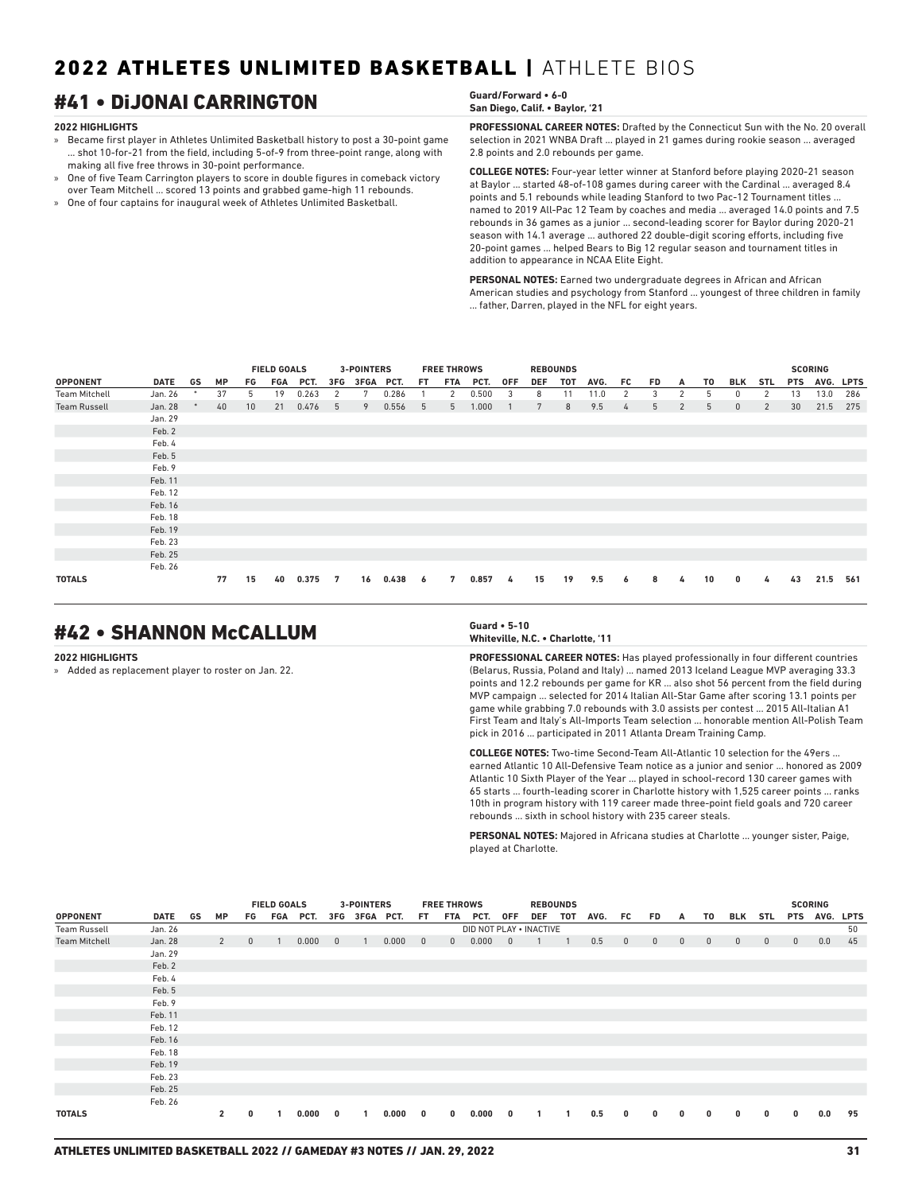## #41 • DiJONAI CARRINGTON

**Guard/Forward • 6-0**
**San Diego, Calif. • Baylor, '21**

**2022 HIGHLIGHTS**

» Became first player in Athletes Unlimited Basketball history to post a 30-point game ... shot 10-for-21 from the field, including 5-of-9 from three-point range, along with making all five free throws in 30-point performance.
» One of five Team Carrington players to score in double figures in comeback victory over Team Mitchell ... scored 13 points and grabbed game-high 11 rebounds.
» One of four captains for inaugural week of Athletes Unlimited Basketball.

**PROFESSIONAL CAREER NOTES:** Drafted by the Connecticut Sun with the No. 20 overall selection in 2021 WNBA Draft ... played in 21 games during rookie season ... averaged 2.8 points and 2.0 rebounds per game.

**COLLEGE NOTES:** Four-year letter winner at Stanford before playing 2020-21 season at Baylor ... started 48-of-108 games during career with the Cardinal ... averaged 8.4 points and 5.1 rebounds while leading Stanford to two Pac-12 Tournament titles ... named to 2019 All-Pac 12 Team by coaches and media ... averaged 14.0 points and 7.5 rebounds in 36 games as a junior ... second-leading scorer for Baylor during 2020-21 season with 14.1 average ... authored 22 double-digit scoring efforts, including five 20-point games ... helped Bears to Big 12 regular season and tournament titles in addition to appearance in NCAA Elite Eight.

**PERSONAL NOTES:** Earned two undergraduate degrees in African and African American studies and psychology from Stanford ... youngest of three children in family ... father, Darren, played in the NFL for eight years.

| | | | | FIELD GOALS | | | 3-POINTERS | | | FREE THROWS | | | REBOUNDS | | | | | | | | | | SCORING | | |
|---|---|---|---|---|---|---|---|---|---|---|---|---|---|---|---|---|---|---|---|---|---|---|---|---|---|
| **OPPONENT** | **DATE** | **GS** | **MP** | **FG** | **FGA** | **PCT.** | **3FG** | **3FGA** | **PCT.** | **FT** | **FTA** | **PCT.** | **OFF** | **DEF** | **TOT** | **AVG.** | **FC** | **FD** | **A** | **TO** | **BLK** | **STL** | **PTS** | **AVG.** | **LPTS** |
| Team Mitchell | Jan. 26 | * | 37 | 5 | 19 | 0.263 | 2 | 7 | 0.286 | 1 | 2 | 0.500 | 3 | 8 | 11 | 11.0 | 2 | 3 | 2 | 5 | 0 | 2 | 13 | 13.0 | 286 |
| Team Russell | Jan. 28 | * | 40 | 10 | 21 | 0.476 | 5 | 9 | 0.556 | 5 | 5 | 1.000 | 1 | 7 | 8 | 9.5 | 4 | 5 | 2 | 5 | 0 | 2 | 30 | 21.5 | 275 |
| | Jan. 29 | | | | | | | | | | | | | | | | | | | | | | | | |
| | Feb. 2 | | | | | | | | | | | | | | | | | | | | | | | | |
| | Feb. 4 | | | | | | | | | | | | | | | | | | | | | | | | |
| | Feb. 5 | | | | | | | | | | | | | | | | | | | | | | | | |
| | Feb. 9 | | | | | | | | | | | | | | | | | | | | | | | | |
| | Feb. 11 | | | | | | | | | | | | | | | | | | | | | | | | |
| | Feb. 12 | | | | | | | | | | | | | | | | | | | | | | | | |
| | Feb. 16 | | | | | | | | | | | | | | | | | | | | | | | | |
| | Feb. 18 | | | | | | | | | | | | | | | | | | | | | | | | |
| | Feb. 19 | | | | | | | | | | | | | | | | | | | | | | | | |
| | Feb. 23 | | | | | | | | | | | | | | | | | | | | | | | | |
| | Feb. 25 | | | | | | | | | | | | | | | | | | | | | | | | |
| | Feb. 26 | | | | | | | | | | | | | | | | | | | | | | | | |
| **TOTALS** | | | **77** | **15** | **40** | **0.375** | **7** | **16** | **0.438** | **6** | **7** | **0.857** | **4** | **15** | **19** | **9.5** | **6** | **8** | **4** | **10** | **0** | **4** | **43** | **21.5** | **561** |

## #42 • SHANNON McCALLUM

**Guard • 5-10**
**Whiteville, N.C. • Charlotte, '11**

**2022 HIGHLIGHTS**

» Added as replacement player to roster on Jan. 22.

**PROFESSIONAL CAREER NOTES:** Has played professionally in four different countries (Belarus, Russia, Poland and Italy) ... named 2013 Iceland League MVP averaging 33.3 points and 12.2 rebounds per game for KR ... also shot 56 percent from the field during MVP campaign ... selected for 2014 Italian All-Star Game after scoring 13.1 points per game while grabbing 7.0 rebounds with 3.0 assists per contest ... 2015 All-Italian A1 First Team and Italy's All-Imports Team selection ... honorable mention All-Polish Team pick in 2016 ... participated in 2011 Atlanta Dream Training Camp.

**COLLEGE NOTES:** Two-time Second-Team All-Atlantic 10 selection for the 49ers ... earned Atlantic 10 All-Defensive Team notice as a junior and senior ... honored as 2009 Atlantic 10 Sixth Player of the Year ... played in school-record 130 career games with 65 starts ... fourth-leading scorer in Charlotte history with 1,525 career points ... ranks 10th in program history with 119 career made three-point field goals and 720 career rebounds ... sixth in school history with 235 career steals.

**PERSONAL NOTES:** Majored in Africana studies at Charlotte ... younger sister, Paige, played at Charlotte.

| | | | | FIELD GOALS | | | 3-POINTERS | | | FREE THROWS | | | REBOUNDS | | | | | | | | | | SCORING | | |
|---|---|---|---|---|---|---|---|---|---|---|---|---|---|---|---|---|---|---|---|---|---|---|---|---|---|
| **OPPONENT** | **DATE** | **GS** | **MP** | **FG** | **FGA** | **PCT.** | **3FG** | **3FGA** | **PCT.** | **FT** | **FTA** | **PCT.** | **OFF** | **DEF** | **TOT** | **AVG.** | **FC** | **FD** | **A** | **TO** | **BLK** | **STL** | **PTS** | **AVG.** | **LPTS** |
| Team Russell | Jan. 26 | | DID NOT PLAY • INACTIVE | | | | | | | | | | | | | | | | | | | | | | 50 |
| Team Mitchell | Jan. 28 | | 2 | 0 | 1 | 0.000 | 0 | 1 | 0.000 | 0 | 0 | 0.000 | 0 | 1 | 1 | 0.5 | 0 | 0 | 0 | 0 | 0 | 0 | 0 | 0.0 | 45 |
| | Jan. 29 | | | | | | | | | | | | | | | | | | | | | | | | |
| | Feb. 2 | | | | | | | | | | | | | | | | | | | | | | | | |
| | Feb. 4 | | | | | | | | | | | | | | | | | | | | | | | | |
| | Feb. 5 | | | | | | | | | | | | | | | | | | | | | | | | |
| | Feb. 9 | | | | | | | | | | | | | | | | | | | | | | | | |
| | Feb. 11 | | | | | | | | | | | | | | | | | | | | | | | | |
| | Feb. 12 | | | | | | | | | | | | | | | | | | | | | | | | |
| | Feb. 16 | | | | | | | | | | | | | | | | | | | | | | | | |
| | Feb. 18 | | | | | | | | | | | | | | | | | | | | | | | | |
| | Feb. 19 | | | | | | | | | | | | | | | | | | | | | | | | |
| | Feb. 23 | | | | | | | | | | | | | | | | | | | | | | | | |
| | Feb. 25 | | | | | | | | | | | | | | | | | | | | | | | | |
| | Feb. 26 | | | | | | | | | | | | | | | | | | | | | | | | |
| **TOTALS** | | | **2** | **0** | **1** | **0.000** | **0** | **1** | **0.000** | **0** | **0** | **0.000** | **0** | **1** | **1** | **0.5** | **0** | **0** | **0** | **0** | **0** | **0** | **0** | **0.0** | **95** |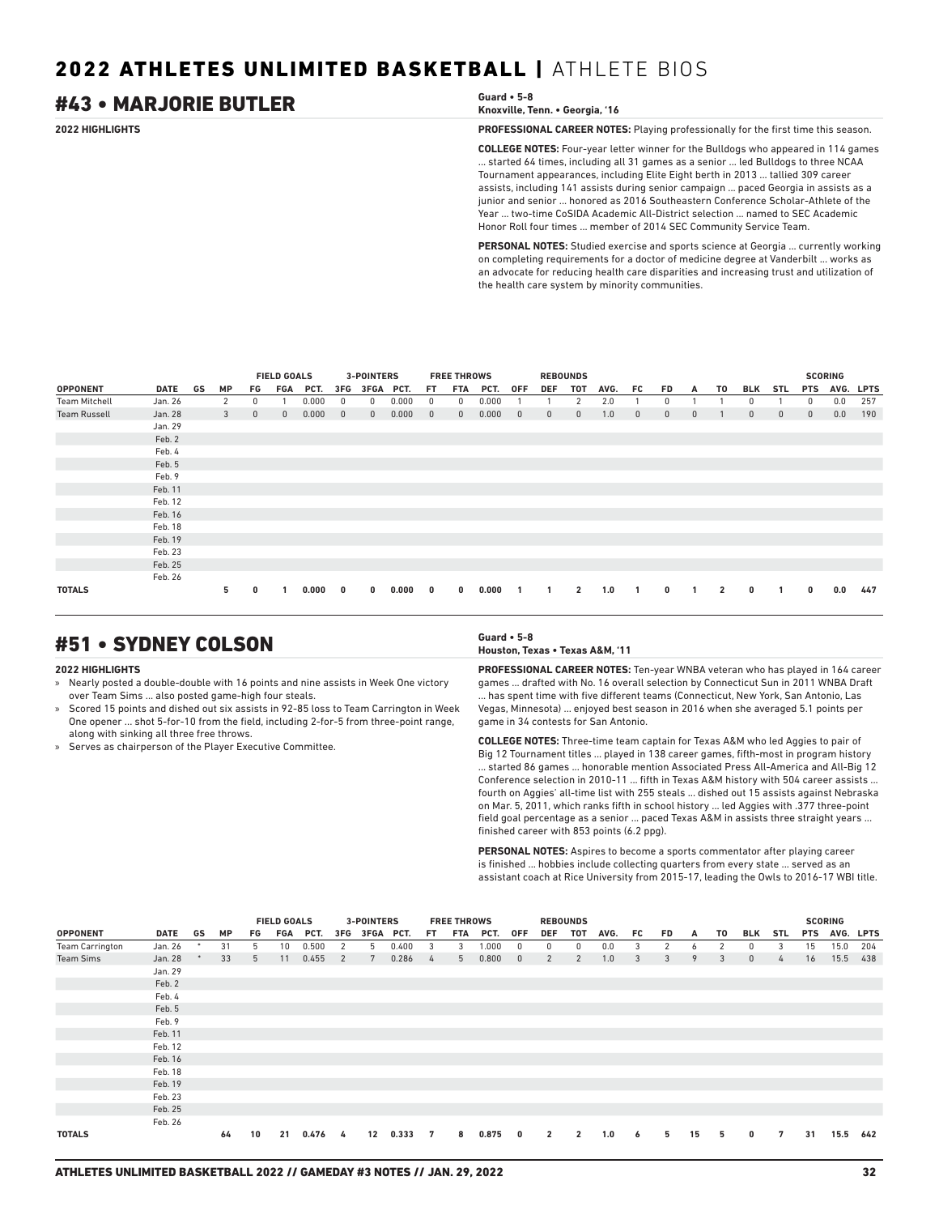# 2022 ATHLETES UNLIMITED BASKETBALL | ATHLETE BIOS

## #43 • MARJORIE BUTLER

**Guard • 5-8**
**Knoxville, Tenn. • Georgia, '16**

**2022 HIGHLIGHTS**

**PROFESSIONAL CAREER NOTES:** Playing professionally for the first time this season.

**COLLEGE NOTES:** Four-year letter winner for the Bulldogs who appeared in 114 games ... started 64 times, including all 31 games as a senior ... led Bulldogs to three NCAA Tournament appearances, including Elite Eight berth in 2013 ... tallied 309 career assists, including 141 assists during senior campaign ... paced Georgia in assists as a junior and senior ... honored as 2016 Southeastern Conference Scholar-Athlete of the Year ... two-time CoSIDA Academic All-District selection ... named to SEC Academic Honor Roll four times ... member of 2014 SEC Community Service Team.

**PERSONAL NOTES:** Studied exercise and sports science at Georgia ... currently working on completing requirements for a doctor of medicine degree at Vanderbilt ... works as an advocate for reducing health care disparities and increasing trust and utilization of the health care system by minority communities.

| | | | | FIELD GOALS | | | 3-POINTERS | | | FREE THROWS | | | REBOUNDS | | | | | | | | | | SCORING | | |
|---|---|---|---|---|---|---|---|---|---|---|---|---|---|---|---|---|---|---|---|---|---|---|---|---|---|
| OPPONENT | DATE | GS | MP | FG | FGA | PCT. | 3FG | 3FGA | PCT. | FT | FTA | PCT. | OFF | DEF | TOT | AVG. | FC | FD | A | TO | BLK | STL | PTS | AVG. | LPTS |
| Team Mitchell | Jan. 26 | | 2 | 0 | 1 | 0.000 | 0 | 0 | 0.000 | 0 | 0 | 0.000 | 1 | 1 | 2 | 2.0 | 1 | 0 | 1 | 1 | 0 | 1 | 0 | 0.0 | 257 |
| Team Russell | Jan. 28 | | 3 | 0 | 0 | 0.000 | 0 | 0 | 0.000 | 0 | 0 | 0.000 | 0 | 0 | 0 | 1.0 | 0 | 0 | 0 | 1 | 0 | 0 | 0 | 0.0 | 190 |
| | Jan. 29 | | | | | | | | | | | | | | | | | | | | | | | | |
| | Feb. 2 | | | | | | | | | | | | | | | | | | | | | | | | |
| | Feb. 4 | | | | | | | | | | | | | | | | | | | | | | | | |
| | Feb. 5 | | | | | | | | | | | | | | | | | | | | | | | | |
| | Feb. 9 | | | | | | | | | | | | | | | | | | | | | | | | |
| | Feb. 11 | | | | | | | | | | | | | | | | | | | | | | | | |
| | Feb. 12 | | | | | | | | | | | | | | | | | | | | | | | | |
| | Feb. 16 | | | | | | | | | | | | | | | | | | | | | | | | |
| | Feb. 18 | | | | | | | | | | | | | | | | | | | | | | | | |
| | Feb. 19 | | | | | | | | | | | | | | | | | | | | | | | | |
| | Feb. 23 | | | | | | | | | | | | | | | | | | | | | | | | |
| | Feb. 25 | | | | | | | | | | | | | | | | | | | | | | | | |
| | Feb. 26 | | | | | | | | | | | | | | | | | | | | | | | | |
| **TOTALS** | | | **5** | **0** | **1** | **0.000** | **0** | **0** | **0.000** | **0** | **0** | **0.000** | **1** | **1** | **2** | **1.0** | **1** | **0** | **1** | **2** | **0** | **1** | **0** | **0.0** | **447** |

## #51 • SYDNEY COLSON

**Guard • 5-8**
**Houston, Texas • Texas A&M, '11**

**2022 HIGHLIGHTS**

- Nearly posted a double-double with 16 points and nine assists in Week One victory over Team Sims ... also posted game-high four steals.
- Scored 15 points and dished out six assists in 92-85 loss to Team Carrington in Week One opener ... shot 5-for-10 from the field, including 2-for-5 from three-point range, along with sinking all three free throws.
- Serves as chairperson of the Player Executive Committee.

**PROFESSIONAL CAREER NOTES:** Ten-year WNBA veteran who has played in 164 career games ... drafted with No. 16 overall selection by Connecticut Sun in 2011 WNBA Draft ... has spent time with five different teams (Connecticut, New York, San Antonio, Las Vegas, Minnesota) ... enjoyed best season in 2016 when she averaged 5.1 points per game in 34 contests for San Antonio.

**COLLEGE NOTES:** Three-time team captain for Texas A&M who led Aggies to pair of Big 12 Tournament titles ... played in 138 career games, fifth-most in program history ... started 86 games ... honorable mention Associated Press All-America and All-Big 12 Conference selection in 2010-11 ... fifth in Texas A&M history with 504 career assists ... fourth on Aggies' all-time list with 255 steals ... dished out 15 assists against Nebraska on Mar. 5, 2011, which ranks fifth in school history ... led Aggies with .377 three-point field goal percentage as a senior ... paced Texas A&M in assists three straight years ... finished career with 853 points (6.2 ppg).

**PERSONAL NOTES:** Aspires to become a sports commentator after playing career is finished ... hobbies include collecting quarters from every state ... served as an assistant coach at Rice University from 2015-17, leading the Owls to 2016-17 WBI title.

| | | | | FIELD GOALS | | | 3-POINTERS | | | FREE THROWS | | | REBOUNDS | | | | | | | | | | SCORING | | |
|---|---|---|---|---|---|---|---|---|---|---|---|---|---|---|---|---|---|---|---|---|---|---|---|---|---|
| OPPONENT | DATE | GS | MP | FG | FGA | PCT. | 3FG | 3FGA | PCT. | FT | FTA | PCT. | OFF | DEF | TOT | AVG. | FC | FD | A | TO | BLK | STL | PTS | AVG. | LPTS |
| Team Carrington | Jan. 26 | * | 31 | 5 | 10 | 0.500 | 2 | 5 | 0.400 | 3 | 3 | 1.000 | 0 | 0 | 0 | 0.0 | 3 | 2 | 6 | 2 | 0 | 3 | 15 | 15.0 | 204 |
| Team Sims | Jan. 28 | * | 33 | 5 | 11 | 0.455 | 2 | 7 | 0.286 | 4 | 5 | 0.800 | 0 | 2 | 2 | 1.0 | 3 | 3 | 9 | 3 | 0 | 4 | 16 | 15.5 | 438 |
| | Jan. 29 | | | | | | | | | | | | | | | | | | | | | | | | |
| | Feb. 2 | | | | | | | | | | | | | | | | | | | | | | | | |
| | Feb. 4 | | | | | | | | | | | | | | | | | | | | | | | | |
| | Feb. 5 | | | | | | | | | | | | | | | | | | | | | | | | |
| | Feb. 9 | | | | | | | | | | | | | | | | | | | | | | | | |
| | Feb. 11 | | | | | | | | | | | | | | | | | | | | | | | | |
| | Feb. 12 | | | | | | | | | | | | | | | | | | | | | | | | |
| | Feb. 16 | | | | | | | | | | | | | | | | | | | | | | | | |
| | Feb. 18 | | | | | | | | | | | | | | | | | | | | | | | | |
| | Feb. 19 | | | | | | | | | | | | | | | | | | | | | | | | |
| | Feb. 23 | | | | | | | | | | | | | | | | | | | | | | | | |
| | Feb. 25 | | | | | | | | | | | | | | | | | | | | | | | | |
| | Feb. 26 | | | | | | | | | | | | | | | | | | | | | | | | |
| **TOTALS** | | | **64** | **10** | **21** | **0.476** | **4** | **12** | **0.333** | **7** | **8** | **0.875** | **0** | **2** | **2** | **1.0** | **6** | **5** | **15** | **5** | **0** | **7** | **31** | **15.5** | **642** |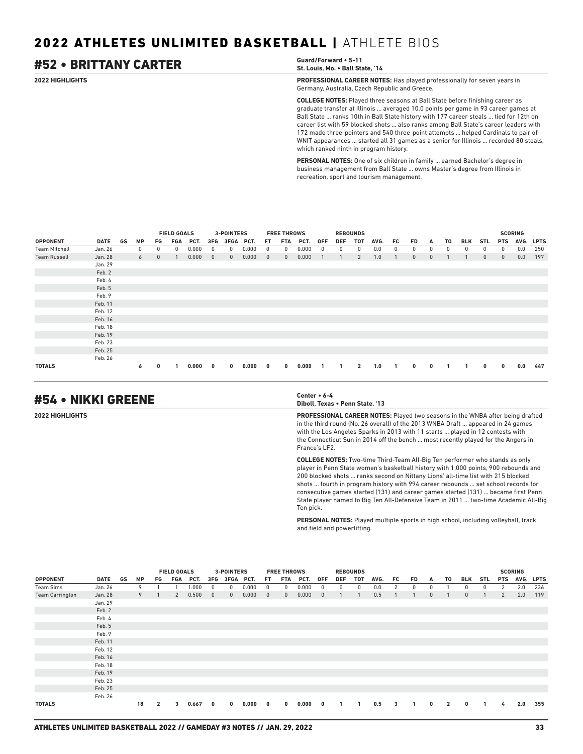# 2022 ATHLETES UNLIMITED BASKETBALL | ATHLETE BIOS

## #52 • BRITTANY CARTER

**Guard/Forward • 5-11**
**St. Louis, Mo. • Ball State, '14**

**2022 HIGHLIGHTS**

**PROFESSIONAL CAREER NOTES:** Has played professionally for seven years in Germany, Australia, Czech Republic and Greece.

**COLLEGE NOTES:** Played three seasons at Ball State before finishing career as graduate transfer at Illinois ... averaged 10.0 points per game in 93 career games at Ball State ... ranks 10th in Ball State history with 177 career steals ... tied for 12th on career list with 59 blocked shots ... also ranks among Ball State's career leaders with 172 made three-pointers and 540 three-point attempts ... helped Cardinals to pair of WNIT appearances ... started all 31 games as a senior for Illinois ... recorded 80 steals, which ranked ninth in program history.

**PERSONAL NOTES:** One of six children in family ... earned Bachelor's degree in business management from Ball State ... owns Master's degree from Illinois in recreation, sport and tourism management.

| | | | | FIELD GOALS | | | 3-POINTERS | | | FREE THROWS | | | REBOUNDS | | | | | | | | | | SCORING | | |
|---|---|---|---|---|---|---|---|---|---|---|---|---|---|---|---|---|---|---|---|---|---|---|---|---|---|
| OPPONENT | DATE | GS | MP | FG | FGA | PCT. | 3FG | 3FGA | PCT. | FT | FTA | PCT. | OFF | DEF | TOT | AVG. | FC | FD | A | TO | BLK | STL | PTS | AVG. | LPTS |
| Team Mitchell | Jan. 26 | | 0 | 0 | 0 | 0.000 | 0 | 0 | 0.000 | 0 | 0 | 0.000 | 0 | 0 | 0 | 0.0 | 0 | 0 | 0 | 0 | 0 | 0 | 0 | 0.0 | 250 |
| Team Russell | Jan. 28 | | 6 | 0 | 1 | 0.000 | 0 | 0 | 0.000 | 0 | 0 | 0.000 | 1 | 1 | 2 | 1.0 | 1 | 0 | 0 | 1 | 1 | 0 | 0 | 0.0 | 197 |
| | Jan. 29 | | | | | | | | | | | | | | | | | | | | | | | | |
| | Feb. 2 | | | | | | | | | | | | | | | | | | | | | | | | |
| | Feb. 4 | | | | | | | | | | | | | | | | | | | | | | | | |
| | Feb. 5 | | | | | | | | | | | | | | | | | | | | | | | | |
| | Feb. 9 | | | | | | | | | | | | | | | | | | | | | | | | |
| | Feb. 11 | | | | | | | | | | | | | | | | | | | | | | | | |
| | Feb. 12 | | | | | | | | | | | | | | | | | | | | | | | | |
| | Feb. 16 | | | | | | | | | | | | | | | | | | | | | | | | |
| | Feb. 18 | | | | | | | | | | | | | | | | | | | | | | | | |
| | Feb. 19 | | | | | | | | | | | | | | | | | | | | | | | | |
| | Feb. 23 | | | | | | | | | | | | | | | | | | | | | | | | |
| | Feb. 25 | | | | | | | | | | | | | | | | | | | | | | | | |
| | Feb. 26 | | | | | | | | | | | | | | | | | | | | | | | | |
| **TOTALS** | | | **6** | **0** | **1** | **0.000** | **0** | **0** | **0.000** | **0** | **0** | **0.000** | **1** | **1** | **2** | **1.0** | **1** | **0** | **0** | **1** | **1** | **0** | **0** | **0.0** | **447** |

## #54 • NIKKI GREENE

**Center • 6-4**
**Diboll, Texas • Penn State, '13**

**2022 HIGHLIGHTS**

**PROFESSIONAL CAREER NOTES:** Played two seasons in the WNBA after being drafted in the third round (No. 26 overall) of the 2013 WNBA Draft ... appeared in 24 games with the Los Angeles Sparks in 2013 with 11 starts ... played in 12 contests with the Connecticut Sun in 2014 off the bench ... most recently played for the Angers in France's LF2.

**COLLEGE NOTES:** Two-time Third-Team All-Big Ten performer who stands as only player in Penn State women's basketball history with 1,000 points, 900 rebounds and 200 blocked shots ... ranks second on Nittany Lions' all-time list with 215 blocked shots ... fourth in program history with 994 career rebounds ... set school records for consecutive games started (131) and career games started (131) ... became first Penn State player named to Big Ten All-Defensive Team in 2011 ... two-time Academic All-Big Ten pick.

**PERSONAL NOTES:** Played multiple sports in high school, including volleyball, track and field and powerlifting.

| | | | | FIELD GOALS | | | 3-POINTERS | | | FREE THROWS | | | REBOUNDS | | | | | | | | | | SCORING | | |
|---|---|---|---|---|---|---|---|---|---|---|---|---|---|---|---|---|---|---|---|---|---|---|---|---|---|
| OPPONENT | DATE | GS | MP | FG | FGA | PCT. | 3FG | 3FGA | PCT. | FT | FTA | PCT. | OFF | DEF | TOT | AVG. | FC | FD | A | TO | BLK | STL | PTS | AVG. | LPTS |
| Team Sims | Jan. 26 | | 9 | 1 | 1 | 1.000 | 0 | 0 | 0.000 | 0 | 0 | 0.000 | 0 | 0 | 0 | 0.0 | 2 | 0 | 0 | 1 | 0 | 0 | 2 | 2.0 | 236 |
| Team Carrington | Jan. 28 | | 9 | 1 | 2 | 0.500 | 0 | 0 | 0.000 | 0 | 0 | 0.000 | 0 | 1 | 1 | 0.5 | 1 | 1 | 0 | 1 | 0 | 1 | 2 | 2.0 | 119 |
| | Jan. 29 | | | | | | | | | | | | | | | | | | | | | | | | |
| | Feb. 2 | | | | | | | | | | | | | | | | | | | | | | | | |
| | Feb. 4 | | | | | | | | | | | | | | | | | | | | | | | | |
| | Feb. 5 | | | | | | | | | | | | | | | | | | | | | | | | |
| | Feb. 9 | | | | | | | | | | | | | | | | | | | | | | | | |
| | Feb. 11 | | | | | | | | | | | | | | | | | | | | | | | | |
| | Feb. 12 | | | | | | | | | | | | | | | | | | | | | | | | |
| | Feb. 16 | | | | | | | | | | | | | | | | | | | | | | | | |
| | Feb. 18 | | | | | | | | | | | | | | | | | | | | | | | | |
| | Feb. 19 | | | | | | | | | | | | | | | | | | | | | | | | |
| | Feb. 23 | | | | | | | | | | | | | | | | | | | | | | | | |
| | Feb. 25 | | | | | | | | | | | | | | | | | | | | | | | | |
| | Feb. 26 | | | | | | | | | | | | | | | | | | | | | | | | |
| **TOTALS** | | | **18** | **2** | **3** | **0.667** | **0** | **0** | **0.000** | **0** | **0** | **0.000** | **0** | **1** | **1** | **0.5** | **3** | **1** | **0** | **2** | **0** | **1** | **4** | **2.0** | **355** |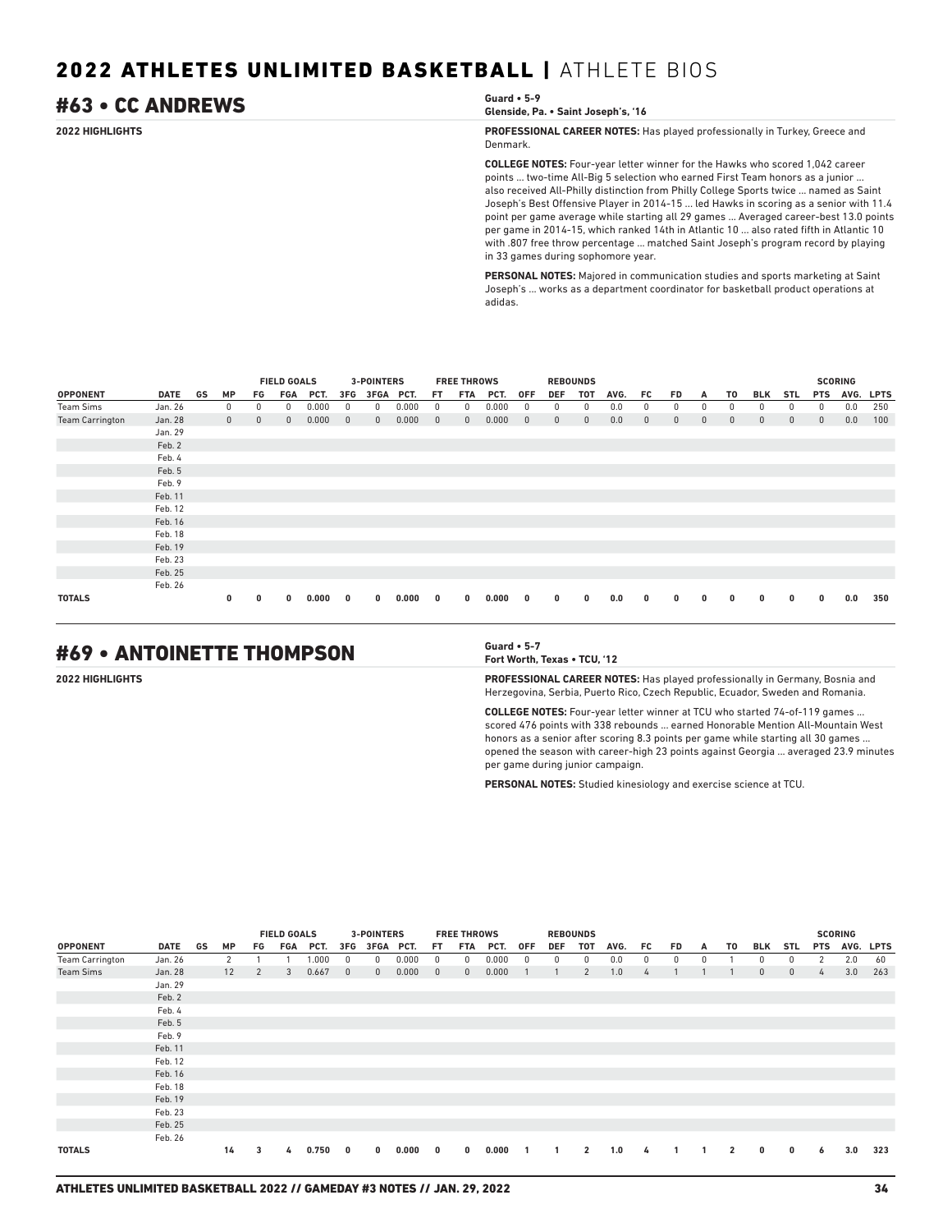## #63 • CC ANDREWS

**Guard • 5-9**
**Glenside, Pa. • Saint Joseph's, '16**

**2022 HIGHLIGHTS**

**PROFESSIONAL CAREER NOTES:** Has played professionally in Turkey, Greece and Denmark.

**COLLEGE NOTES:** Four-year letter winner for the Hawks who scored 1,042 career points ... two-time All-Big 5 selection who earned First Team honors as a junior ... also received All-Philly distinction from Philly College Sports twice ... named as Saint Joseph's Best Offensive Player in 2014-15 ... led Hawks in scoring as a senior with 11.4 point per game average while starting all 29 games ... Averaged career-best 13.0 points per game in 2014-15, which ranked 14th in Atlantic 10 ... also rated fifth in Atlantic 10 with .807 free throw percentage ... matched Saint Joseph's program record by playing in 33 games during sophomore year.

**PERSONAL NOTES:** Majored in communication studies and sports marketing at Saint Joseph's ... works as a department coordinator for basketball product operations at adidas.

| | | | | FIELD GOALS | | | 3-POINTERS | | | FREE THROWS | | | REBOUNDS | | | | | | | | | | SCORING | | |
|---|---|---|---|---|---|---|---|---|---|---|---|---|---|---|---|---|---|---|---|---|---|---|---|---|---|
| OPPONENT | DATE | GS | MP | FG | FGA | PCT. | 3FG | 3FGA | PCT. | FT | FTA | PCT. | OFF | DEF | TOT | AVG. | FC | FD | A | TO | BLK | STL | PTS | AVG. | LPTS |
| Team Sims | Jan. 26 | | 0 | 0 | 0 | 0.000 | 0 | 0 | 0.000 | 0 | 0 | 0.000 | 0 | 0 | 0 | 0.0 | 0 | 0 | 0 | 0 | 0 | 0 | 0 | 0.0 | 250 |
| Team Carrington | Jan. 28 | | 0 | 0 | 0 | 0.000 | 0 | 0 | 0.000 | 0 | 0 | 0.000 | 0 | 0 | 0 | 0.0 | 0 | 0 | 0 | 0 | 0 | 0 | 0 | 0.0 | 100 |
| | Jan. 29 | | | | | | | | | | | | | | | | | | | | | | | | |
| | Feb. 2 | | | | | | | | | | | | | | | | | | | | | | | | |
| | Feb. 4 | | | | | | | | | | | | | | | | | | | | | | | | |
| | Feb. 5 | | | | | | | | | | | | | | | | | | | | | | | | |
| | Feb. 9 | | | | | | | | | | | | | | | | | | | | | | | | |
| | Feb. 11 | | | | | | | | | | | | | | | | | | | | | | | | |
| | Feb. 12 | | | | | | | | | | | | | | | | | | | | | | | | |
| | Feb. 16 | | | | | | | | | | | | | | | | | | | | | | | | |
| | Feb. 18 | | | | | | | | | | | | | | | | | | | | | | | | |
| | Feb. 19 | | | | | | | | | | | | | | | | | | | | | | | | |
| | Feb. 23 | | | | | | | | | | | | | | | | | | | | | | | | |
| | Feb. 25 | | | | | | | | | | | | | | | | | | | | | | | | |
| | Feb. 26 | | | | | | | | | | | | | | | | | | | | | | | | |
| **TOTALS** | | | **0** | **0** | **0** | **0.000** | **0** | **0** | **0.000** | **0** | **0** | **0.000** | **0** | **0** | **0** | **0.0** | **0** | **0** | **0** | **0** | **0** | **0** | **0** | **0.0** | **350** |

## #69 • ANTOINETTE THOMPSON

**Guard • 5-7**
**Fort Worth, Texas • TCU, '12**

**2022 HIGHLIGHTS**

**PROFESSIONAL CAREER NOTES:** Has played professionally in Germany, Bosnia and Herzegovina, Serbia, Puerto Rico, Czech Republic, Ecuador, Sweden and Romania.

**COLLEGE NOTES:** Four-year letter winner at TCU who started 74-of-119 games ... scored 476 points with 338 rebounds ... earned Honorable Mention All-Mountain West honors as a senior after scoring 8.3 points per game while starting all 30 games ... opened the season with career-high 23 points against Georgia ... averaged 23.9 minutes per game during junior campaign.

**PERSONAL NOTES:** Studied kinesiology and exercise science at TCU.

| | | | | FIELD GOALS | | | 3-POINTERS | | | FREE THROWS | | | REBOUNDS | | | | | | | | | | SCORING | | |
|---|---|---|---|---|---|---|---|---|---|---|---|---|---|---|---|---|---|---|---|---|---|---|---|---|---|
| OPPONENT | DATE | GS | MP | FG | FGA | PCT. | 3FG | 3FGA | PCT. | FT | FTA | PCT. | OFF | DEF | TOT | AVG. | FC | FD | A | TO | BLK | STL | PTS | AVG. | LPTS |
| Team Carrington | Jan. 26 | | 2 | 1 | 1 | 1.000 | 0 | 0 | 0.000 | 0 | 0 | 0.000 | 0 | 0 | 0 | 0.0 | 0 | 0 | 0 | 1 | 0 | 0 | 2 | 2.0 | 60 |
| Team Sims | Jan. 28 | | 12 | 2 | 3 | 0.667 | 0 | 0 | 0.000 | 0 | 0 | 0.000 | 1 | 1 | 2 | 1.0 | 4 | 1 | 1 | 1 | 0 | 0 | 4 | 3.0 | 263 |
| | Jan. 29 | | | | | | | | | | | | | | | | | | | | | | | | |
| | Feb. 2 | | | | | | | | | | | | | | | | | | | | | | | | |
| | Feb. 4 | | | | | | | | | | | | | | | | | | | | | | | | |
| | Feb. 5 | | | | | | | | | | | | | | | | | | | | | | | | |
| | Feb. 9 | | | | | | | | | | | | | | | | | | | | | | | | |
| | Feb. 11 | | | | | | | | | | | | | | | | | | | | | | | | |
| | Feb. 12 | | | | | | | | | | | | | | | | | | | | | | | | |
| | Feb. 16 | | | | | | | | | | | | | | | | | | | | | | | | |
| | Feb. 18 | | | | | | | | | | | | | | | | | | | | | | | | |
| | Feb. 19 | | | | | | | | | | | | | | | | | | | | | | | | |
| | Feb. 23 | | | | | | | | | | | | | | | | | | | | | | | | |
| | Feb. 25 | | | | | | | | | | | | | | | | | | | | | | | | |
| | Feb. 26 | | | | | | | | | | | | | | | | | | | | | | | | |
| **TOTALS** | | | **14** | **3** | **4** | **0.750** | **0** | **0** | **0.000** | **0** | **0** | **0.000** | **1** | **1** | **2** | **1.0** | **4** | **1** | **1** | **2** | **0** | **0** | **6** | **3.0** | **323** |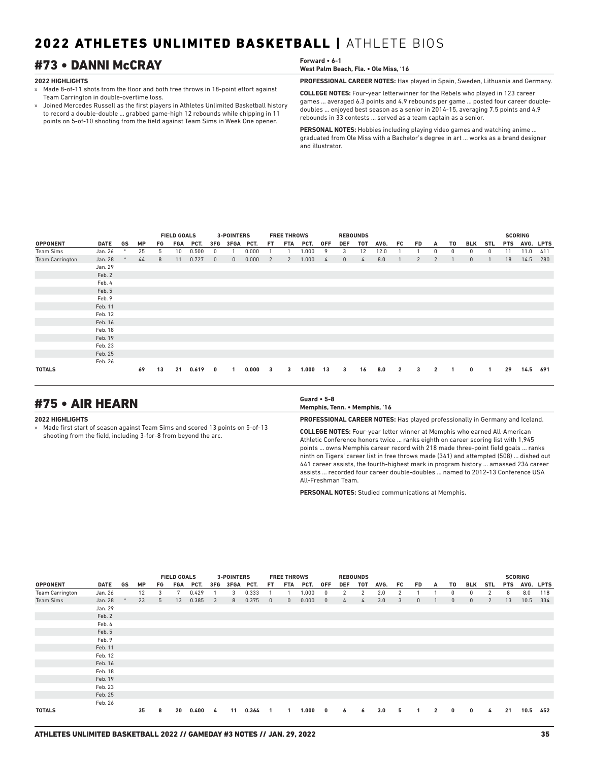# 2022 ATHLETES UNLIMITED BASKETBALL | ATHLETE BIOS

## #73 • DANNI McCRAY

**Forward • 6-1**
**West Palm Beach, Fla. • Ole Miss, '16**

**2022 HIGHLIGHTS**

- » Made 8-of-11 shots from the floor and both free throws in 18-point effort against Team Carrington in double-overtime loss.
- » Joined Mercedes Russell as the first players in Athletes Unlimited Basketball history to record a double-double ... grabbed game-high 12 rebounds while chipping in 11 points on 5-of-10 shooting from the field against Team Sims in Week One opener.

**PROFESSIONAL CAREER NOTES:** Has played in Spain, Sweden, Lithuania and Germany.

**COLLEGE NOTES:** Four-year letterwinner for the Rebels who played in 123 career games ... averaged 6.3 points and 4.9 rebounds per game ... posted four career double-doubles ... enjoyed best season as a senior in 2014-15, averaging 7.5 points and 4.9 rebounds in 33 contests ... served as a team captain as a senior.

**PERSONAL NOTES:** Hobbies including playing video games and watching anime ... graduated from Ole Miss with a Bachelor's degree in art ... works as a brand designer and illustrator.

| | | | | FIELD GOALS | | | 3-POINTERS | | | FREE THROWS | | | REBOUNDS | | | | | | | | | | SCORING | | |
|---|---|---|---|---|---|---|---|---|---|---|---|---|---|---|---|---|---|---|---|---|---|---|---|---|---|
| OPPONENT | DATE | GS | MP | FG | FGA | PCT. | 3FG | 3FGA | PCT. | FT | FTA | PCT. | OFF | DEF | TOT | AVG. | FC | FD | A | TO | BLK | STL | PTS | AVG. | LPTS |
| Team Sims | Jan. 26 | * | 25 | 5 | 10 | 0.500 | 0 | 1 | 0.000 | 1 | 1 | 1.000 | 9 | 3 | 12 | 12.0 | 1 | 1 | 0 | 0 | 0 | 0 | 11 | 11.0 | 411 |
| Team Carrington | Jan. 28 | * | 44 | 8 | 11 | 0.727 | 0 | 0 | 0.000 | 2 | 2 | 1.000 | 4 | 0 | 4 | 8.0 | 1 | 2 | 2 | 1 | 0 | 1 | 18 | 14.5 | 280 |
| | Jan. 29 | | | | | | | | | | | | | | | | | | | | | | | | |
| | Feb. 2 | | | | | | | | | | | | | | | | | | | | | | | | |
| | Feb. 4 | | | | | | | | | | | | | | | | | | | | | | | | |
| | Feb. 5 | | | | | | | | | | | | | | | | | | | | | | | | |
| | Feb. 9 | | | | | | | | | | | | | | | | | | | | | | | | |
| | Feb. 11 | | | | | | | | | | | | | | | | | | | | | | | | |
| | Feb. 12 | | | | | | | | | | | | | | | | | | | | | | | | |
| | Feb. 16 | | | | | | | | | | | | | | | | | | | | | | | | |
| | Feb. 18 | | | | | | | | | | | | | | | | | | | | | | | | |
| | Feb. 19 | | | | | | | | | | | | | | | | | | | | | | | | |
| | Feb. 23 | | | | | | | | | | | | | | | | | | | | | | | | |
| | Feb. 25 | | | | | | | | | | | | | | | | | | | | | | | | |
| | Feb. 26 | | | | | | | | | | | | | | | | | | | | | | | | |
| **TOTALS** | | | **69** | **13** | **21** | **0.619** | **0** | **1** | **0.000** | **3** | **3** | **1.000** | **13** | **3** | **16** | **8.0** | **2** | **3** | **2** | **1** | **0** | **1** | **29** | **14.5** | **691** |

## #75 • AIR HEARN

**Guard • 5-8**
**Memphis, Tenn. • Memphis, '16**

**2022 HIGHLIGHTS**

- » Made first start of season against Team Sims and scored 13 points on 5-of-13 shooting from the field, including 3-for-8 from beyond the arc.

**PROFESSIONAL CAREER NOTES:** Has played professionally in Germany and Iceland.

**COLLEGE NOTES:** Four-year letter winner at Memphis who earned All-American Athletic Conference honors twice ... ranks eighth on career scoring list with 1,945 points ... owns Memphis career record with 218 made three-point field goals ... ranks ninth on Tigers' career list in free throws made (341) and attempted (508) ... dished out 441 career assists, the fourth-highest mark in program history ... amassed 234 career assists ... recorded four career double-doubles ... named to 2012-13 Conference USA All-Freshman Team.

**PERSONAL NOTES:** Studied communications at Memphis.

| | | | | FIELD GOALS | | | 3-POINTERS | | | FREE THROWS | | | REBOUNDS | | | | | | | | | | SCORING | | |
|---|---|---|---|---|---|---|---|---|---|---|---|---|---|---|---|---|---|---|---|---|---|---|---|---|---|
| OPPONENT | DATE | GS | MP | FG | FGA | PCT. | 3FG | 3FGA | PCT. | FT | FTA | PCT. | OFF | DEF | TOT | AVG. | FC | FD | A | TO | BLK | STL | PTS | AVG. | LPTS |
| Team Carrington | Jan. 26 | | 12 | 3 | 7 | 0.429 | 1 | 3 | 0.333 | 1 | 1 | 1.000 | 0 | 2 | 2 | 2.0 | 2 | 1 | 1 | 0 | 0 | 2 | 8 | 8.0 | 118 |
| Team Sims | Jan. 28 | * | 23 | 5 | 13 | 0.385 | 3 | 8 | 0.375 | 0 | 0 | 0.000 | 0 | 4 | 4 | 3.0 | 3 | 0 | 1 | 0 | 0 | 2 | 13 | 10.5 | 334 |
| | Jan. 29 | | | | | | | | | | | | | | | | | | | | | | | | |
| | Feb. 2 | | | | | | | | | | | | | | | | | | | | | | | | |
| | Feb. 4 | | | | | | | | | | | | | | | | | | | | | | | | |
| | Feb. 5 | | | | | | | | | | | | | | | | | | | | | | | | |
| | Feb. 9 | | | | | | | | | | | | | | | | | | | | | | | | |
| | Feb. 11 | | | | | | | | | | | | | | | | | | | | | | | | |
| | Feb. 12 | | | | | | | | | | | | | | | | | | | | | | | | |
| | Feb. 16 | | | | | | | | | | | | | | | | | | | | | | | | |
| | Feb. 18 | | | | | | | | | | | | | | | | | | | | | | | | |
| | Feb. 19 | | | | | | | | | | | | | | | | | | | | | | | | |
| | Feb. 23 | | | | | | | | | | | | | | | | | | | | | | | | |
| | Feb. 25 | | | | | | | | | | | | | | | | | | | | | | | | |
| | Feb. 26 | | | | | | | | | | | | | | | | | | | | | | | | |
| **TOTALS** | | | **35** | **8** | **20** | **0.400** | **4** | **11** | **0.364** | **1** | **1** | **1.000** | **0** | **6** | **6** | **3.0** | **5** | **1** | **2** | **0** | **0** | **4** | **21** | **10.5** | **452** |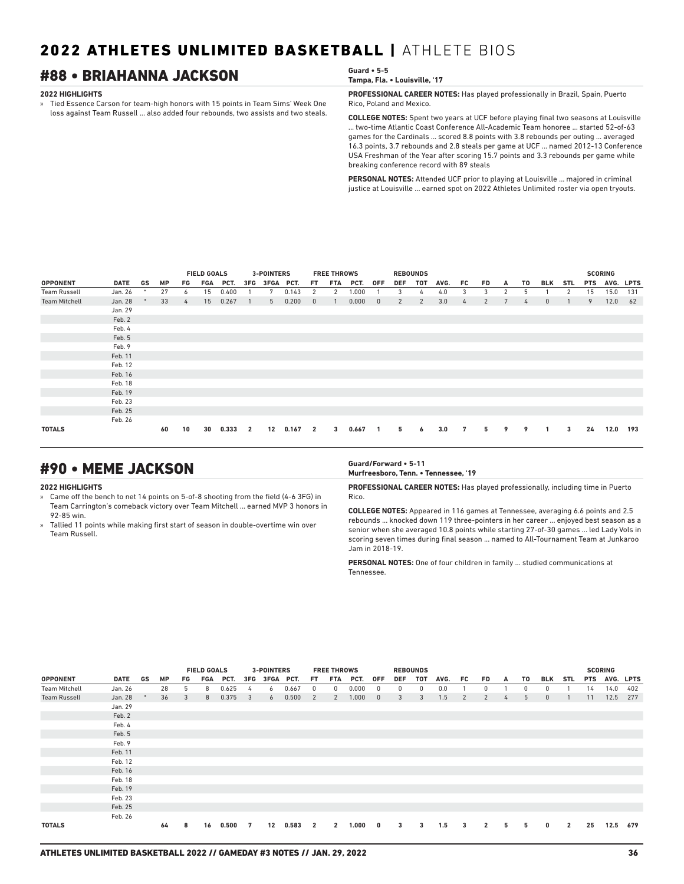# 2022 ATHLETES UNLIMITED BASKETBALL | ATHLETE BIOS

## #88 • BRIAHANNA JACKSON

**Guard • 5-5**
**Tampa, Fla. • Louisville, '17**

**2022 HIGHLIGHTS**

» Tied Essence Carson for team-high honors with 15 points in Team Sims' Week One loss against Team Russell ... also added four rebounds, two assists and two steals.

**PROFESSIONAL CAREER NOTES:** Has played professionally in Brazil, Spain, Puerto Rico, Poland and Mexico.

**COLLEGE NOTES:** Spent two years at UCF before playing final two seasons at Louisville ... two-time Atlantic Coast Conference All-Academic Team honoree ... started 52-of-63 games for the Cardinals ... scored 8.8 points with 3.8 rebounds per outing ... averaged 16.3 points, 3.7 rebounds and 2.8 steals per game at UCF ... named 2012-13 Conference USA Freshman of the Year after scoring 15.7 points and 3.3 rebounds per game while breaking conference record with 89 steals

**PERSONAL NOTES:** Attended UCF prior to playing at Louisville ... majored in criminal justice at Louisville ... earned spot on 2022 Athletes Unlimited roster via open tryouts.

| | | | | FIELD GOALS | | | 3-POINTERS | | | FREE THROWS | | | REBOUNDS | | | | | | | | | | | SCORING | | |
|---|---|---|---|---|---|---|---|---|---|---|---|---|---|---|---|---|---|---|---|---|---|---|---|---|---|---|
| OPPONENT | DATE | GS | MP | FG | FGA | PCT. | 3FG | 3FGA | PCT. | FT | FTA | PCT. | OFF | DEF | TOT | AVG. | FC | FD | A | TO | BLK | STL | PTS | AVG. | LPTS |
| Team Russell | Jan. 26 | * | 27 | 6 | 15 | 0.400 | 1 | 7 | 0.143 | 2 | 2 | 1.000 | 1 | 3 | 4 | 4.0 | 3 | 3 | 2 | 5 | 1 | 2 | 15 | 15.0 | 131 |
| Team Mitchell | Jan. 28 | * | 33 | 4 | 15 | 0.267 | 1 | 5 | 0.200 | 0 | 1 | 0.000 | 0 | 2 | 2 | 3.0 | 4 | 2 | 7 | 4 | 0 | 1 | 9 | 12.0 | 62 |
| | Jan. 29 | | | | | | | | | | | | | | | | | | | | | | | | |
| | Feb. 2 | | | | | | | | | | | | | | | | | | | | | | | | |
| | Feb. 4 | | | | | | | | | | | | | | | | | | | | | | | | |
| | Feb. 5 | | | | | | | | | | | | | | | | | | | | | | | | |
| | Feb. 9 | | | | | | | | | | | | | | | | | | | | | | | | |
| | Feb. 11 | | | | | | | | | | | | | | | | | | | | | | | | |
| | Feb. 12 | | | | | | | | | | | | | | | | | | | | | | | | |
| | Feb. 16 | | | | | | | | | | | | | | | | | | | | | | | | |
| | Feb. 18 | | | | | | | | | | | | | | | | | | | | | | | | |
| | Feb. 19 | | | | | | | | | | | | | | | | | | | | | | | | |
| | Feb. 23 | | | | | | | | | | | | | | | | | | | | | | | | |
| | Feb. 25 | | | | | | | | | | | | | | | | | | | | | | | | |
| | Feb. 26 | | | | | | | | | | | | | | | | | | | | | | | | |
| **TOTALS** | | | **60** | **10** | **30** | **0.333** | **2** | **12** | **0.167** | **2** | **3** | **0.667** | **1** | **5** | **6** | **3.0** | **7** | **5** | **9** | **9** | **1** | **3** | **24** | **12.0** | **193** |

## #90 • MEME JACKSON

**Guard/Forward • 5-11**
**Murfreesboro, Tenn. • Tennessee, '19**

**2022 HIGHLIGHTS**

» Came off the bench to net 14 points on 5-of-8 shooting from the field (4-6 3FG) in Team Carrington's comeback victory over Team Mitchell ... earned MVP 3 honors in 92-85 win.

» Tallied 11 points while making first start of season in double-overtime win over Team Russell.

**PROFESSIONAL CAREER NOTES:** Has played professionally, including time in Puerto Rico.

**COLLEGE NOTES:** Appeared in 116 games at Tennessee, averaging 6.6 points and 2.5 rebounds ... knocked down 119 three-pointers in her career ... enjoyed best season as a senior when she averaged 10.8 points while starting 27-of-30 games ... led Lady Vols in scoring seven times during final season ... named to All-Tournament Team at Junkaroo Jam in 2018-19.

**PERSONAL NOTES:** One of four children in family ... studied communications at Tennessee.

| | | | | FIELD GOALS | | | 3-POINTERS | | | FREE THROWS | | | REBOUNDS | | | | | | | | | | | SCORING | | |
|---|---|---|---|---|---|---|---|---|---|---|---|---|---|---|---|---|---|---|---|---|---|---|---|---|---|---|
| OPPONENT | DATE | GS | MP | FG | FGA | PCT. | 3FG | 3FGA | PCT. | FT | FTA | PCT. | OFF | DEF | TOT | AVG. | FC | FD | A | TO | BLK | STL | PTS | AVG. | LPTS |
| Team Mitchell | Jan. 26 | | 28 | 5 | 8 | 0.625 | 4 | 6 | 0.667 | 0 | 0 | 0.000 | 0 | 0 | 0 | 0.0 | 1 | 0 | 1 | 0 | 0 | 1 | 14 | 14.0 | 402 |
| Team Russell | Jan. 28 | * | 36 | 3 | 8 | 0.375 | 3 | 6 | 0.500 | 2 | 2 | 1.000 | 0 | 3 | 3 | 1.5 | 2 | 2 | 4 | 5 | 0 | 1 | 11 | 12.5 | 277 |
| | Jan. 29 | | | | | | | | | | | | | | | | | | | | | | | | |
| | Feb. 2 | | | | | | | | | | | | | | | | | | | | | | | | |
| | Feb. 4 | | | | | | | | | | | | | | | | | | | | | | | | |
| | Feb. 5 | | | | | | | | | | | | | | | | | | | | | | | | |
| | Feb. 9 | | | | | | | | | | | | | | | | | | | | | | | | |
| | Feb. 11 | | | | | | | | | | | | | | | | | | | | | | | | |
| | Feb. 12 | | | | | | | | | | | | | | | | | | | | | | | | |
| | Feb. 16 | | | | | | | | | | | | | | | | | | | | | | | | |
| | Feb. 18 | | | | | | | | | | | | | | | | | | | | | | | | |
| | Feb. 19 | | | | | | | | | | | | | | | | | | | | | | | | |
| | Feb. 23 | | | | | | | | | | | | | | | | | | | | | | | | |
| | Feb. 25 | | | | | | | | | | | | | | | | | | | | | | | | |
| | Feb. 26 | | | | | | | | | | | | | | | | | | | | | | | | |
| **TOTALS** | | | **64** | **8** | **16** | **0.500** | **7** | **12** | **0.583** | **2** | **2** | **1.000** | **0** | **3** | **3** | **1.5** | **3** | **2** | **5** | **5** | **0** | **2** | **25** | **12.5** | **679** |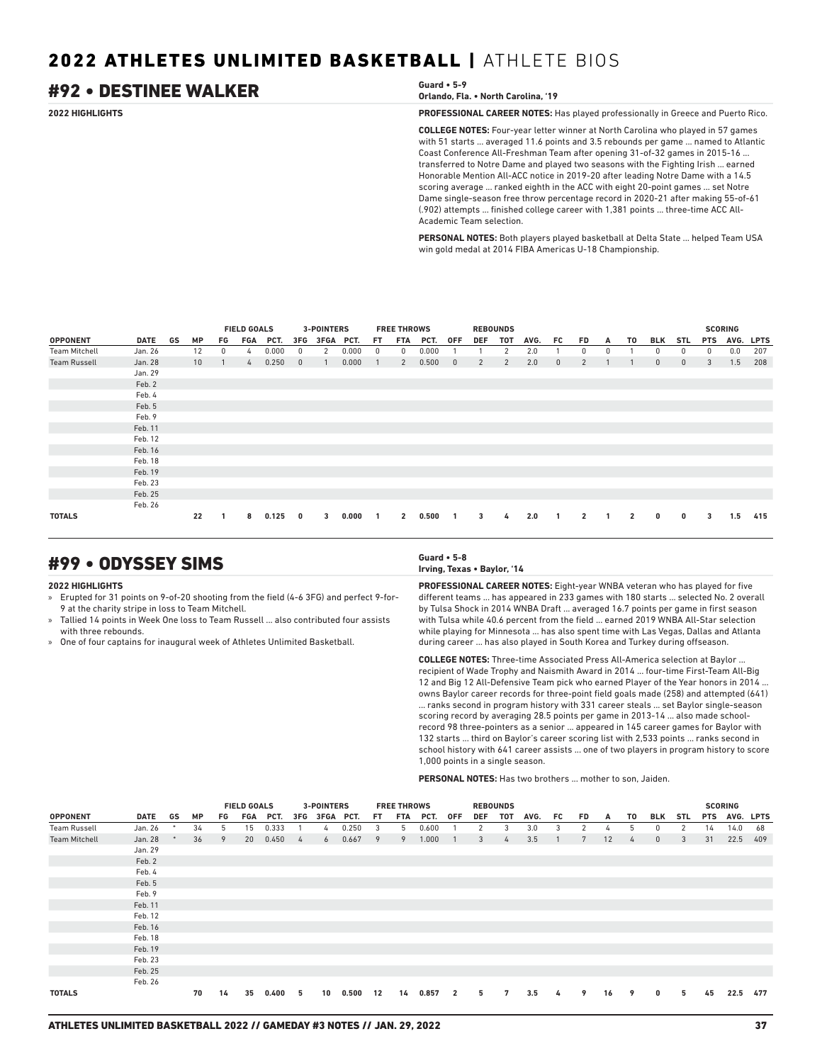## #92 • DESTINEE WALKER

**Guard • 5-9**
**Orlando, Fla. • North Carolina, '19**

**2022 HIGHLIGHTS**

**PROFESSIONAL CAREER NOTES:** Has played professionally in Greece and Puerto Rico.

**COLLEGE NOTES:** Four-year letter winner at North Carolina who played in 57 games with 51 starts ... averaged 11.6 points and 3.5 rebounds per game ... named to Atlantic Coast Conference All-Freshman Team after opening 31-of-32 games in 2015-16 ... transferred to Notre Dame and played two seasons with the Fighting Irish ... earned Honorable Mention All-ACC notice in 2019-20 after leading Notre Dame with a 14.5 scoring average ... ranked eighth in the ACC with eight 20-point games ... set Notre Dame single-season free throw percentage record in 2020-21 after making 55-of-61 (.902) attempts ... finished college career with 1,381 points ... three-time ACC All-Academic Team selection.

**PERSONAL NOTES:** Both players played basketball at Delta State ... helped Team USA win gold medal at 2014 FIBA Americas U-18 Championship.

| | | | | FIELD GOALS | | | 3-POINTERS | | | FREE THROWS | | | REBOUNDS | | | | | | | | | | SCORING | | |
|---|---|---|---|---|---|---|---|---|---|---|---|---|---|---|---|---|---|---|---|---|---|---|---|---|---|
| OPPONENT | DATE | GS | MP | FG | FGA | PCT. | 3FG | 3FGA | PCT. | FT | FTA | PCT. | OFF | DEF | TOT | AVG. | FC | FD | A | TO | BLK | STL | PTS | AVG. | LPTS |
| Team Mitchell | Jan. 26 | | 12 | 0 | 4 | 0.000 | 0 | 2 | 0.000 | 0 | 0 | 0.000 | 1 | 1 | 2 | 2.0 | 1 | 0 | 0 | 1 | 0 | 0 | 0 | 0.0 | 207 |
| Team Russell | Jan. 28 | | 10 | 1 | 4 | 0.250 | 0 | 1 | 0.000 | 1 | 2 | 0.500 | 0 | 2 | 2 | 2.0 | 0 | 2 | 1 | 1 | 0 | 0 | 3 | 1.5 | 208 |
| | Jan. 29 | | | | | | | | | | | | | | | | | | | | | | | | |
| | Feb. 2 | | | | | | | | | | | | | | | | | | | | | | | | |
| | Feb. 4 | | | | | | | | | | | | | | | | | | | | | | | | |
| | Feb. 5 | | | | | | | | | | | | | | | | | | | | | | | | |
| | Feb. 9 | | | | | | | | | | | | | | | | | | | | | | | | |
| | Feb. 11 | | | | | | | | | | | | | | | | | | | | | | | | |
| | Feb. 12 | | | | | | | | | | | | | | | | | | | | | | | | |
| | Feb. 16 | | | | | | | | | | | | | | | | | | | | | | | | |
| | Feb. 18 | | | | | | | | | | | | | | | | | | | | | | | | |
| | Feb. 19 | | | | | | | | | | | | | | | | | | | | | | | | |
| | Feb. 23 | | | | | | | | | | | | | | | | | | | | | | | | |
| | Feb. 25 | | | | | | | | | | | | | | | | | | | | | | | | |
| | Feb. 26 | | | | | | | | | | | | | | | | | | | | | | | | |
| **TOTALS** | | | **22** | **1** | **8** | **0.125** | **0** | **3** | **0.000** | **1** | **2** | **0.500** | **1** | **3** | **4** | **2.0** | **1** | **2** | **1** | **2** | **0** | **0** | **3** | **1.5** | **415** |

## #99 • ODYSSEY SIMS

**Guard • 5-8**
**Irving, Texas • Baylor, '14**

**2022 HIGHLIGHTS**

- » Erupted for 31 points on 9-of-20 shooting from the field (4-6 3FG) and perfect 9-for-9 at the charity stripe in loss to Team Mitchell.
- » Tallied 14 points in Week One loss to Team Russell ... also contributed four assists with three rebounds.
- » One of four captains for inaugural week of Athletes Unlimited Basketball.

**PROFESSIONAL CAREER NOTES:** Eight-year WNBA veteran who has played for five different teams ... has appeared in 233 games with 180 starts ... selected No. 2 overall by Tulsa Shock in 2014 WNBA Draft ... averaged 16.7 points per game in first season with Tulsa while 40.6 percent from the field ... earned 2019 WNBA All-Star selection while playing for Minnesota ... has also spent time with Las Vegas, Dallas and Atlanta during career ... has also played in South Korea and Turkey during offseason.

**COLLEGE NOTES:** Three-time Associated Press All-America selection at Baylor ... recipient of Wade Trophy and Naismith Award in 2014 ... four-time First-Team All-Big 12 and Big 12 All-Defensive Team pick who earned Player of the Year honors in 2014 ... owns Baylor career records for three-point field goals made (258) and attempted (641) ... ranks second in program history with 331 career steals ... set Baylor single-season scoring record by averaging 28.5 points per game in 2013-14 ... also made school-record 98 three-pointers as a senior ... appeared in 145 career games for Baylor with 132 starts ... third on Baylor's career scoring list with 2,533 points ... ranks second in school history with 641 career assists ... one of two players in program history to score 1,000 points in a single season.

**PERSONAL NOTES:** Has two brothers ... mother to son, Jaiden.

| | | | | FIELD GOALS | | | 3-POINTERS | | | FREE THROWS | | | REBOUNDS | | | | | | | | | | SCORING | | |
|---|---|---|---|---|---|---|---|---|---|---|---|---|---|---|---|---|---|---|---|---|---|---|---|---|---|
| OPPONENT | DATE | GS | MP | FG | FGA | PCT. | 3FG | 3FGA | PCT. | FT | FTA | PCT. | OFF | DEF | TOT | AVG. | FC | FD | A | TO | BLK | STL | PTS | AVG. | LPTS |
| Team Russell | Jan. 26 | * | 34 | 5 | 15 | 0.333 | 1 | 4 | 0.250 | 3 | 5 | 0.600 | 1 | 2 | 3 | 3.0 | 3 | 2 | 4 | 5 | 0 | 2 | 14 | 14.0 | 68 |
| Team Mitchell | Jan. 28 | * | 36 | 9 | 20 | 0.450 | 4 | 6 | 0.667 | 9 | 9 | 1.000 | 1 | 3 | 4 | 3.5 | 1 | 7 | 12 | 4 | 0 | 3 | 31 | 22.5 | 409 |
| | Jan. 29 | | | | | | | | | | | | | | | | | | | | | | | | |
| | Feb. 2 | | | | | | | | | | | | | | | | | | | | | | | | |
| | Feb. 4 | | | | | | | | | | | | | | | | | | | | | | | | |
| | Feb. 5 | | | | | | | | | | | | | | | | | | | | | | | | |
| | Feb. 9 | | | | | | | | | | | | | | | | | | | | | | | | |
| | Feb. 11 | | | | | | | | | | | | | | | | | | | | | | | | |
| | Feb. 12 | | | | | | | | | | | | | | | | | | | | | | | | |
| | Feb. 16 | | | | | | | | | | | | | | | | | | | | | | | | |
| | Feb. 18 | | | | | | | | | | | | | | | | | | | | | | | | |
| | Feb. 19 | | | | | | | | | | | | | | | | | | | | | | | | |
| | Feb. 23 | | | | | | | | | | | | | | | | | | | | | | | | |
| | Feb. 25 | | | | | | | | | | | | | | | | | | | | | | | | |
| | Feb. 26 | | | | | | | | | | | | | | | | | | | | | | | | |
| **TOTALS** | | | **70** | **14** | **35** | **0.400** | **5** | **10** | **0.500** | **12** | **14** | **0.857** | **2** | **5** | **7** | **3.5** | **4** | **9** | **16** | **9** | **0** | **5** | **45** | **22.5** | **477** |